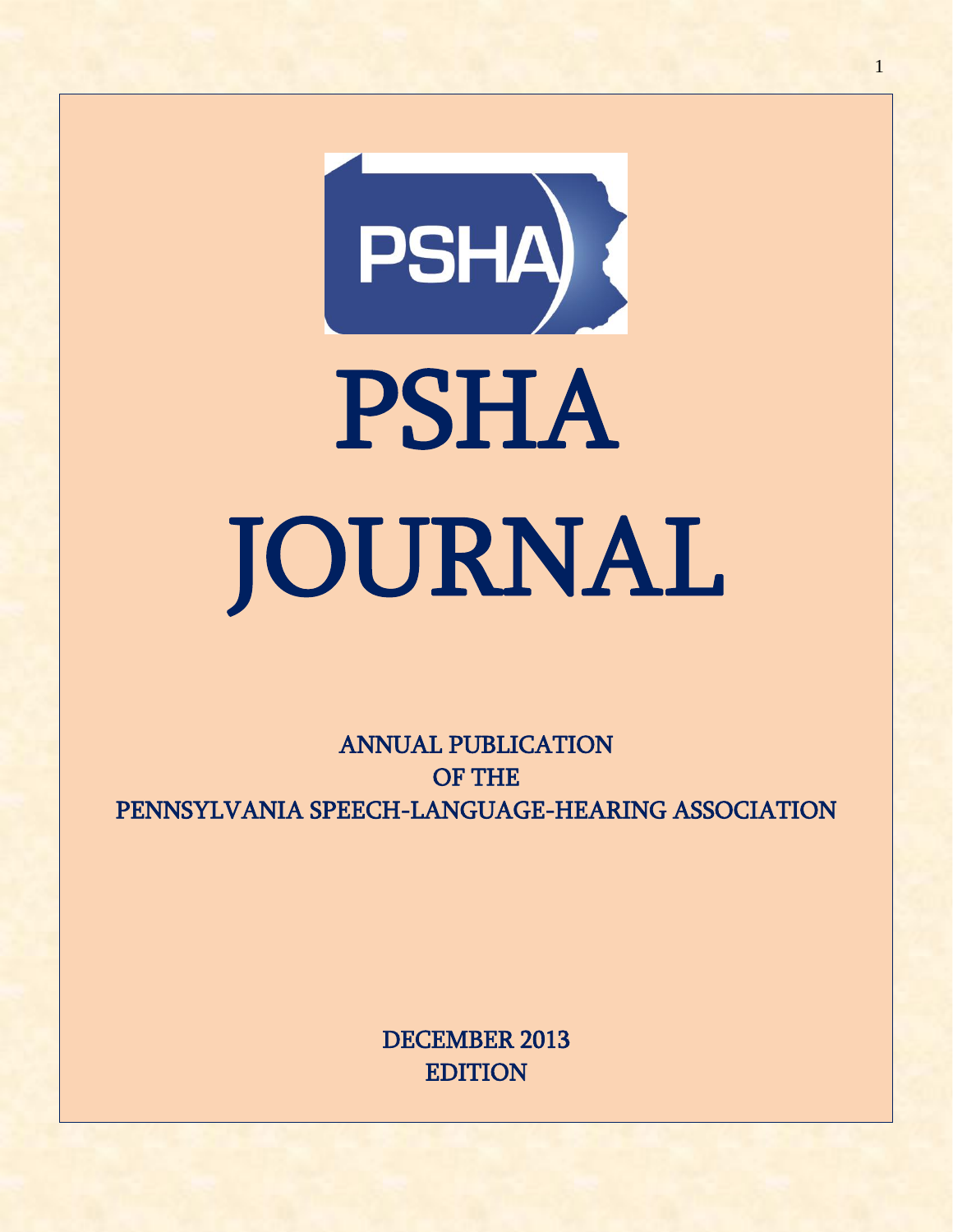# PSHA JOURNAL

ANNUAL PUBLICATION
OF THE
PENNSYLVANIA SPEECH-LANGUAGE-HEARING ASSOCIATION

DECEMBER 2013
EDITION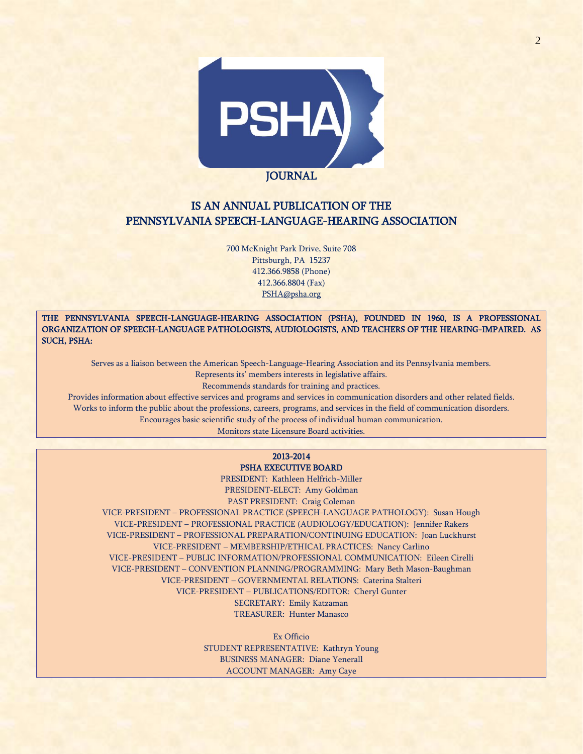PSHA

JOURNAL

# IS AN ANNUAL PUBLICATION OF THE PENNSYLVANIA SPEECH-LANGUAGE-HEARING ASSOCIATION

700 McKnight Park Drive, Suite 708
Pittsburgh, PA 15237
412.366.9858 (Phone)
412.366.8804 (Fax)
PSHA@psha.org

**THE PENNSYLVANIA SPEECH-LANGUAGE-HEARING ASSOCIATION (PSHA), FOUNDED IN 1960, IS A PROFESSIONAL ORGANIZATION OF SPEECH-LANGUAGE PATHOLOGISTS, AUDIOLOGISTS, AND TEACHERS OF THE HEARING-IMPAIRED. AS SUCH, PSHA:**

Serves as a liaison between the American Speech-Language-Hearing Association and its Pennsylvania members.
Represents its' members interests in legislative affairs.
Recommends standards for training and practices.
Provides information about effective services and programs and services in communication disorders and other related fields.
Works to inform the public about the professions, careers, programs, and services in the field of communication disorders.
Encourages basic scientific study of the process of individual human communication.
Monitors state Licensure Board activities.

## 2013-2014 PSHA EXECUTIVE BOARD

PRESIDENT: Kathleen Helfrich-Miller
PRESIDENT-ELECT: Amy Goldman
PAST PRESIDENT: Craig Coleman
VICE-PRESIDENT – PROFESSIONAL PRACTICE (SPEECH-LANGUAGE PATHOLOGY): Susan Hough
VICE-PRESIDENT – PROFESSIONAL PRACTICE (AUDIOLOGY/EDUCATION): Jennifer Rakers
VICE-PRESIDENT – PROFESSIONAL PREPARATION/CONTINUING EDUCATION: Joan Luckhurst
VICE-PRESIDENT – MEMBERSHIP/ETHICAL PRACTICES: Nancy Carlino
VICE-PRESIDENT – PUBLIC INFORMATION/PROFESSIONAL COMMUNICATION: Eileen Cirelli
VICE-PRESIDENT – CONVENTION PLANNING/PROGRAMMING: Mary Beth Mason-Baughman
VICE-PRESIDENT – GOVERNMENTAL RELATIONS: Caterina Stalteri
VICE-PRESIDENT – PUBLICATIONS/EDITOR: Cheryl Gunter
SECRETARY: Emily Katzaman
TREASURER: Hunter Manasco

Ex Officio
STUDENT REPRESENTATIVE: Kathryn Young
BUSINESS MANAGER: Diane Yenerall
ACCOUNT MANAGER: Amy Caye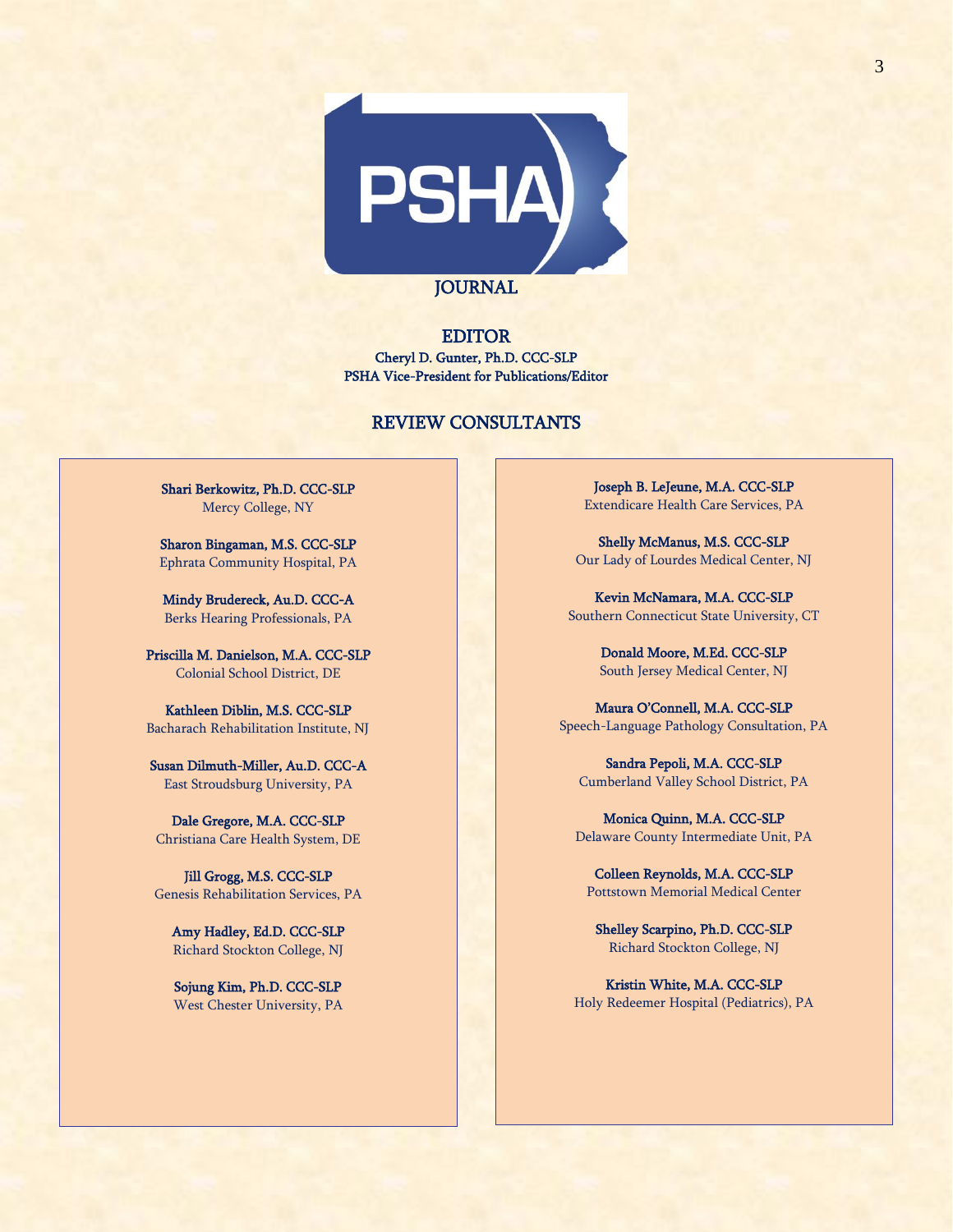PSHA

JOURNAL

## EDITOR

**Cheryl D. Gunter, Ph.D. CCC-SLP**
**PSHA Vice-President for Publications/Editor**

## REVIEW CONSULTANTS

**Shari Berkowitz, Ph.D. CCC-SLP**
Mercy College, NY

**Sharon Bingaman, M.S. CCC-SLP**
Ephrata Community Hospital, PA

**Mindy Brudereck, Au.D. CCC-A**
Berks Hearing Professionals, PA

**Priscilla M. Danielson, M.A. CCC-SLP**
Colonial School District, DE

**Kathleen Diblin, M.S. CCC-SLP**
Bacharach Rehabilitation Institute, NJ

**Susan Dilmuth-Miller, Au.D. CCC-A**
East Stroudsburg University, PA

**Dale Gregore, M.A. CCC-SLP**
Christiana Care Health System, DE

**Jill Grogg, M.S. CCC-SLP**
Genesis Rehabilitation Services, PA

**Amy Hadley, Ed.D. CCC-SLP**
Richard Stockton College, NJ

**Sojung Kim, Ph.D. CCC-SLP**
West Chester University, PA

**Joseph B. LeJeune, M.A. CCC-SLP**
Extendicare Health Care Services, PA

**Shelly McManus, M.S. CCC-SLP**
Our Lady of Lourdes Medical Center, NJ

**Kevin McNamara, M.A. CCC-SLP**
Southern Connecticut State University, CT

**Donald Moore, M.Ed. CCC-SLP**
South Jersey Medical Center, NJ

**Maura O'Connell, M.A. CCC-SLP**
Speech-Language Pathology Consultation, PA

**Sandra Pepoli, M.A. CCC-SLP**
Cumberland Valley School District, PA

**Monica Quinn, M.A. CCC-SLP**
Delaware County Intermediate Unit, PA

**Colleen Reynolds, M.A. CCC-SLP**
Pottstown Memorial Medical Center

**Shelley Scarpino, Ph.D. CCC-SLP**
Richard Stockton College, NJ

**Kristin White, M.A. CCC-SLP**
Holy Redeemer Hospital (Pediatrics), PA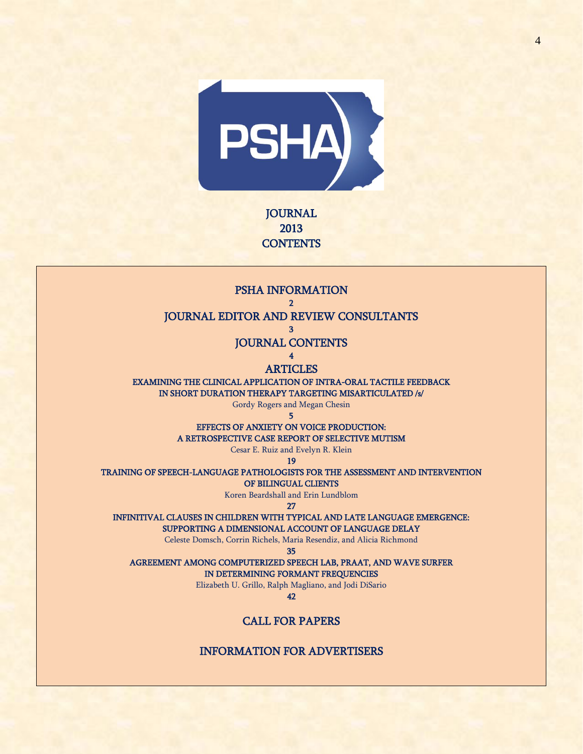# JOURNAL
# 2013
# CONTENTS

## PSHA INFORMATION

2

## JOURNAL EDITOR AND REVIEW CONSULTANTS

3

## JOURNAL CONTENTS

4

## ARTICLES

### EXAMINING THE CLINICAL APPLICATION OF INTRA-ORAL TACTILE FEEDBACK IN SHORT DURATION THERAPY TARGETING MISARTICULATED /s/

Gordy Rogers and Megan Chesin

5

### EFFECTS OF ANXIETY ON VOICE PRODUCTION: A RETROSPECTIVE CASE REPORT OF SELECTIVE MUTISM

Cesar E. Ruiz and Evelyn R. Klein

19

### TRAINING OF SPEECH-LANGUAGE PATHOLOGISTS FOR THE ASSESSMENT AND INTERVENTION OF BILINGUAL CLIENTS

Koren Beardshall and Erin Lundblom

27

### INFINITIVAL CLAUSES IN CHILDREN WITH TYPICAL AND LATE LANGUAGE EMERGENCE: SUPPORTING A DIMENSIONAL ACCOUNT OF LANGUAGE DELAY

Celeste Domsch, Corrin Richels, Maria Resendiz, and Alicia Richmond

35

### AGREEMENT AMONG COMPUTERIZED SPEECH LAB, PRAAT, AND WAVE SURFER IN DETERMINING FORMANT FREQUENCIES

Elizabeth U. Grillo, Ralph Magliano, and Jodi DiSario

42

## CALL FOR PAPERS

## INFORMATION FOR ADVERTISERS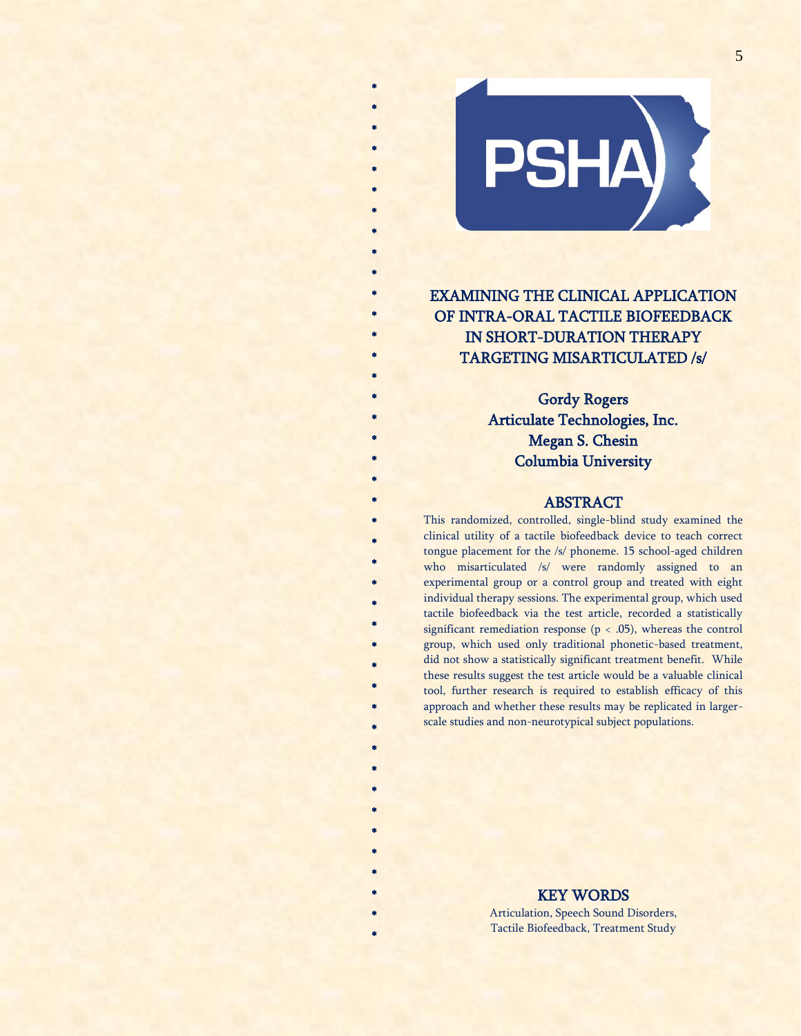# EXAMINING THE CLINICAL APPLICATION OF INTRA-ORAL TACTILE BIOFEEDBACK IN SHORT-DURATION THERAPY TARGETING MISARTICULATED /s/

**Gordy Rogers**
**Articulate Technologies, Inc.**
**Megan S. Chesin**
**Columbia University**

## ABSTRACT

This randomized, controlled, single-blind study examined the clinical utility of a tactile biofeedback device to teach correct tongue placement for the /s/ phoneme. 15 school-aged children who misarticulated /s/ were randomly assigned to an experimental group or a control group and treated with eight individual therapy sessions. The experimental group, which used tactile biofeedback via the test article, recorded a statistically significant remediation response ($p < .05$), whereas the control group, which used only traditional phonetic-based treatment, did not show a statistically significant treatment benefit. While these results suggest the test article would be a valuable clinical tool, further research is required to establish efficacy of this approach and whether these results may be replicated in larger-scale studies and non-neurotypical subject populations.

## KEY WORDS

Articulation, Speech Sound Disorders, Tactile Biofeedback, Treatment Study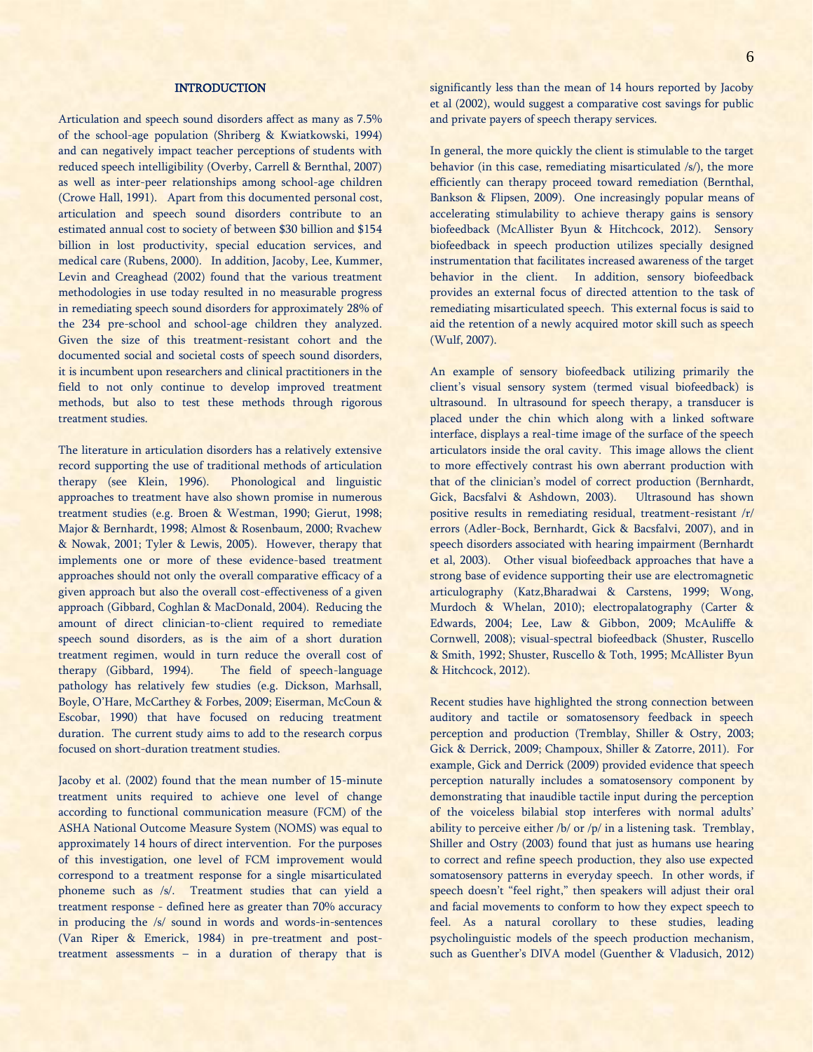## INTRODUCTION

Articulation and speech sound disorders affect as many as 7.5% of the school-age population (Shriberg & Kwiatkowski, 1994) and can negatively impact teacher perceptions of students with reduced speech intelligibility (Overby, Carrell & Bernthal, 2007) as well as inter-peer relationships among school-age children (Crowe Hall, 1991). Apart from this documented personal cost, articulation and speech sound disorders contribute to an estimated annual cost to society of between $30 billion and $154 billion in lost productivity, special education services, and medical care (Rubens, 2000). In addition, Jacoby, Lee, Kummer, Levin and Creaghead (2002) found that the various treatment methodologies in use today resulted in no measurable progress in remediating speech sound disorders for approximately 28% of the 234 pre-school and school-age children they analyzed. Given the size of this treatment-resistant cohort and the documented social and societal costs of speech sound disorders, it is incumbent upon researchers and clinical practitioners in the field to not only continue to develop improved treatment methods, but also to test these methods through rigorous treatment studies.

The literature in articulation disorders has a relatively extensive record supporting the use of traditional methods of articulation therapy (see Klein, 1996). Phonological and linguistic approaches to treatment have also shown promise in numerous treatment studies (e.g. Broen & Westman, 1990; Gierut, 1998; Major & Bernhardt, 1998; Almost & Rosenbaum, 2000; Rvachew & Nowak, 2001; Tyler & Lewis, 2005). However, therapy that implements one or more of these evidence-based treatment approaches should not only the overall comparative efficacy of a given approach but also the overall cost-effectiveness of a given approach (Gibbard, Coghlan & MacDonald, 2004). Reducing the amount of direct clinician-to-client required to remediate speech sound disorders, as is the aim of a short duration treatment regimen, would in turn reduce the overall cost of therapy (Gibbard, 1994). The field of speech-language pathology has relatively few studies (e.g. Dickson, Marhsall, Boyle, O'Hare, McCarthey & Forbes, 2009; Eiserman, McCoun & Escobar, 1990) that have focused on reducing treatment duration. The current study aims to add to the research corpus focused on short-duration treatment studies.

Jacoby et al. (2002) found that the mean number of 15-minute treatment units required to achieve one level of change according to functional communication measure (FCM) of the ASHA National Outcome Measure System (NOMS) was equal to approximately 14 hours of direct intervention. For the purposes of this investigation, one level of FCM improvement would correspond to a treatment response for a single misarticulated phoneme such as /s/. Treatment studies that can yield a treatment response - defined here as greater than 70% accuracy in producing the /s/ sound in words and words-in-sentences (Van Riper & Emerick, 1984) in pre-treatment and post-treatment assessments – in a duration of therapy that is significantly less than the mean of 14 hours reported by Jacoby et al (2002), would suggest a comparative cost savings for public and private payers of speech therapy services.

In general, the more quickly the client is stimulable to the target behavior (in this case, remediating misarticulated /s/), the more efficiently can therapy proceed toward remediation (Bernthal, Bankson & Flipsen, 2009). One increasingly popular means of accelerating stimulability to achieve therapy gains is sensory biofeedback (McAllister Byun & Hitchcock, 2012). Sensory biofeedback in speech production utilizes specially designed instrumentation that facilitates increased awareness of the target behavior in the client. In addition, sensory biofeedback provides an external focus of directed attention to the task of remediating misarticulated speech. This external focus is said to aid the retention of a newly acquired motor skill such as speech (Wulf, 2007).

An example of sensory biofeedback utilizing primarily the client's visual sensory system (termed visual biofeedback) is ultrasound. In ultrasound for speech therapy, a transducer is placed under the chin which along with a linked software interface, displays a real-time image of the surface of the speech articulators inside the oral cavity. This image allows the client to more effectively contrast his own aberrant production with that of the clinician's model of correct production (Bernhardt, Gick, Bacsfalvi & Ashdown, 2003). Ultrasound has shown positive results in remediating residual, treatment-resistant /r/ errors (Adler-Bock, Bernhardt, Gick & Bacsfalvi, 2007), and in speech disorders associated with hearing impairment (Bernhardt et al, 2003). Other visual biofeedback approaches that have a strong base of evidence supporting their use are electromagnetic articulography (Katz,Bharadwai & Carstens, 1999; Wong, Murdoch & Whelan, 2010); electropalatography (Carter & Edwards, 2004; Lee, Law & Gibbon, 2009; McAuliffe & Cornwell, 2008); visual-spectral biofeedback (Shuster, Ruscello & Smith, 1992; Shuster, Ruscello & Toth, 1995; McAllister Byun & Hitchcock, 2012).

Recent studies have highlighted the strong connection between auditory and tactile or somatosensory feedback in speech perception and production (Tremblay, Shiller & Ostry, 2003; Gick & Derrick, 2009; Champoux, Shiller & Zatorre, 2011). For example, Gick and Derrick (2009) provided evidence that speech perception naturally includes a somatosensory component by demonstrating that inaudible tactile input during the perception of the voiceless bilabial stop interferes with normal adults' ability to perceive either /b/ or /p/ in a listening task. Tremblay, Shiller and Ostry (2003) found that just as humans use hearing to correct and refine speech production, they also use expected somatosensory patterns in everyday speech. In other words, if speech doesn't "feel right," then speakers will adjust their oral and facial movements to conform to how they expect speech to feel. As a natural corollary to these studies, leading psycholinguistic models of the speech production mechanism, such as Guenther's DIVA model (Guenther & Vladusich, 2012)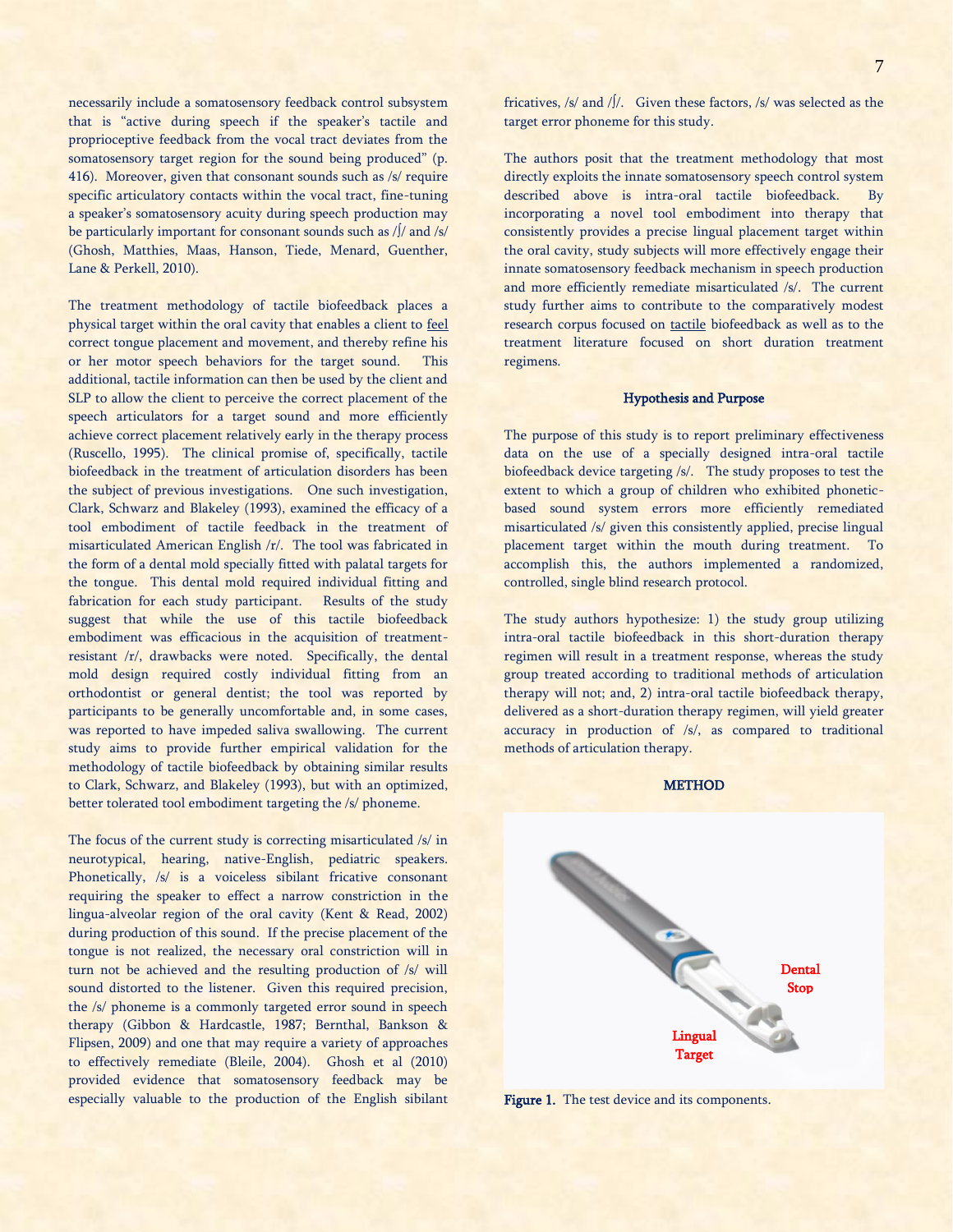necessarily include a somatosensory feedback control subsystem that is "active during speech if the speaker's tactile and proprioceptive feedback from the vocal tract deviates from the somatosensory target region for the sound being produced" (p. 416). Moreover, given that consonant sounds such as /s/ require specific articulatory contacts within the vocal tract, fine-tuning a speaker's somatosensory acuity during speech production may be particularly important for consonant sounds such as /ʃ/ and /s/ (Ghosh, Matthies, Maas, Hanson, Tiede, Menard, Guenther, Lane & Perkell, 2010).

The treatment methodology of tactile biofeedback places a physical target within the oral cavity that enables a client to feel correct tongue placement and movement, and thereby refine his or her motor speech behaviors for the target sound. This additional, tactile information can then be used by the client and SLP to allow the client to perceive the correct placement of the speech articulators for a target sound and more efficiently achieve correct placement relatively early in the therapy process (Ruscello, 1995). The clinical promise of, specifically, tactile biofeedback in the treatment of articulation disorders has been the subject of previous investigations. One such investigation, Clark, Schwarz and Blakeley (1993), examined the efficacy of a tool embodiment of tactile feedback in the treatment of misarticulated American English /r/. The tool was fabricated in the form of a dental mold specially fitted with palatal targets for the tongue. This dental mold required individual fitting and fabrication for each study participant. Results of the study suggest that while the use of this tactile biofeedback embodiment was efficacious in the acquisition of treatment-resistant /r/, drawbacks were noted. Specifically, the dental mold design required costly individual fitting from an orthodontist or general dentist; the tool was reported by participants to be generally uncomfortable and, in some cases, was reported to have impeded saliva swallowing. The current study aims to provide further empirical validation for the methodology of tactile biofeedback by obtaining similar results to Clark, Schwarz, and Blakeley (1993), but with an optimized, better tolerated tool embodiment targeting the /s/ phoneme.

The focus of the current study is correcting misarticulated /s/ in neurotypical, hearing, native-English, pediatric speakers. Phonetically, /s/ is a voiceless sibilant fricative consonant requiring the speaker to effect a narrow constriction in the lingua-alveolar region of the oral cavity (Kent & Read, 2002) during production of this sound. If the precise placement of the tongue is not realized, the necessary oral constriction will in turn not be achieved and the resulting production of /s/ will sound distorted to the listener. Given this required precision, the /s/ phoneme is a commonly targeted error sound in speech therapy (Gibbon & Hardcastle, 1987; Bernthal, Bankson & Flipsen, 2009) and one that may require a variety of approaches to effectively remediate (Bleile, 2004). Ghosh et al (2010) provided evidence that somatosensory feedback may be especially valuable to the production of the English sibilant fricatives, /s/ and /ʃ/. Given these factors, /s/ was selected as the target error phoneme for this study.

The authors posit that the treatment methodology that most directly exploits the innate somatosensory speech control system described above is intra-oral tactile biofeedback. By incorporating a novel tool embodiment into therapy that consistently provides a precise lingual placement target within the oral cavity, study subjects will more effectively engage their innate somatosensory feedback mechanism in speech production and more efficiently remediate misarticulated /s/. The current study further aims to contribute to the comparatively modest research corpus focused on tactile biofeedback as well as to the treatment literature focused on short duration treatment regimens.

## Hypothesis and Purpose

The purpose of this study is to report preliminary effectiveness data on the use of a specially designed intra-oral tactile biofeedback device targeting /s/. The study proposes to test the extent to which a group of children who exhibited phonetic-based sound system errors more efficiently remediated misarticulated /s/ given this consistently applied, precise lingual placement target within the mouth during treatment. To accomplish this, the authors implemented a randomized, controlled, single blind research protocol.

The study authors hypothesize: 1) the study group utilizing intra-oral tactile biofeedback in this short-duration therapy regimen will result in a treatment response, whereas the study group treated according to traditional methods of articulation therapy will not; and, 2) intra-oral tactile biofeedback therapy, delivered as a short-duration therapy regimen, will yield greater accuracy in production of /s/, as compared to traditional methods of articulation therapy.

## METHOD

Dental Stop

Lingual Target

**Figure 1.** The test device and its components.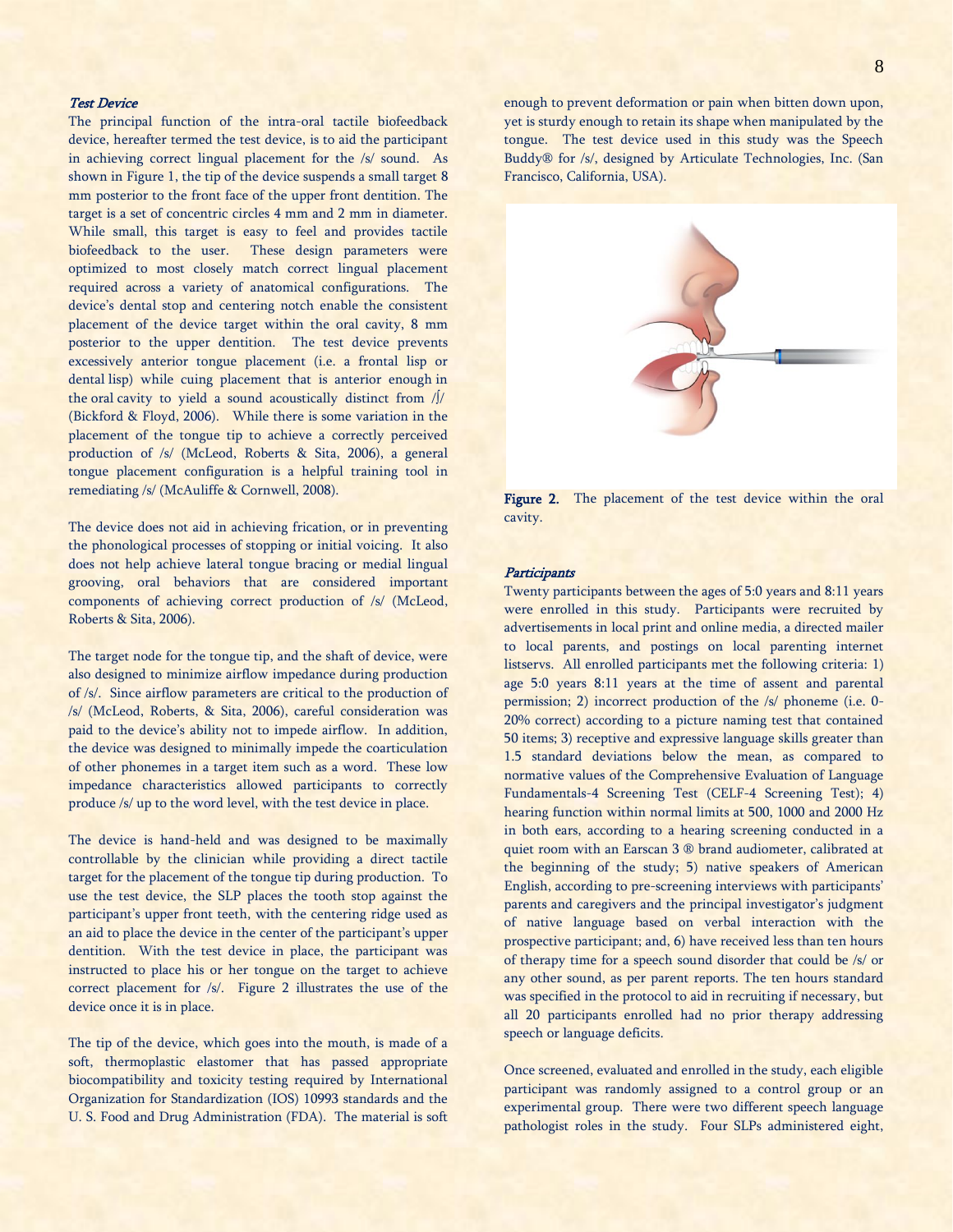### *Test Device*

The principal function of the intra-oral tactile biofeedback device, hereafter termed the test device, is to aid the participant in achieving correct lingual placement for the /s/ sound. As shown in Figure 1, the tip of the device suspends a small target 8 mm posterior to the front face of the upper front dentition. The target is a set of concentric circles 4 mm and 2 mm in diameter. While small, this target is easy to feel and provides tactile biofeedback to the user. These design parameters were optimized to most closely match correct lingual placement required across a variety of anatomical configurations. The device's dental stop and centering notch enable the consistent placement of the device target within the oral cavity, 8 mm posterior to the upper dentition. The test device prevents excessively anterior tongue placement (i.e. a frontal lisp or dental lisp) while cuing placement that is anterior enough in the oral cavity to yield a sound acoustically distinct from /ʃ/ (Bickford & Floyd, 2006). While there is some variation in the placement of the tongue tip to achieve a correctly perceived production of /s/ (McLeod, Roberts & Sita, 2006), a general tongue placement configuration is a helpful training tool in remediating /s/ (McAuliffe & Cornwell, 2008).

The device does not aid in achieving frication, or in preventing the phonological processes of stopping or initial voicing. It also does not help achieve lateral tongue bracing or medial lingual grooving, oral behaviors that are considered important components of achieving correct production of /s/ (McLeod, Roberts & Sita, 2006).

The target node for the tongue tip, and the shaft of device, were also designed to minimize airflow impedance during production of /s/. Since airflow parameters are critical to the production of /s/ (McLeod, Roberts, & Sita, 2006), careful consideration was paid to the device's ability not to impede airflow. In addition, the device was designed to minimally impede the coarticulation of other phonemes in a target item such as a word. These low impedance characteristics allowed participants to correctly produce /s/ up to the word level, with the test device in place.

The device is hand-held and was designed to be maximally controllable by the clinician while providing a direct tactile target for the placement of the tongue tip during production. To use the test device, the SLP places the tooth stop against the participant's upper front teeth, with the centering ridge used as an aid to place the device in the center of the participant's upper dentition. With the test device in place, the participant was instructed to place his or her tongue on the target to achieve correct placement for /s/. Figure 2 illustrates the use of the device once it is in place.

The tip of the device, which goes into the mouth, is made of a soft, thermoplastic elastomer that has passed appropriate biocompatibility and toxicity testing required by International Organization for Standardization (IOS) 10993 standards and the U. S. Food and Drug Administration (FDA). The material is soft enough to prevent deformation or pain when bitten down upon, yet is sturdy enough to retain its shape when manipulated by the tongue. The test device used in this study was the Speech Buddy® for /s/, designed by Articulate Technologies, Inc. (San Francisco, California, USA).

**Figure 2.** The placement of the test device within the oral cavity.

### *Participants*

Twenty participants between the ages of 5:0 years and 8:11 years were enrolled in this study. Participants were recruited by advertisements in local print and online media, a directed mailer to local parents, and postings on local parenting internet listservs. All enrolled participants met the following criteria: 1) age 5:0 years 8:11 years at the time of assent and parental permission; 2) incorrect production of the /s/ phoneme (i.e. 0-20% correct) according to a picture naming test that contained 50 items; 3) receptive and expressive language skills greater than 1.5 standard deviations below the mean, as compared to normative values of the Comprehensive Evaluation of Language Fundamentals-4 Screening Test (CELF-4 Screening Test); 4) hearing function within normal limits at 500, 1000 and 2000 Hz in both ears, according to a hearing screening conducted in a quiet room with an Earscan 3 ® brand audiometer, calibrated at the beginning of the study; 5) native speakers of American English, according to pre-screening interviews with participants' parents and caregivers and the principal investigator's judgment of native language based on verbal interaction with the prospective participant; and, 6) have received less than ten hours of therapy time for a speech sound disorder that could be /s/ or any other sound, as per parent reports. The ten hours standard was specified in the protocol to aid in recruiting if necessary, but all 20 participants enrolled had no prior therapy addressing speech or language deficits.

Once screened, evaluated and enrolled in the study, each eligible participant was randomly assigned to a control group or an experimental group. There were two different speech language pathologist roles in the study. Four SLPs administered eight,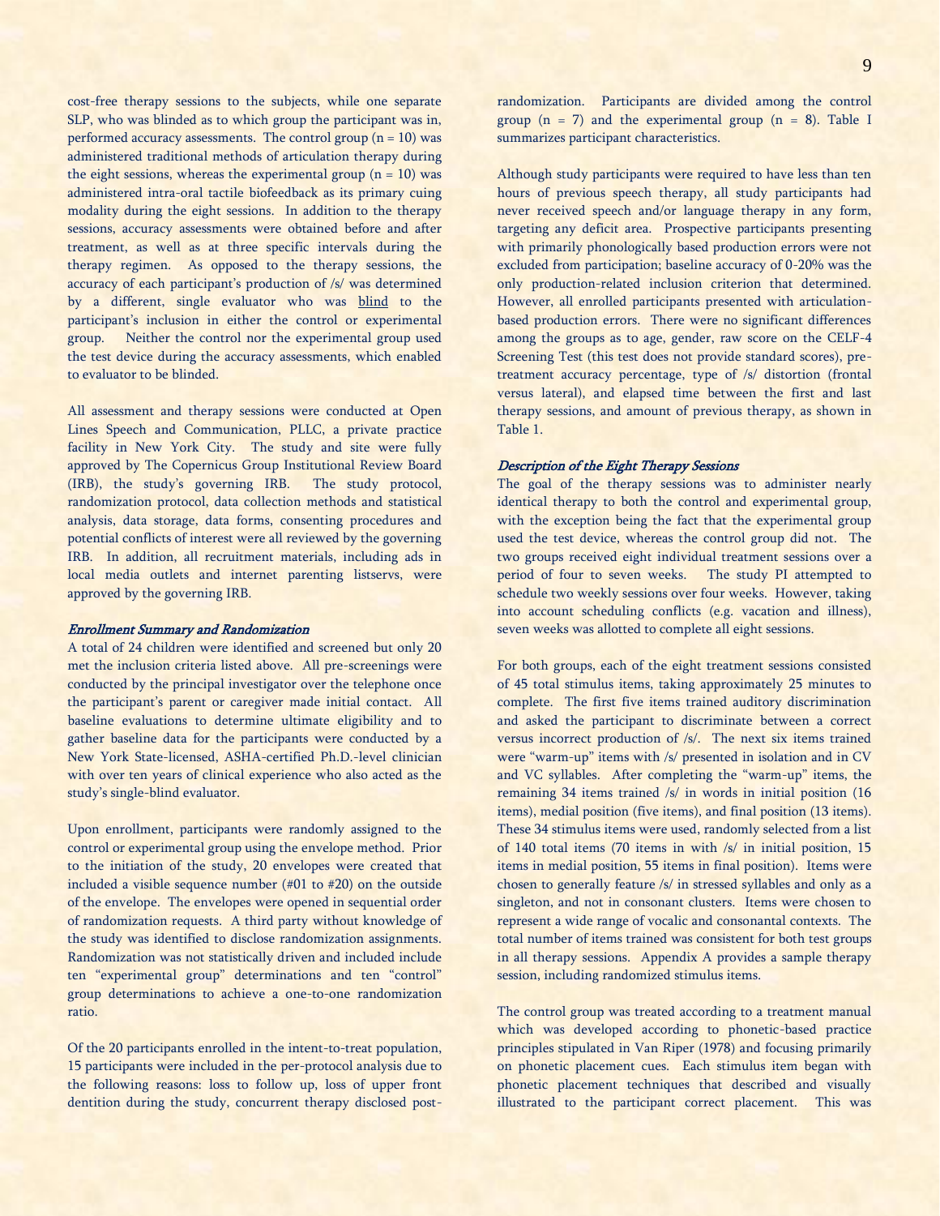cost-free therapy sessions to the subjects, while one separate SLP, who was blinded as to which group the participant was in, performed accuracy assessments. The control group (n = 10) was administered traditional methods of articulation therapy during the eight sessions, whereas the experimental group (n = 10) was administered intra-oral tactile biofeedback as its primary cuing modality during the eight sessions. In addition to the therapy sessions, accuracy assessments were obtained before and after treatment, as well as at three specific intervals during the therapy regimen. As opposed to the therapy sessions, the accuracy of each participant's production of /s/ was determined by a different, single evaluator who was blind to the participant's inclusion in either the control or experimental group. Neither the control nor the experimental group used the test device during the accuracy assessments, which enabled to evaluator to be blinded.

All assessment and therapy sessions were conducted at Open Lines Speech and Communication, PLLC, a private practice facility in New York City. The study and site were fully approved by The Copernicus Group Institutional Review Board (IRB), the study's governing IRB. The study protocol, randomization protocol, data collection methods and statistical analysis, data storage, data forms, consenting procedures and potential conflicts of interest were all reviewed by the governing IRB. In addition, all recruitment materials, including ads in local media outlets and internet parenting listservs, were approved by the governing IRB.

### *Enrollment Summary and Randomization*

A total of 24 children were identified and screened but only 20 met the inclusion criteria listed above. All pre-screenings were conducted by the principal investigator over the telephone once the participant's parent or caregiver made initial contact. All baseline evaluations to determine ultimate eligibility and to gather baseline data for the participants were conducted by a New York State-licensed, ASHA-certified Ph.D.-level clinician with over ten years of clinical experience who also acted as the study's single-blind evaluator.

Upon enrollment, participants were randomly assigned to the control or experimental group using the envelope method. Prior to the initiation of the study, 20 envelopes were created that included a visible sequence number (#01 to #20) on the outside of the envelope. The envelopes were opened in sequential order of randomization requests. A third party without knowledge of the study was identified to disclose randomization assignments. Randomization was not statistically driven and included include ten "experimental group" determinations and ten "control" group determinations to achieve a one-to-one randomization ratio.

Of the 20 participants enrolled in the intent-to-treat population, 15 participants were included in the per-protocol analysis due to the following reasons: loss to follow up, loss of upper front dentition during the study, concurrent therapy disclosed post-randomization. Participants are divided among the control group (n = 7) and the experimental group (n = 8). Table I summarizes participant characteristics.

Although study participants were required to have less than ten hours of previous speech therapy, all study participants had never received speech and/or language therapy in any form, targeting any deficit area. Prospective participants presenting with primarily phonologically based production errors were not excluded from participation; baseline accuracy of 0-20% was the only production-related inclusion criterion that determined. However, all enrolled participants presented with articulation-based production errors. There were no significant differences among the groups as to age, gender, raw score on the CELF-4 Screening Test (this test does not provide standard scores), pre-treatment accuracy percentage, type of /s/ distortion (frontal versus lateral), and elapsed time between the first and last therapy sessions, and amount of previous therapy, as shown in Table 1.

### *Description of the Eight Therapy Sessions*

The goal of the therapy sessions was to administer nearly identical therapy to both the control and experimental group, with the exception being the fact that the experimental group used the test device, whereas the control group did not. The two groups received eight individual treatment sessions over a period of four to seven weeks. The study PI attempted to schedule two weekly sessions over four weeks. However, taking into account scheduling conflicts (e.g. vacation and illness), seven weeks was allotted to complete all eight sessions.

For both groups, each of the eight treatment sessions consisted of 45 total stimulus items, taking approximately 25 minutes to complete. The first five items trained auditory discrimination and asked the participant to discriminate between a correct versus incorrect production of /s/. The next six items trained were "warm-up" items with /s/ presented in isolation and in CV and VC syllables. After completing the "warm-up" items, the remaining 34 items trained /s/ in words in initial position (16 items), medial position (five items), and final position (13 items). These 34 stimulus items were used, randomly selected from a list of 140 total items (70 items in with /s/ in initial position, 15 items in medial position, 55 items in final position). Items were chosen to generally feature /s/ in stressed syllables and only as a singleton, and not in consonant clusters. Items were chosen to represent a wide range of vocalic and consonantal contexts. The total number of items trained was consistent for both test groups in all therapy sessions. Appendix A provides a sample therapy session, including randomized stimulus items.

The control group was treated according to a treatment manual which was developed according to phonetic-based practice principles stipulated in Van Riper (1978) and focusing primarily on phonetic placement cues. Each stimulus item began with phonetic placement techniques that described and visually illustrated to the participant correct placement. This was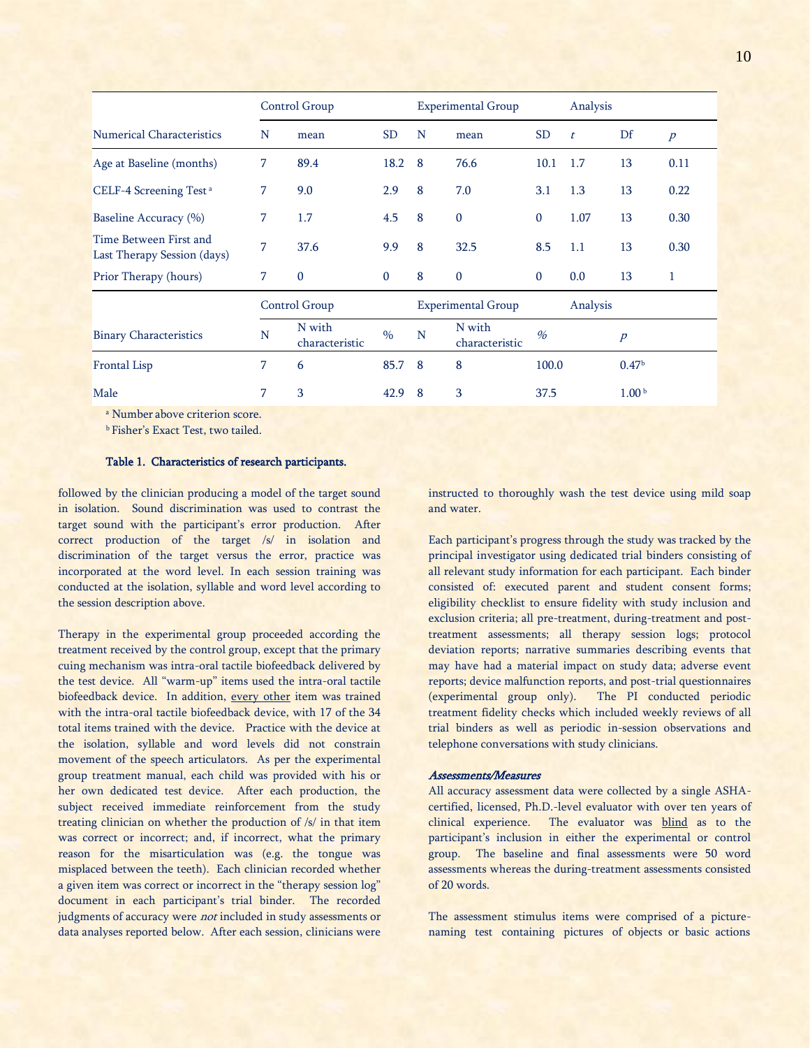| | Control Group | | | Experimental Group | | | Analysis | | |
|---|---|---|---|---|---|---|---|---|---|
| Numerical Characteristics | N | mean | SD | N | mean | SD | *t* | Df | *p* |
| Age at Baseline (months) | 7 | 89.4 | 18.2 | 8 | 76.6 | 10.1 | 1.7 | 13 | 0.11 |
| CELF-4 Screening Test [a] | 7 | 9.0 | 2.9 | 8 | 7.0 | 3.1 | 1.3 | 13 | 0.22 |
| Baseline Accuracy (%) | 7 | 1.7 | 4.5 | 8 | 0 | 0 | 1.07 | 13 | 0.30 |
| Time Between First and Last Therapy Session (days) | 7 | 37.6 | 9.9 | 8 | 32.5 | 8.5 | 1.1 | 13 | 0.30 |
| Prior Therapy (hours) | 7 | 0 | 0 | 8 | 0 | 0 | 0.0 | 13 | 1 |
| | Control Group | | | Experimental Group | | | Analysis | | |
| Binary Characteristics | N | N with characteristic | % | N | N with characteristic | % | | *p* | |
| Frontal Lisp | 7 | 6 | 85.7 | 8 | 8 | 100.0 | | 0.47[b] | |
| Male | 7 | 3 | 42.9 | 8 | 3 | 37.5 | | 1.00[b] | |

[a] Number above criterion score.

[b] Fisher's Exact Test, two tailed.

**Table 1. Characteristics of research participants.**

followed by the clinician producing a model of the target sound in isolation. Sound discrimination was used to contrast the target sound with the participant's error production. After correct production of the target /s/ in isolation and discrimination of the target versus the error, practice was incorporated at the word level. In each session training was conducted at the isolation, syllable and word level according to the session description above.

Therapy in the experimental group proceeded according the treatment received by the control group, except that the primary cuing mechanism was intra-oral tactile biofeedback delivered by the test device. All "warm-up" items used the intra-oral tactile biofeedback device. In addition, every other item was trained with the intra-oral tactile biofeedback device, with 17 of the 34 total items trained with the device. Practice with the device at the isolation, syllable and word levels did not constrain movement of the speech articulators. As per the experimental group treatment manual, each child was provided with his or her own dedicated test device. After each production, the subject received immediate reinforcement from the study treating clinician on whether the production of /s/ in that item was correct or incorrect; and, if incorrect, what the primary reason for the misarticulation was (e.g. the tongue was misplaced between the teeth). Each clinician recorded whether a given item was correct or incorrect in the "therapy session log" document in each participant's trial binder. The recorded judgments of accuracy were *not* included in study assessments or data analyses reported below. After each session, clinicians were instructed to thoroughly wash the test device using mild soap and water.

Each participant's progress through the study was tracked by the principal investigator using dedicated trial binders consisting of all relevant study information for each participant. Each binder consisted of: executed parent and student consent forms; eligibility checklist to ensure fidelity with study inclusion and exclusion criteria; all pre-treatment, during-treatment and post-treatment assessments; all therapy session logs; protocol deviation reports; narrative summaries describing events that may have had a material impact on study data; adverse event reports; device malfunction reports, and post-trial questionnaires (experimental group only). The PI conducted periodic treatment fidelity checks which included weekly reviews of all trial binders as well as periodic in-session observations and telephone conversations with study clinicians.

***Assessments/Measures***

All accuracy assessment data were collected by a single ASHA-certified, licensed, Ph.D.-level evaluator with over ten years of clinical experience. The evaluator was blind as to the participant's inclusion in either the experimental or control group. The baseline and final assessments were 50 word assessments whereas the during-treatment assessments consisted of 20 words.

The assessment stimulus items were comprised of a picture-naming test containing pictures of objects or basic actions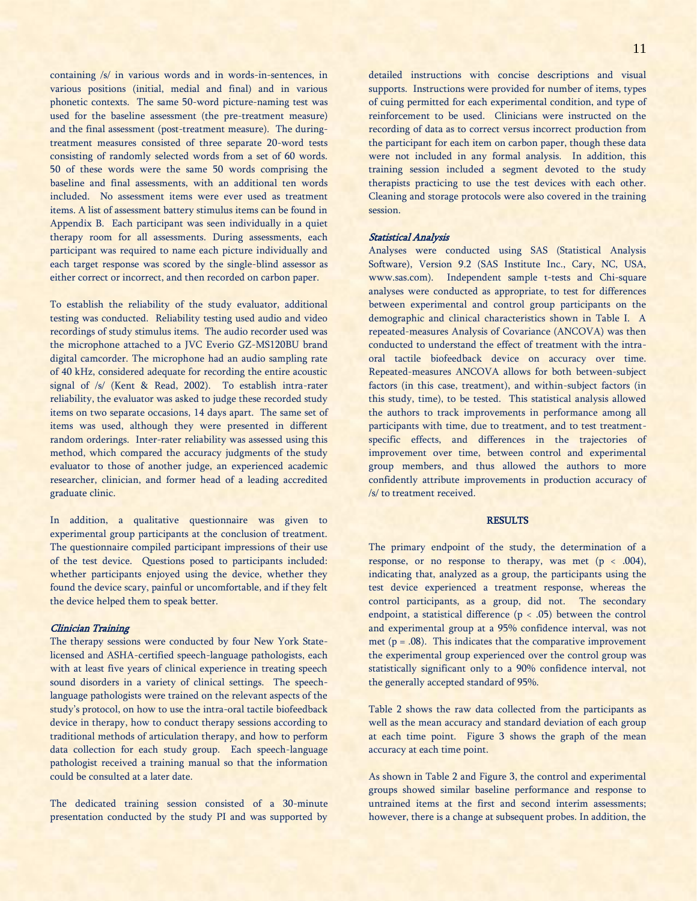containing /s/ in various words and in words-in-sentences, in various positions (initial, medial and final) and in various phonetic contexts. The same 50-word picture-naming test was used for the baseline assessment (the pre-treatment measure) and the final assessment (post-treatment measure). The during-treatment measures consisted of three separate 20-word tests consisting of randomly selected words from a set of 60 words. 50 of these words were the same 50 words comprising the baseline and final assessments, with an additional ten words included. No assessment items were ever used as treatment items. A list of assessment battery stimulus items can be found in Appendix B. Each participant was seen individually in a quiet therapy room for all assessments. During assessments, each participant was required to name each picture individually and each target response was scored by the single-blind assessor as either correct or incorrect, and then recorded on carbon paper.

To establish the reliability of the study evaluator, additional testing was conducted. Reliability testing used audio and video recordings of study stimulus items. The audio recorder used was the microphone attached to a JVC Everio GZ-MS120BU brand digital camcorder. The microphone had an audio sampling rate of 40 kHz, considered adequate for recording the entire acoustic signal of /s/ (Kent & Read, 2002). To establish intra-rater reliability, the evaluator was asked to judge these recorded study items on two separate occasions, 14 days apart. The same set of items was used, although they were presented in different random orderings. Inter-rater reliability was assessed using this method, which compared the accuracy judgments of the study evaluator to those of another judge, an experienced academic researcher, clinician, and former head of a leading accredited graduate clinic.

In addition, a qualitative questionnaire was given to experimental group participants at the conclusion of treatment. The questionnaire compiled participant impressions of their use of the test device. Questions posed to participants included: whether participants enjoyed using the device, whether they found the device scary, painful or uncomfortable, and if they felt the device helped them to speak better.

### *Clinician Training*

The therapy sessions were conducted by four New York State-licensed and ASHA-certified speech-language pathologists, each with at least five years of clinical experience in treating speech sound disorders in a variety of clinical settings. The speech-language pathologists were trained on the relevant aspects of the study's protocol, on how to use the intra-oral tactile biofeedback device in therapy, how to conduct therapy sessions according to traditional methods of articulation therapy, and how to perform data collection for each study group. Each speech-language pathologist received a training manual so that the information could be consulted at a later date.

The dedicated training session consisted of a 30-minute presentation conducted by the study PI and was supported by detailed instructions with concise descriptions and visual supports. Instructions were provided for number of items, types of cuing permitted for each experimental condition, and type of reinforcement to be used. Clinicians were instructed on the recording of data as to correct versus incorrect production from the participant for each item on carbon paper, though these data were not included in any formal analysis. In addition, this training session included a segment devoted to the study therapists practicing to use the test devices with each other. Cleaning and storage protocols were also covered in the training session.

### *Statistical Analysis*

Analyses were conducted using SAS (Statistical Analysis Software), Version 9.2 (SAS Institute Inc., Cary, NC, USA, www.sas.com). Independent sample t-tests and Chi-square analyses were conducted as appropriate, to test for differences between experimental and control group participants on the demographic and clinical characteristics shown in Table I. A repeated-measures Analysis of Covariance (ANCOVA) was then conducted to understand the effect of treatment with the intra-oral tactile biofeedback device on accuracy over time. Repeated-measures ANCOVA allows for both between-subject factors (in this case, treatment), and within-subject factors (in this study, time), to be tested. This statistical analysis allowed the authors to track improvements in performance among all participants with time, due to treatment, and to test treatment-specific effects, and differences in the trajectories of improvement over time, between control and experimental group members, and thus allowed the authors to more confidently attribute improvements in production accuracy of /s/ to treatment received.

## RESULTS

The primary endpoint of the study, the determination of a response, or no response to therapy, was met ($p < .004$), indicating that, analyzed as a group, the participants using the test device experienced a treatment response, whereas the control participants, as a group, did not. The secondary endpoint, a statistical difference ($p < .05$) between the control and experimental group at a 95% confidence interval, was not met ($p = .08$). This indicates that the comparative improvement the experimental group experienced over the control group was statistically significant only to a 90% confidence interval, not the generally accepted standard of 95%.

Table 2 shows the raw data collected from the participants as well as the mean accuracy and standard deviation of each group at each time point. Figure 3 shows the graph of the mean accuracy at each time point.

As shown in Table 2 and Figure 3, the control and experimental groups showed similar baseline performance and response to untrained items at the first and second interim assessments; however, there is a change at subsequent probes. In addition, the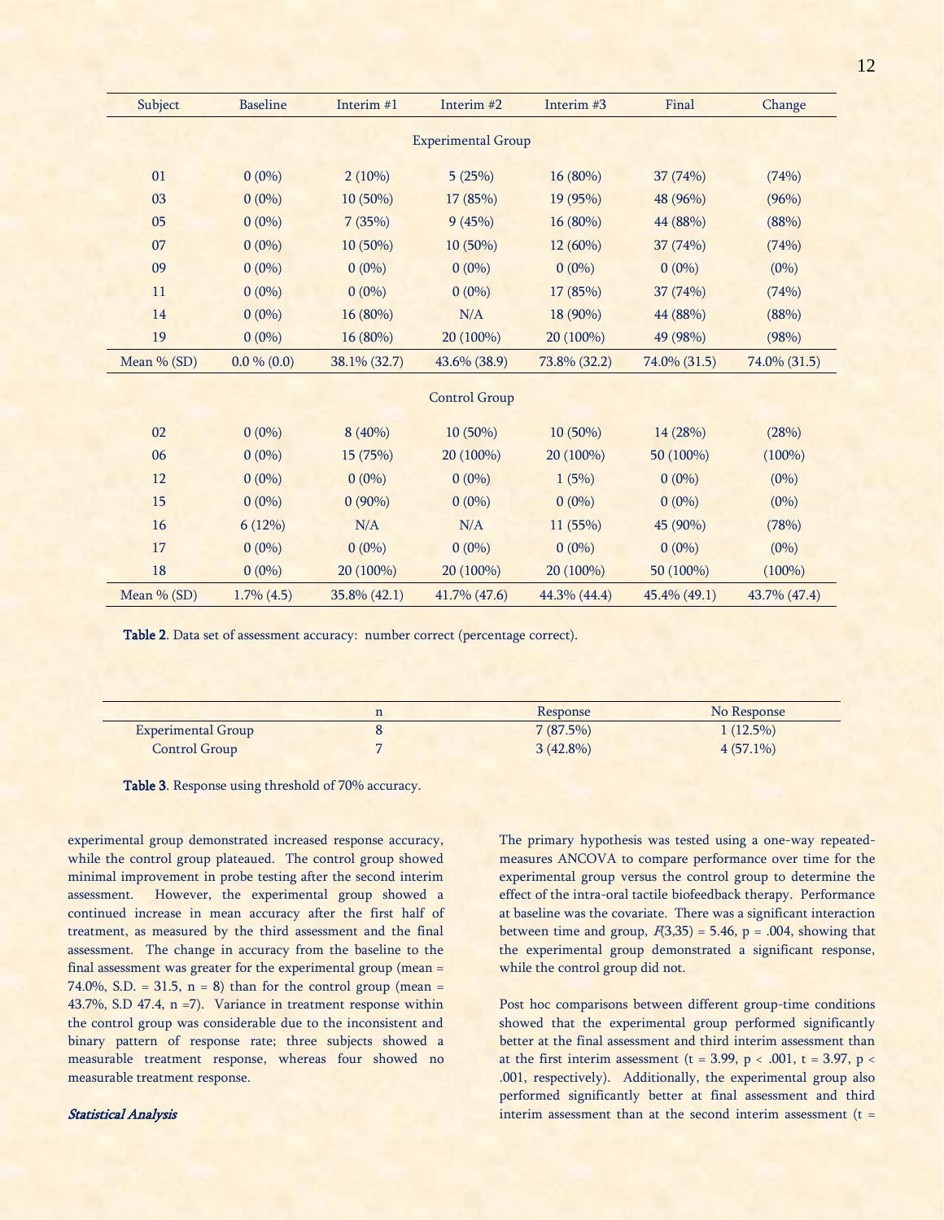| Subject | Baseline | Interim #1 | Interim #2 | Interim #3 | Final | Change |
|---|---|---|---|---|---|---|
| | | | Experimental Group | | | |
| 01 | 0 (0%) | 2 (10%) | 5 (25%) | 16 (80%) | 37 (74%) | (74%) |
| 03 | 0 (0%) | 10 (50%) | 17 (85%) | 19 (95%) | 48 (96%) | (96%) |
| 05 | 0 (0%) | 7 (35%) | 9 (45%) | 16 (80%) | 44 (88%) | (88%) |
| 07 | 0 (0%) | 10 (50%) | 10 (50%) | 12 (60%) | 37 (74%) | (74%) |
| 09 | 0 (0%) | 0 (0%) | 0 (0%) | 0 (0%) | 0 (0%) | (0%) |
| 11 | 0 (0%) | 0 (0%) | 0 (0%) | 17 (85%) | 37 (74%) | (74%) |
| 14 | 0 (0%) | 16 (80%) | N/A | 18 (90%) | 44 (88%) | (88%) |
| 19 | 0 (0%) | 16 (80%) | 20 (100%) | 20 (100%) | 49 (98%) | (98%) |
| Mean % (SD) | 0.0 % (0.0) | 38.1% (32.7) | 43.6% (38.9) | 73.8% (32.2) | 74.0% (31.5) | 74.0% (31.5) |
| | | | Control Group | | | |
| 02 | 0 (0%) | 8 (40%) | 10 (50%) | 10 (50%) | 14 (28%) | (28%) |
| 06 | 0 (0%) | 15 (75%) | 20 (100%) | 20 (100%) | 50 (100%) | (100%) |
| 12 | 0 (0%) | 0 (0%) | 0 (0%) | 1 (5%) | 0 (0%) | (0%) |
| 15 | 0 (0%) | 0 (90%) | 0 (0%) | 0 (0%) | 0 (0%) | (0%) |
| 16 | 6 (12%) | N/A | N/A | 11 (55%) | 45 (90%) | (78%) |
| 17 | 0 (0%) | 0 (0%) | 0 (0%) | 0 (0%) | 0 (0%) | (0%) |
| 18 | 0 (0%) | 20 (100%) | 20 (100%) | 20 (100%) | 50 (100%) | (100%) |
| Mean % (SD) | 1.7% (4.5) | 35.8% (42.1) | 41.7% (47.6) | 44.3% (44.4) | 45.4% (49.1) | 43.7% (47.4) |

**Table 2**. Data set of assessment accuracy: number correct (percentage correct).

| | n | Response | No Response |
|---|---|---|---|
| Experimental Group | 8 | 7 (87.5%) | 1 (12.5%) |
| Control Group | 7 | 3 (42.8%) | 4 (57.1%) |

**Table 3**. Response using threshold of 70% accuracy.

experimental group demonstrated increased response accuracy, while the control group plateaued. The control group showed minimal improvement in probe testing after the second interim assessment. However, the experimental group showed a continued increase in mean accuracy after the first half of treatment, as measured by the third assessment and the final assessment. The change in accuracy from the baseline to the final assessment was greater for the experimental group (mean = 74.0%, S.D. = 31.5, n = 8) than for the control group (mean = 43.7%, S.D 47.4, n =7). Variance in treatment response within the control group was considerable due to the inconsistent and binary pattern of response rate; three subjects showed a measurable treatment response, whereas four showed no measurable treatment response.

### *Statistical Analysis*

The primary hypothesis was tested using a one-way repeated-measures ANCOVA to compare performance over time for the experimental group versus the control group to determine the effect of the intra-oral tactile biofeedback therapy. Performance at baseline was the covariate. There was a significant interaction between time and group, $F(3,35) = 5.46$, $p = .004$, showing that the experimental group demonstrated a significant response, while the control group did not.

Post hoc comparisons between different group-time conditions showed that the experimental group performed significantly better at the final assessment and third interim assessment than at the first interim assessment ($t = 3.99$, $p < .001$, $t = 3.97$, $p < .001$, respectively). Additionally, the experimental group also performed significantly better at final assessment and third interim assessment than at the second interim assessment (t =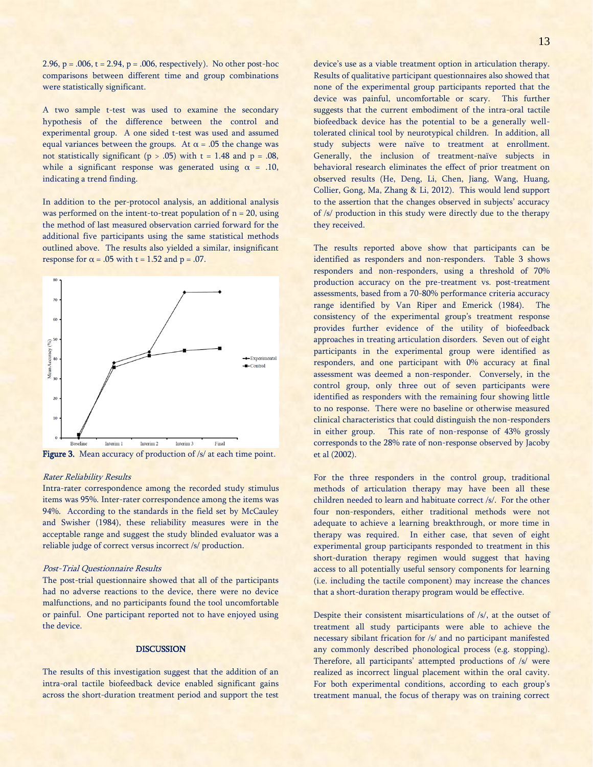2.96, $p = .006$, $t = 2.94$, $p = .006$, respectively). No other post-hoc comparisons between different time and group combinations were statistically significant.

A two sample t-test was used to examine the secondary hypothesis of the difference between the control and experimental group. A one sided t-test was used and assumed equal variances between the groups. At $\alpha = .05$ the change was not statistically significant ($p > .05$) with $t = 1.48$ and $p = .08$, while a significant response was generated using $\alpha = .10$, indicating a trend finding.

In addition to the per-protocol analysis, an additional analysis was performed on the intent-to-treat population of $n = 20$, using the method of last measured observation carried forward for the additional five participants using the same statistical methods outlined above. The results also yielded a similar, insignificant response for $\alpha = .05$ with $t = 1.52$ and $p = .07$.

**Figure 3.** Mean accuracy of production of /s/ at each time point.

*Rater Reliability Results*

Intra-rater correspondence among the recorded study stimulus items was 95%. Inter-rater correspondence among the items was 94%. According to the standards in the field set by McCauley and Swisher (1984), these reliability measures were in the acceptable range and suggest the study blinded evaluator was a reliable judge of correct versus incorrect /s/ production.

*Post-Trial Questionnaire Results*

The post-trial questionnaire showed that all of the participants had no adverse reactions to the device, there were no device malfunctions, and no participants found the tool uncomfortable or painful. One participant reported not to have enjoyed using the device.

## DISCUSSION

The results of this investigation suggest that the addition of an intra-oral tactile biofeedback device enabled significant gains across the short-duration treatment period and support the test device's use as a viable treatment option in articulation therapy. Results of qualitative participant questionnaires also showed that none of the experimental group participants reported that the device was painful, uncomfortable or scary. This further suggests that the current embodiment of the intra-oral tactile biofeedback device has the potential to be a generally well-tolerated clinical tool by neurotypical children. In addition, all study subjects were naïve to treatment at enrollment. Generally, the inclusion of treatment-naïve subjects in behavioral research eliminates the effect of prior treatment on observed results (He, Deng, Li, Chen, Jiang, Wang, Huang, Collier, Gong, Ma, Zhang & Li, 2012). This would lend support to the assertion that the changes observed in subjects' accuracy of /s/ production in this study were directly due to the therapy they received.

The results reported above show that participants can be identified as responders and non-responders. Table 3 shows responders and non-responders, using a threshold of 70% production accuracy on the pre-treatment vs. post-treatment assessments, based from a 70-80% performance criteria accuracy range identified by Van Riper and Emerick (1984). The consistency of the experimental group's treatment response provides further evidence of the utility of biofeedback approaches in treating articulation disorders. Seven out of eight participants in the experimental group were identified as responders, and one participant with 0% accuracy at final assessment was deemed a non-responder. Conversely, in the control group, only three out of seven participants were identified as responders with the remaining four showing little to no response. There were no baseline or otherwise measured clinical characteristics that could distinguish the non-responders in either group. This rate of non-response of 43% grossly corresponds to the 28% rate of non-response observed by Jacoby et al (2002).

For the three responders in the control group, traditional methods of articulation therapy may have been all these children needed to learn and habituate correct /s/. For the other four non-responders, either traditional methods were not adequate to achieve a learning breakthrough, or more time in therapy was required. In either case, that seven of eight experimental group participants responded to treatment in this short-duration therapy regimen would suggest that having access to all potentially useful sensory components for learning (i.e. including the tactile component) may increase the chances that a short-duration therapy program would be effective.

Despite their consistent misarticulations of /s/, at the outset of treatment all study participants were able to achieve the necessary sibilant frication for /s/ and no participant manifested any commonly described phonological process (e.g. stopping). Therefore, all participants' attempted productions of /s/ were realized as incorrect lingual placement within the oral cavity. For both experimental conditions, according to each group's treatment manual, the focus of therapy was on training correct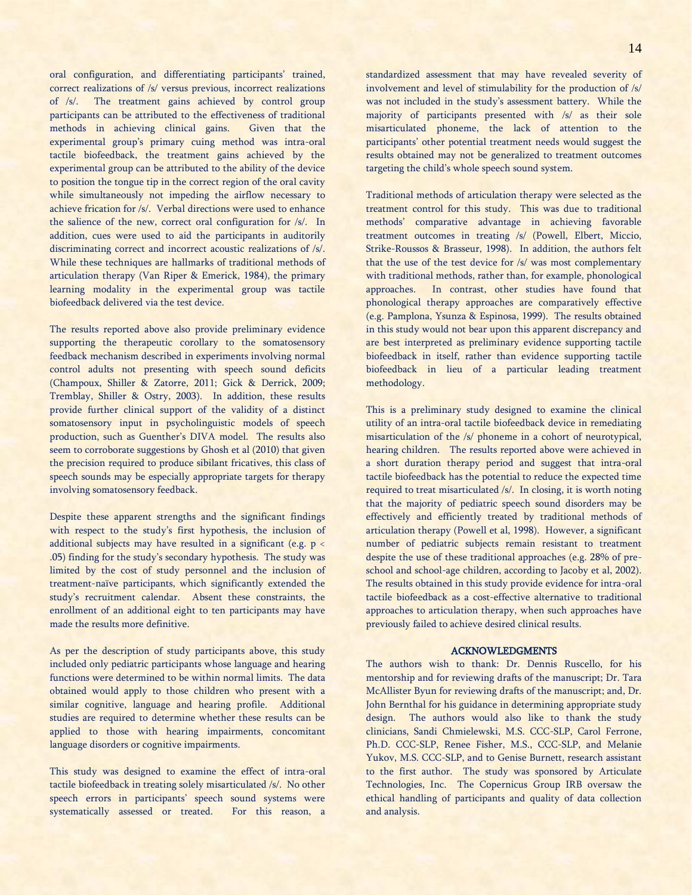oral configuration, and differentiating participants' trained, correct realizations of /s/ versus previous, incorrect realizations of /s/. The treatment gains achieved by control group participants can be attributed to the effectiveness of traditional methods in achieving clinical gains. Given that the experimental group's primary cuing method was intra-oral tactile biofeedback, the treatment gains achieved by the experimental group can be attributed to the ability of the device to position the tongue tip in the correct region of the oral cavity while simultaneously not impeding the airflow necessary to achieve frication for /s/. Verbal directions were used to enhance the salience of the new, correct oral configuration for /s/. In addition, cues were used to aid the participants in auditorily discriminating correct and incorrect acoustic realizations of /s/. While these techniques are hallmarks of traditional methods of articulation therapy (Van Riper & Emerick, 1984), the primary learning modality in the experimental group was tactile biofeedback delivered via the test device.

The results reported above also provide preliminary evidence supporting the therapeutic corollary to the somatosensory feedback mechanism described in experiments involving normal control adults not presenting with speech sound deficits (Champoux, Shiller & Zatorre, 2011; Gick & Derrick, 2009; Tremblay, Shiller & Ostry, 2003). In addition, these results provide further clinical support of the validity of a distinct somatosensory input in psycholinguistic models of speech production, such as Guenther's DIVA model. The results also seem to corroborate suggestions by Ghosh et al (2010) that given the precision required to produce sibilant fricatives, this class of speech sounds may be especially appropriate targets for therapy involving somatosensory feedback.

Despite these apparent strengths and the significant findings with respect to the study's first hypothesis, the inclusion of additional subjects may have resulted in a significant (e.g. $p < .05$) finding for the study's secondary hypothesis. The study was limited by the cost of study personnel and the inclusion of treatment-naïve participants, which significantly extended the study's recruitment calendar. Absent these constraints, the enrollment of an additional eight to ten participants may have made the results more definitive.

As per the description of study participants above, this study included only pediatric participants whose language and hearing functions were determined to be within normal limits. The data obtained would apply to those children who present with a similar cognitive, language and hearing profile. Additional studies are required to determine whether these results can be applied to those with hearing impairments, concomitant language disorders or cognitive impairments.

This study was designed to examine the effect of intra-oral tactile biofeedback in treating solely misarticulated /s/. No other speech errors in participants' speech sound systems were systematically assessed or treated. For this reason, a standardized assessment that may have revealed severity of involvement and level of stimulability for the production of /s/ was not included in the study's assessment battery. While the majority of participants presented with /s/ as their sole misarticulated phoneme, the lack of attention to the participants' other potential treatment needs would suggest the results obtained may not be generalized to treatment outcomes targeting the child's whole speech sound system.

Traditional methods of articulation therapy were selected as the treatment control for this study. This was due to traditional methods' comparative advantage in achieving favorable treatment outcomes in treating /s/ (Powell, Elbert, Miccio, Strike-Roussos & Brasseur, 1998). In addition, the authors felt that the use of the test device for /s/ was most complementary with traditional methods, rather than, for example, phonological approaches. In contrast, other studies have found that phonological therapy approaches are comparatively effective (e.g. Pamplona, Ysunza & Espinosa, 1999). The results obtained in this study would not bear upon this apparent discrepancy and are best interpreted as preliminary evidence supporting tactile biofeedback in itself, rather than evidence supporting tactile biofeedback in lieu of a particular leading treatment methodology.

This is a preliminary study designed to examine the clinical utility of an intra-oral tactile biofeedback device in remediating misarticulation of the /s/ phoneme in a cohort of neurotypical, hearing children. The results reported above were achieved in a short duration therapy period and suggest that intra-oral tactile biofeedback has the potential to reduce the expected time required to treat misarticulated /s/. In closing, it is worth noting that the majority of pediatric speech sound disorders may be effectively and efficiently treated by traditional methods of articulation therapy (Powell et al, 1998). However, a significant number of pediatric subjects remain resistant to treatment despite the use of these traditional approaches (e.g. 28% of pre-school and school-age children, according to Jacoby et al, 2002). The results obtained in this study provide evidence for intra-oral tactile biofeedback as a cost-effective alternative to traditional approaches to articulation therapy, when such approaches have previously failed to achieve desired clinical results.

## ACKNOWLEDGMENTS

The authors wish to thank: Dr. Dennis Ruscello, for his mentorship and for reviewing drafts of the manuscript; Dr. Tara McAllister Byun for reviewing drafts of the manuscript; and, Dr. John Bernthal for his guidance in determining appropriate study design. The authors would also like to thank the study clinicians, Sandi Chmielewski, M.S. CCC-SLP, Carol Ferrone, Ph.D. CCC-SLP, Renee Fisher, M.S., CCC-SLP, and Melanie Yukov, M.S. CCC-SLP, and to Genise Burnett, research assistant to the first author. The study was sponsored by Articulate Technologies, Inc. The Copernicus Group IRB oversaw the ethical handling of participants and quality of data collection and analysis.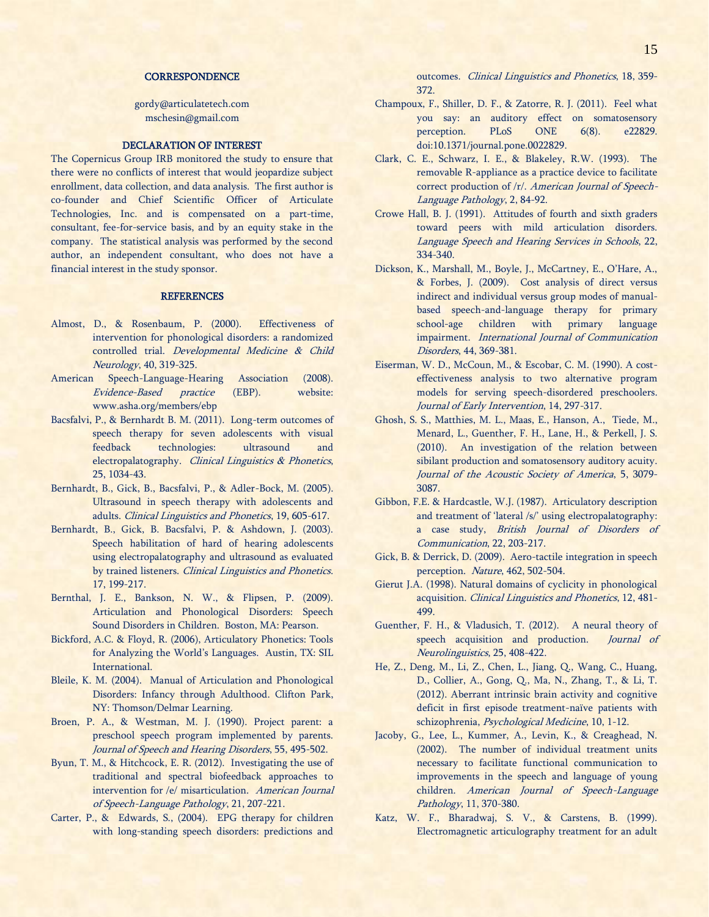## CORRESPONDENCE

gordy@articulatetech.com
mschesin@gmail.com

## DECLARATION OF INTEREST

The Copernicus Group IRB monitored the study to ensure that there were no conflicts of interest that would jeopardize subject enrollment, data collection, and data analysis. The first author is co-founder and Chief Scientific Officer of Articulate Technologies, Inc. and is compensated on a part-time, consultant, fee-for-service basis, and by an equity stake in the company. The statistical analysis was performed by the second author, an independent consultant, who does not have a financial interest in the study sponsor.

## REFERENCES

Almost, D., & Rosenbaum, P. (2000). Effectiveness of intervention for phonological disorders: a randomized controlled trial. *Developmental Medicine & Child Neurology*, 40, 319-325.

American Speech-Language-Hearing Association (2008). *Evidence-Based practice* (EBP). website: www.asha.org/members/ebp

Bacsfalvi, P., & Bernhardt B. M. (2011). Long-term outcomes of speech therapy for seven adolescents with visual feedback technologies: ultrasound and electropalatography. *Clinical Linguistics & Phonetics*, 25, 1034-43.

Bernhardt, B., Gick, B., Bacsfalvi, P., & Adler-Bock, M. (2005). Ultrasound in speech therapy with adolescents and adults. *Clinical Linguistics and Phonetics*, 19, 605-617.

Bernhardt, B., Gick, B. Bacsfalvi, P. & Ashdown, J. (2003). Speech habilitation of hard of hearing adolescents using electropalatography and ultrasound as evaluated by trained listeners. *Clinical Linguistics and Phonetics*. 17, 199-217.

Bernthal, J. E., Bankson, N. W., & Flipsen, P. (2009). Articulation and Phonological Disorders: Speech Sound Disorders in Children. Boston, MA: Pearson.

Bickford, A.C. & Floyd, R. (2006), Articulatory Phonetics: Tools for Analyzing the World's Languages. Austin, TX: SIL International.

Bleile, K. M. (2004). Manual of Articulation and Phonological Disorders: Infancy through Adulthood. Clifton Park, NY: Thomson/Delmar Learning.

Broen, P. A., & Westman, M. J. (1990). Project parent: a preschool speech program implemented by parents. *Journal of Speech and Hearing Disorders*, 55, 495-502.

Byun, T. M., & Hitchcock, E. R. (2012). Investigating the use of traditional and spectral biofeedback approaches to intervention for /e/ misarticulation. *American Journal of Speech-Language Pathology*, 21, 207-221.

Carter, P., & Edwards, S., (2004). EPG therapy for children with long-standing speech disorders: predictions and outcomes. *Clinical Linguistics and Phonetics*, 18, 359-372.

Champoux, F., Shiller, D. F., & Zatorre, R. J. (2011). Feel what you say: an auditory effect on somatosensory perception. PLoS ONE 6(8). e22829. doi:10.1371/journal.pone.0022829.

Clark, C. E., Schwarz, I. E., & Blakeley, R.W. (1993). The removable R-appliance as a practice device to facilitate correct production of /r/. *American Journal of Speech-Language Pathology*, 2, 84-92.

Crowe Hall, B. J. (1991). Attitudes of fourth and sixth graders toward peers with mild articulation disorders. *Language Speech and Hearing Services in Schools*, 22, 334-340.

Dickson, K., Marshall, M., Boyle, J., McCartney, E., O'Hare, A., & Forbes, J. (2009). Cost analysis of direct versus indirect and individual versus group modes of manual-based speech-and-language therapy for primary school-age children with primary language impairment. *International Journal of Communication Disorders*, 44, 369-381.

Eiserman, W. D., McCoun, M., & Escobar, C. M. (1990). A cost-effectiveness analysis to two alternative program models for serving speech-disordered preschoolers. *Journal of Early Intervention*, 14, 297-317.

Ghosh, S. S., Matthies, M. L., Maas, E., Hanson, A., Tiede, M., Menard, L., Guenther, F. H., Lane, H., & Perkell, J. S. (2010). An investigation of the relation between sibilant production and somatosensory auditory acuity. *Journal of the Acoustic Society of America*, 5, 3079-3087.

Gibbon, F.E. & Hardcastle, W.J. (1987). Articulatory description and treatment of 'lateral /s/' using electropalatography: a case study, *British Journal of Disorders of Communication*, 22, 203-217.

Gick, B. & Derrick, D. (2009). Aero-tactile integration in speech perception. *Nature*, 462, 502-504.

Gierut J.A. (1998). Natural domains of cyclicity in phonological acquisition. *Clinical Linguistics and Phonetics*, 12, 481-499.

Guenther, F. H., & Vladusich, T. (2012). A neural theory of speech acquisition and production. *Journal of Neurolinguistics*, 25, 408-422.

He, Z., Deng, M., Li, Z., Chen, L., Jiang, Q., Wang, C., Huang, D., Collier, A., Gong, Q., Ma, N., Zhang, T., & Li, T. (2012). Aberrant intrinsic brain activity and cognitive deficit in first episode treatment-naïve patients with schizophrenia, *Psychological Medicine*, 10, 1-12.

Jacoby, G., Lee, L., Kummer, A., Levin, K., & Creaghead, N. (2002). The number of individual treatment units necessary to facilitate functional communication to improvements in the speech and language of young children. *American Journal of Speech-Language Pathology*, 11, 370-380.

Katz, W. F., Bharadwaj, S. V., & Carstens, B. (1999). Electromagnetic articulography treatment for an adult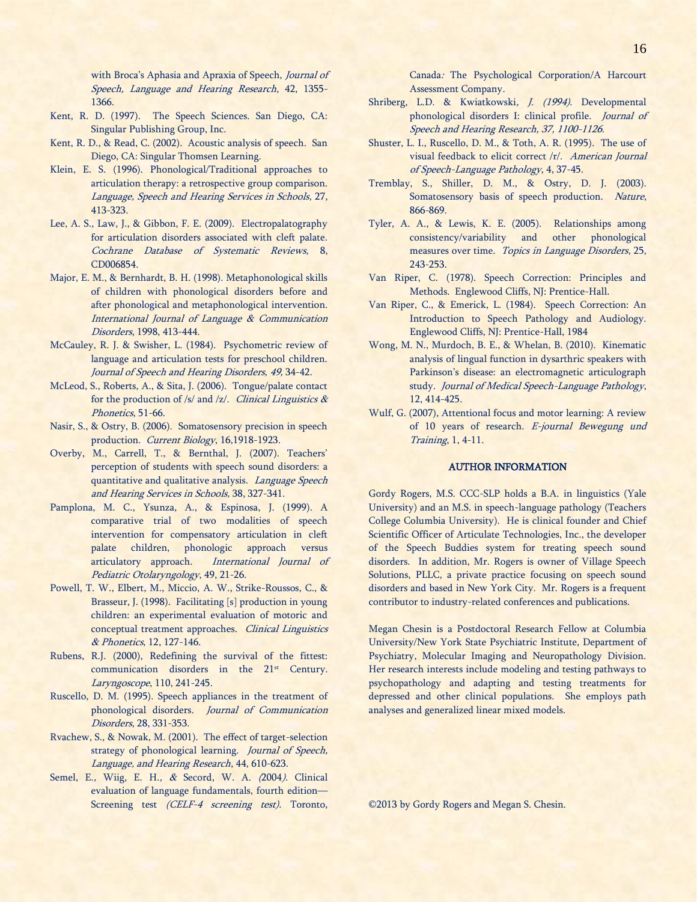with Broca's Aphasia and Apraxia of Speech, *Journal of Speech, Language and Hearing Research*, 42, 1355-1366.

Kent, R. D. (1997). The Speech Sciences. San Diego, CA: Singular Publishing Group, Inc.

Kent, R. D., & Read, C. (2002). Acoustic analysis of speech. San Diego, CA: Singular Thomsen Learning.

Klein, E. S. (1996). Phonological/Traditional approaches to articulation therapy: a retrospective group comparison. *Language, Speech and Hearing Services in Schools*, 27, 413-323.

Lee, A. S., Law, J., & Gibbon, F. E. (2009). Electropalatography for articulation disorders associated with cleft palate. *Cochrane Database of Systematic Reviews*, 8, CD006854.

Major, E. M., & Bernhardt, B. H. (1998). Metaphonological skills of children with phonological disorders before and after phonological and metaphonological intervention. *International Journal of Language & Communication Disorders*, 1998, 413-444.

McCauley, R. J. & Swisher, L. (1984). Psychometric review of language and articulation tests for preschool children. *Journal of Speech and Hearing Disorders, 49,* 34-42.

McLeod, S., Roberts, A., & Sita, J. (2006). Tongue/palate contact for the production of /s/ and /z/. *Clinical Linguistics & Phonetics*, 51-66.

Nasir, S., & Ostry, B. (2006). Somatosensory precision in speech production. *Current Biology*, 16,1918-1923.

Overby, M., Carrell, T., & Bernthal, J. (2007). Teachers' perception of students with speech sound disorders: a quantitative and qualitative analysis. *Language Speech and Hearing Services in Schools,* 38, 327-341.

Pamplona, M. C., Ysunza, A., & Espinosa, J. (1999). A comparative trial of two modalities of speech intervention for compensatory articulation in cleft palate children, phonologic approach versus articulatory approach. *International Journal of Pediatric Otolaryngology*, 49, 21-26.

Powell, T. W., Elbert, M., Miccio, A. W., Strike-Roussos, C., & Brasseur, J. (1998). Facilitating [s] production in young children: an experimental evaluation of motoric and conceptual treatment approaches. *Clinical Linguistics & Phonetics*, 12, 127-146.

Rubens, R.J. (2000), Redefining the survival of the fittest: communication disorders in the 21st Century. *Laryngoscope*, 110, 241-245.

Ruscello, D. M. (1995). Speech appliances in the treatment of phonological disorders. *Journal of Communication Disorders*, 28, 331-353.

Rvachew, S., & Nowak, M. (2001). The effect of target-selection strategy of phonological learning. *Journal of Speech, Language, and Hearing Research*, 44, 610-623.

Semel, E., Wiig, E. H., & Secord, W. A. (2004). Clinical evaluation of language fundamentals, fourth edition—Screening test *(CELF-4 screening test).* Toronto, Canada: The Psychological Corporation/A Harcourt Assessment Company.

Shriberg, L.D. & Kwiatkowski, *J. (1994).* Developmental phonological disorders I: clinical profile. *Journal of Speech and Hearing Research, 37, 1100-1126.*

Shuster, L. I., Ruscello, D. M., & Toth, A. R. (1995). The use of visual feedback to elicit correct /r/. *American Journal of Speech-Language Pathology*, 4, 37-45.

Tremblay, S., Shiller, D. M., & Ostry, D. J. (2003). Somatosensory basis of speech production. *Nature*, 866-869.

Tyler, A. A., & Lewis, K. E. (2005). Relationships among consistency/variability and other phonological measures over time. *Topics in Language Disorders*, 25, 243-253.

Van Riper, C. (1978). Speech Correction: Principles and Methods. Englewood Cliffs, NJ: Prentice-Hall.

Van Riper, C., & Emerick, L. (1984). Speech Correction: An Introduction to Speech Pathology and Audiology. Englewood Cliffs, NJ: Prentice-Hall, 1984

Wong, M. N., Murdoch, B. E., & Whelan, B. (2010). Kinematic analysis of lingual function in dysarthric speakers with Parkinson's disease: an electromagnetic articulograph study. *Journal of Medical Speech-Language Pathology*, 12, 414-425.

Wulf, G. (2007), Attentional focus and motor learning: A review of 10 years of research. *E-journal Bewegung und Training*, 1, 4-11.

## AUTHOR INFORMATION

Gordy Rogers, M.S. CCC-SLP holds a B.A. in linguistics (Yale University) and an M.S. in speech-language pathology (Teachers College Columbia University). He is clinical founder and Chief Scientific Officer of Articulate Technologies, Inc., the developer of the Speech Buddies system for treating speech sound disorders. In addition, Mr. Rogers is owner of Village Speech Solutions, PLLC, a private practice focusing on speech sound disorders and based in New York City. Mr. Rogers is a frequent contributor to industry-related conferences and publications.

Megan Chesin is a Postdoctoral Research Fellow at Columbia University/New York State Psychiatric Institute, Department of Psychiatry, Molecular Imaging and Neuropathology Division. Her research interests include modeling and testing pathways to psychopathology and adapting and testing treatments for depressed and other clinical populations. She employs path analyses and generalized linear mixed models.

©2013 by Gordy Rogers and Megan S. Chesin.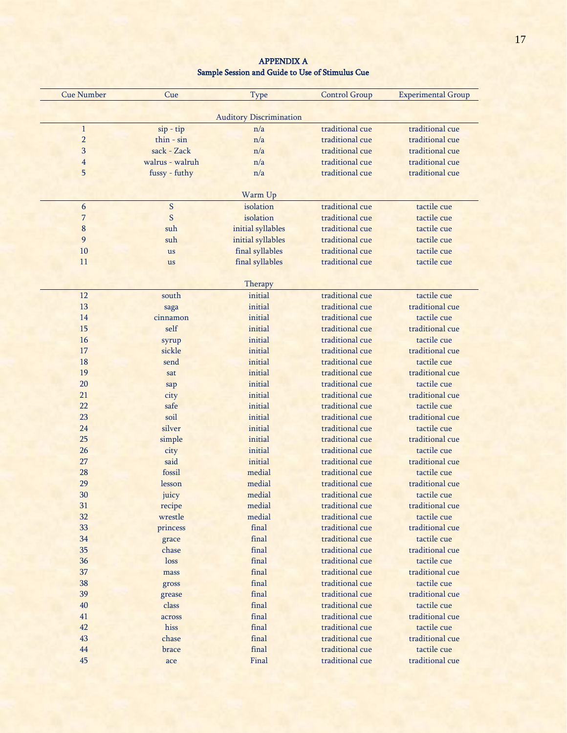# APPENDIX A
## Sample Session and Guide to Use of Stimulus Cue

| Cue Number | Cue | Type | Control Group | Experimental Group |
|---|---|---|---|---|
| | | Auditory Discrimination | | |
| 1 | sip - tip | n/a | traditional cue | traditional cue |
| 2 | thin - sin | n/a | traditional cue | traditional cue |
| 3 | sack - Zack | n/a | traditional cue | traditional cue |
| 4 | walrus - walruh | n/a | traditional cue | traditional cue |
| 5 | fussy - futhy | n/a | traditional cue | traditional cue |
| | | Warm Up | | |
| 6 | S | isolation | traditional cue | tactile cue |
| 7 | S | isolation | traditional cue | tactile cue |
| 8 | suh | initial syllables | traditional cue | tactile cue |
| 9 | suh | initial syllables | traditional cue | tactile cue |
| 10 | us | final syllables | traditional cue | tactile cue |
| 11 | us | final syllables | traditional cue | tactile cue |
| | | Therapy | | |
| 12 | south | initial | traditional cue | tactile cue |
| 13 | saga | initial | traditional cue | traditional cue |
| 14 | cinnamon | initial | traditional cue | tactile cue |
| 15 | self | initial | traditional cue | traditional cue |
| 16 | syrup | initial | traditional cue | tactile cue |
| 17 | sickle | initial | traditional cue | traditional cue |
| 18 | send | initial | traditional cue | tactile cue |
| 19 | sat | initial | traditional cue | traditional cue |
| 20 | sap | initial | traditional cue | tactile cue |
| 21 | city | initial | traditional cue | traditional cue |
| 22 | safe | initial | traditional cue | tactile cue |
| 23 | soil | initial | traditional cue | traditional cue |
| 24 | silver | initial | traditional cue | tactile cue |
| 25 | simple | initial | traditional cue | traditional cue |
| 26 | city | initial | traditional cue | tactile cue |
| 27 | said | initial | traditional cue | traditional cue |
| 28 | fossil | medial | traditional cue | tactile cue |
| 29 | lesson | medial | traditional cue | traditional cue |
| 30 | juicy | medial | traditional cue | tactile cue |
| 31 | recipe | medial | traditional cue | traditional cue |
| 32 | wrestle | medial | traditional cue | tactile cue |
| 33 | princess | final | traditional cue | traditional cue |
| 34 | grace | final | traditional cue | tactile cue |
| 35 | chase | final | traditional cue | traditional cue |
| 36 | loss | final | traditional cue | tactile cue |
| 37 | mass | final | traditional cue | traditional cue |
| 38 | gross | final | traditional cue | tactile cue |
| 39 | grease | final | traditional cue | traditional cue |
| 40 | class | final | traditional cue | tactile cue |
| 41 | across | final | traditional cue | traditional cue |
| 42 | hiss | final | traditional cue | tactile cue |
| 43 | chase | final | traditional cue | traditional cue |
| 44 | brace | final | traditional cue | tactile cue |
| 45 | ace | Final | traditional cue | traditional cue |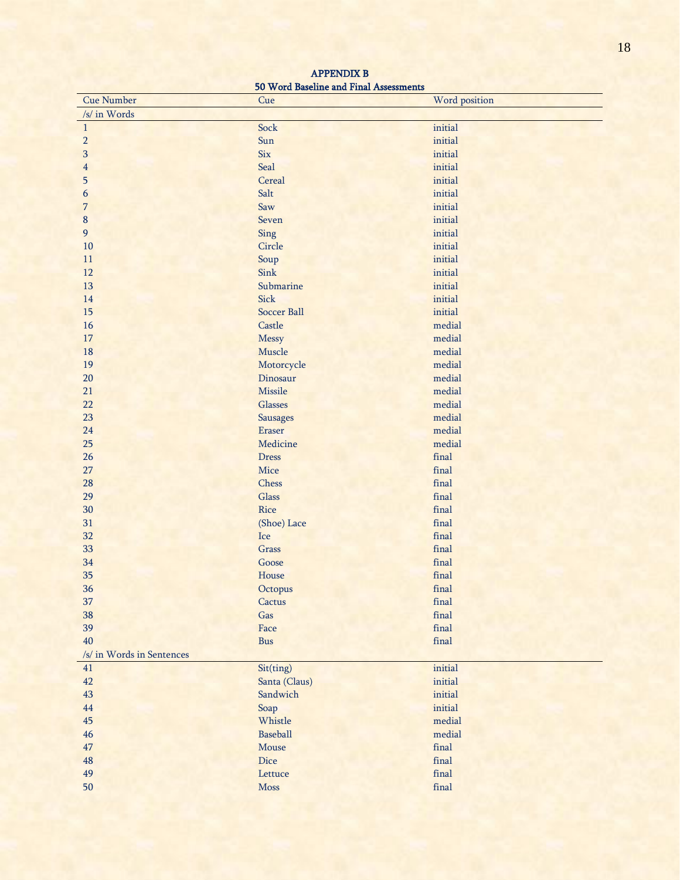**APPENDIX B**

**50 Word Baseline and Final Assessments**

| Cue Number | Cue | Word position |
|---|---|---|
| /s/ in Words | | |
| 1 | Sock | initial |
| 2 | Sun | initial |
| 3 | Six | initial |
| 4 | Seal | initial |
| 5 | Cereal | initial |
| 6 | Salt | initial |
| 7 | Saw | initial |
| 8 | Seven | initial |
| 9 | Sing | initial |
| 10 | Circle | initial |
| 11 | Soup | initial |
| 12 | Sink | initial |
| 13 | Submarine | initial |
| 14 | Sick | initial |
| 15 | Soccer Ball | initial |
| 16 | Castle | medial |
| 17 | Messy | medial |
| 18 | Muscle | medial |
| 19 | Motorcycle | medial |
| 20 | Dinosaur | medial |
| 21 | Missile | medial |
| 22 | Glasses | medial |
| 23 | Sausages | medial |
| 24 | Eraser | medial |
| 25 | Medicine | medial |
| 26 | Dress | final |
| 27 | Mice | final |
| 28 | Chess | final |
| 29 | Glass | final |
| 30 | Rice | final |
| 31 | (Shoe) Lace | final |
| 32 | Ice | final |
| 33 | Grass | final |
| 34 | Goose | final |
| 35 | House | final |
| 36 | Octopus | final |
| 37 | Cactus | final |
| 38 | Gas | final |
| 39 | Face | final |
| 40 | Bus | final |
| /s/ in Words in Sentences | | |
| 41 | Sit(ting) | initial |
| 42 | Santa (Claus) | initial |
| 43 | Sandwich | initial |
| 44 | Soap | initial |
| 45 | Whistle | medial |
| 46 | Baseball | medial |
| 47 | Mouse | final |
| 48 | Dice | final |
| 49 | Lettuce | final |
| 50 | Moss | final |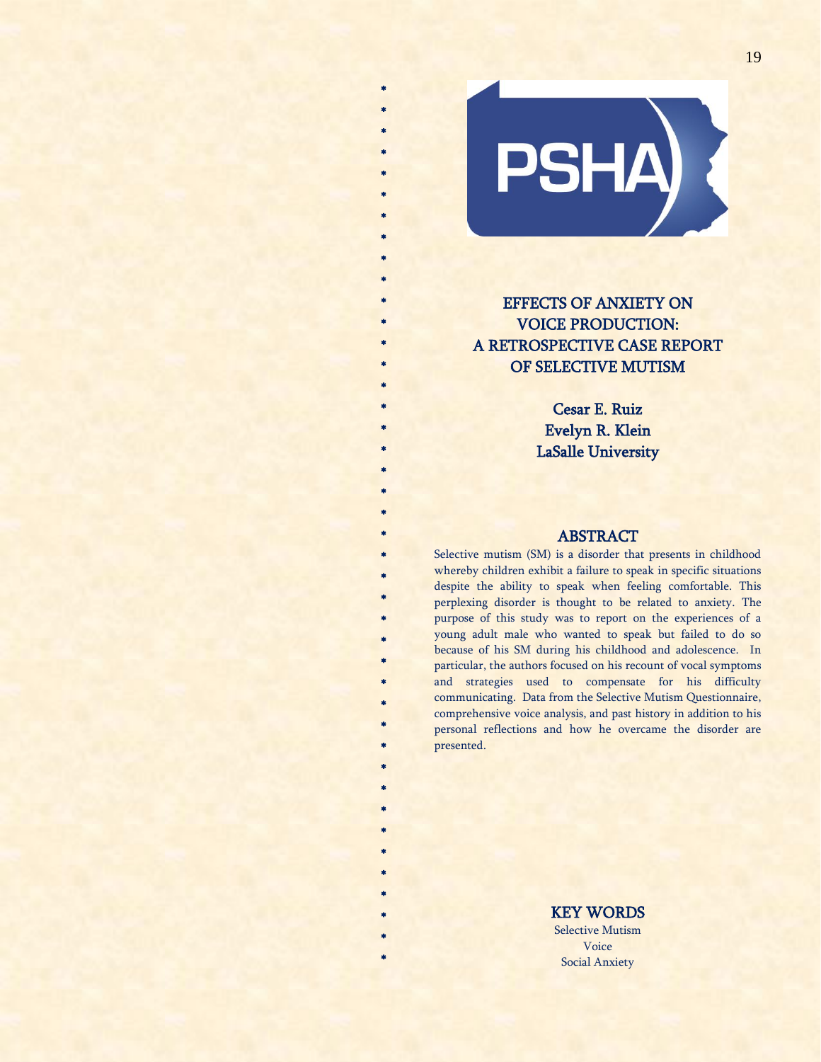# EFFECTS OF ANXIETY ON VOICE PRODUCTION: A RETROSPECTIVE CASE REPORT OF SELECTIVE MUTISM

**Cesar E. Ruiz**
**Evelyn R. Klein**
**LaSalle University**

## ABSTRACT

Selective mutism (SM) is a disorder that presents in childhood whereby children exhibit a failure to speak in specific situations despite the ability to speak when feeling comfortable. This perplexing disorder is thought to be related to anxiety. The purpose of this study was to report on the experiences of a young adult male who wanted to speak but failed to do so because of his SM during his childhood and adolescence. In particular, the authors focused on his recount of vocal symptoms and strategies used to compensate for his difficulty communicating. Data from the Selective Mutism Questionnaire, comprehensive voice analysis, and past history in addition to his personal reflections and how he overcame the disorder are presented.

## KEY WORDS

Selective Mutism
Voice
Social Anxiety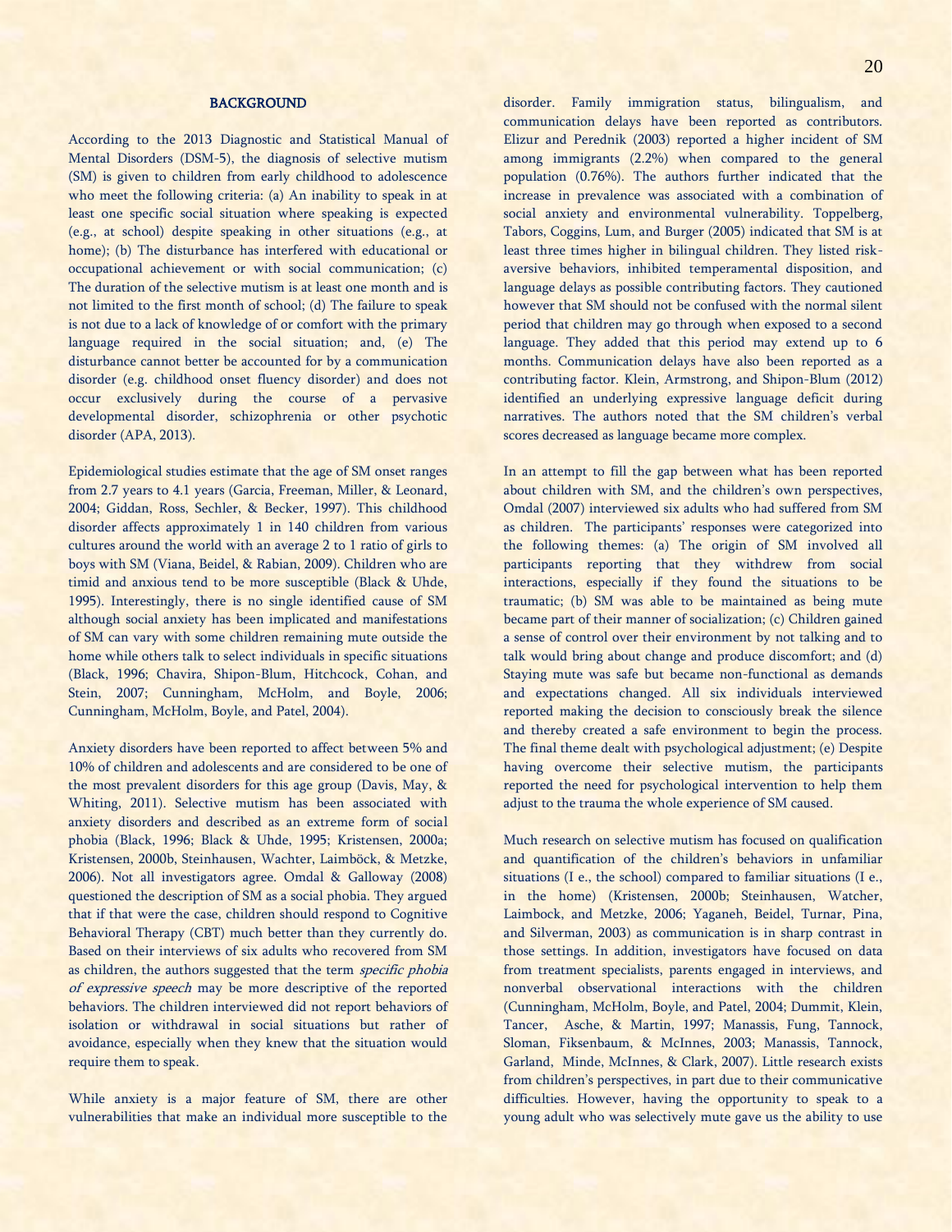## BACKGROUND

According to the 2013 Diagnostic and Statistical Manual of Mental Disorders (DSM-5), the diagnosis of selective mutism (SM) is given to children from early childhood to adolescence who meet the following criteria: (a) An inability to speak in at least one specific social situation where speaking is expected (e.g., at school) despite speaking in other situations (e.g., at home); (b) The disturbance has interfered with educational or occupational achievement or with social communication; (c) The duration of the selective mutism is at least one month and is not limited to the first month of school; (d) The failure to speak is not due to a lack of knowledge of or comfort with the primary language required in the social situation; and, (e) The disturbance cannot better be accounted for by a communication disorder (e.g. childhood onset fluency disorder) and does not occur exclusively during the course of a pervasive developmental disorder, schizophrenia or other psychotic disorder (APA, 2013).

Epidemiological studies estimate that the age of SM onset ranges from 2.7 years to 4.1 years (Garcia, Freeman, Miller, & Leonard, 2004; Giddan, Ross, Sechler, & Becker, 1997). This childhood disorder affects approximately 1 in 140 children from various cultures around the world with an average 2 to 1 ratio of girls to boys with SM (Viana, Beidel, & Rabian, 2009). Children who are timid and anxious tend to be more susceptible (Black & Uhde, 1995). Interestingly, there is no single identified cause of SM although social anxiety has been implicated and manifestations of SM can vary with some children remaining mute outside the home while others talk to select individuals in specific situations (Black, 1996; Chavira, Shipon-Blum, Hitchcock, Cohan, and Stein, 2007; Cunningham, McHolm, and Boyle, 2006; Cunningham, McHolm, Boyle, and Patel, 2004).

Anxiety disorders have been reported to affect between 5% and 10% of children and adolescents and are considered to be one of the most prevalent disorders for this age group (Davis, May, & Whiting, 2011). Selective mutism has been associated with anxiety disorders and described as an extreme form of social phobia (Black, 1996; Black & Uhde, 1995; Kristensen, 2000a; Kristensen, 2000b, Steinhausen, Wachter, Laimböck, & Metzke, 2006). Not all investigators agree. Omdal & Galloway (2008) questioned the description of SM as a social phobia. They argued that if that were the case, children should respond to Cognitive Behavioral Therapy (CBT) much better than they currently do. Based on their interviews of six adults who recovered from SM as children, the authors suggested that the term *specific phobia of expressive speech* may be more descriptive of the reported behaviors. The children interviewed did not report behaviors of isolation or withdrawal in social situations but rather of avoidance, especially when they knew that the situation would require them to speak.

While anxiety is a major feature of SM, there are other vulnerabilities that make an individual more susceptible to the disorder. Family immigration status, bilingualism, and communication delays have been reported as contributors. Elizur and Perednik (2003) reported a higher incident of SM among immigrants (2.2%) when compared to the general population (0.76%). The authors further indicated that the increase in prevalence was associated with a combination of social anxiety and environmental vulnerability. Toppelberg, Tabors, Coggins, Lum, and Burger (2005) indicated that SM is at least three times higher in bilingual children. They listed risk-aversive behaviors, inhibited temperamental disposition, and language delays as possible contributing factors. They cautioned however that SM should not be confused with the normal silent period that children may go through when exposed to a second language. They added that this period may extend up to 6 months. Communication delays have also been reported as a contributing factor. Klein, Armstrong, and Shipon-Blum (2012) identified an underlying expressive language deficit during narratives. The authors noted that the SM children's verbal scores decreased as language became more complex.

In an attempt to fill the gap between what has been reported about children with SM, and the children's own perspectives, Omdal (2007) interviewed six adults who had suffered from SM as children. The participants' responses were categorized into the following themes: (a) The origin of SM involved all participants reporting that they withdrew from social interactions, especially if they found the situations to be traumatic; (b) SM was able to be maintained as being mute became part of their manner of socialization; (c) Children gained a sense of control over their environment by not talking and to talk would bring about change and produce discomfort; and (d) Staying mute was safe but became non-functional as demands and expectations changed. All six individuals interviewed reported making the decision to consciously break the silence and thereby created a safe environment to begin the process. The final theme dealt with psychological adjustment; (e) Despite having overcome their selective mutism, the participants reported the need for psychological intervention to help them adjust to the trauma the whole experience of SM caused.

Much research on selective mutism has focused on qualification and quantification of the children's behaviors in unfamiliar situations (I e., the school) compared to familiar situations (I e., in the home) (Kristensen, 2000b; Steinhausen, Watcher, Laimbock, and Metzke, 2006; Yaganeh, Beidel, Turnar, Pina, and Silverman, 2003) as communication is in sharp contrast in those settings. In addition, investigators have focused on data from treatment specialists, parents engaged in interviews, and nonverbal observational interactions with the children (Cunningham, McHolm, Boyle, and Patel, 2004; Dummit, Klein, Tancer, Asche, & Martin, 1997; Manassis, Fung, Tannock, Sloman, Fiksenbaum, & McInnes, 2003; Manassis, Tannock, Garland, Minde, McInnes, & Clark, 2007). Little research exists from children's perspectives, in part due to their communicative difficulties. However, having the opportunity to speak to a young adult who was selectively mute gave us the ability to use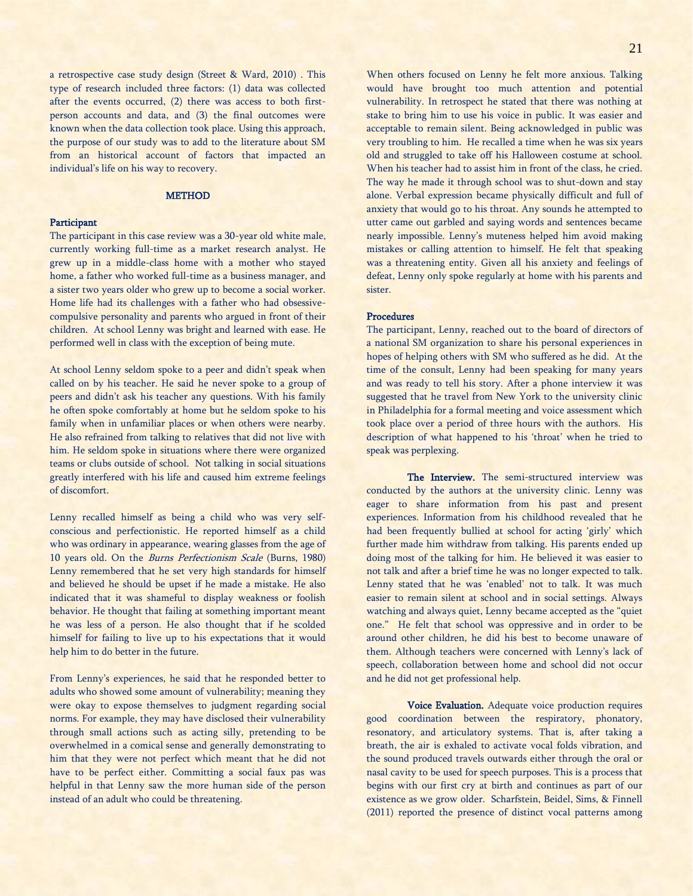a retrospective case study design (Street & Ward, 2010) . This type of research included three factors: (1) data was collected after the events occurred, (2) there was access to both first-person accounts and data, and (3) the final outcomes were known when the data collection took place. Using this approach, the purpose of our study was to add to the literature about SM from an historical account of factors that impacted an individual's life on his way to recovery.

## METHOD

### Participant

The participant in this case review was a 30-year old white male, currently working full-time as a market research analyst. He grew up in a middle-class home with a mother who stayed home, a father who worked full-time as a business manager, and a sister two years older who grew up to become a social worker. Home life had its challenges with a father who had obsessive-compulsive personality and parents who argued in front of their children. At school Lenny was bright and learned with ease. He performed well in class with the exception of being mute.

At school Lenny seldom spoke to a peer and didn't speak when called on by his teacher. He said he never spoke to a group of peers and didn't ask his teacher any questions. With his family he often spoke comfortably at home but he seldom spoke to his family when in unfamiliar places or when others were nearby. He also refrained from talking to relatives that did not live with him. He seldom spoke in situations where there were organized teams or clubs outside of school. Not talking in social situations greatly interfered with his life and caused him extreme feelings of discomfort.

Lenny recalled himself as being a child who was very self-conscious and perfectionistic. He reported himself as a child who was ordinary in appearance, wearing glasses from the age of 10 years old. On the *Burns Perfectionism Scale* (Burns, 1980) Lenny remembered that he set very high standards for himself and believed he should be upset if he made a mistake. He also indicated that it was shameful to display weakness or foolish behavior. He thought that failing at something important meant he was less of a person. He also thought that if he scolded himself for failing to live up to his expectations that it would help him to do better in the future.

From Lenny's experiences, he said that he responded better to adults who showed some amount of vulnerability; meaning they were okay to expose themselves to judgment regarding social norms. For example, they may have disclosed their vulnerability through small actions such as acting silly, pretending to be overwhelmed in a comical sense and generally demonstrating to him that they were not perfect which meant that he did not have to be perfect either. Committing a social faux pas was helpful in that Lenny saw the more human side of the person instead of an adult who could be threatening.

When others focused on Lenny he felt more anxious. Talking would have brought too much attention and potential vulnerability. In retrospect he stated that there was nothing at stake to bring him to use his voice in public. It was easier and acceptable to remain silent. Being acknowledged in public was very troubling to him. He recalled a time when he was six years old and struggled to take off his Halloween costume at school. When his teacher had to assist him in front of the class, he cried. The way he made it through school was to shut-down and stay alone. Verbal expression became physically difficult and full of anxiety that would go to his throat. Any sounds he attempted to utter came out garbled and saying words and sentences became nearly impossible. Lenny's muteness helped him avoid making mistakes or calling attention to himself. He felt that speaking was a threatening entity. Given all his anxiety and feelings of defeat, Lenny only spoke regularly at home with his parents and sister.

### Procedures

The participant, Lenny, reached out to the board of directors of a national SM organization to share his personal experiences in hopes of helping others with SM who suffered as he did. At the time of the consult, Lenny had been speaking for many years and was ready to tell his story. After a phone interview it was suggested that he travel from New York to the university clinic in Philadelphia for a formal meeting and voice assessment which took place over a period of three hours with the authors. His description of what happened to his 'throat' when he tried to speak was perplexing.

**The Interview.** The semi-structured interview was conducted by the authors at the university clinic. Lenny was eager to share information from his past and present experiences. Information from his childhood revealed that he had been frequently bullied at school for acting 'girly' which further made him withdraw from talking. His parents ended up doing most of the talking for him. He believed it was easier to not talk and after a brief time he was no longer expected to talk. Lenny stated that he was 'enabled' not to talk. It was much easier to remain silent at school and in social settings. Always watching and always quiet, Lenny became accepted as the "quiet one." He felt that school was oppressive and in order to be around other children, he did his best to become unaware of them. Although teachers were concerned with Lenny's lack of speech, collaboration between home and school did not occur and he did not get professional help.

**Voice Evaluation.** Adequate voice production requires good coordination between the respiratory, phonatory, resonatory, and articulatory systems. That is, after taking a breath, the air is exhaled to activate vocal folds vibration, and the sound produced travels outwards either through the oral or nasal cavity to be used for speech purposes. This is a process that begins with our first cry at birth and continues as part of our existence as we grow older. Scharfstein, Beidel, Sims, & Finnell (2011) reported the presence of distinct vocal patterns among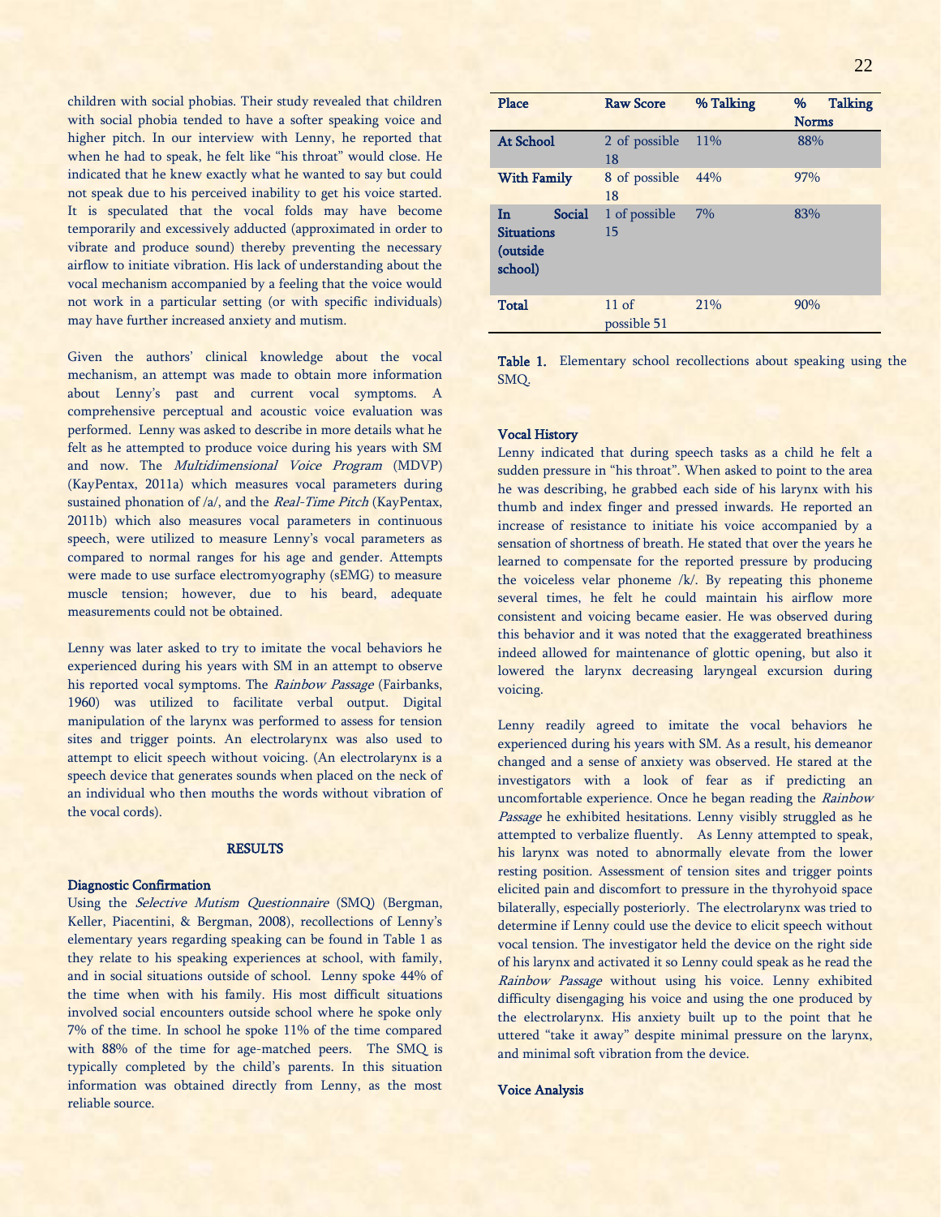children with social phobias. Their study revealed that children with social phobia tended to have a softer speaking voice and higher pitch. In our interview with Lenny, he reported that when he had to speak, he felt like "his throat" would close. He indicated that he knew exactly what he wanted to say but could not speak due to his perceived inability to get his voice started. It is speculated that the vocal folds may have become temporarily and excessively adducted (approximated in order to vibrate and produce sound) thereby preventing the necessary airflow to initiate vibration. His lack of understanding about the vocal mechanism accompanied by a feeling that the voice would not work in a particular setting (or with specific individuals) may have further increased anxiety and mutism.

Given the authors' clinical knowledge about the vocal mechanism, an attempt was made to obtain more information about Lenny's past and current vocal symptoms. A comprehensive perceptual and acoustic voice evaluation was performed. Lenny was asked to describe in more details what he felt as he attempted to produce voice during his years with SM and now. The *Multidimensional Voice Program* (MDVP) (KayPentax, 2011a) which measures vocal parameters during sustained phonation of /a/, and the *Real-Time Pitch* (KayPentax, 2011b) which also measures vocal parameters in continuous speech, were utilized to measure Lenny's vocal parameters as compared to normal ranges for his age and gender. Attempts were made to use surface electromyography (sEMG) to measure muscle tension; however, due to his beard, adequate measurements could not be obtained.

Lenny was later asked to try to imitate the vocal behaviors he experienced during his years with SM in an attempt to observe his reported vocal symptoms. The *Rainbow Passage* (Fairbanks, 1960) was utilized to facilitate verbal output. Digital manipulation of the larynx was performed to assess for tension sites and trigger points. An electrolarynx was also used to attempt to elicit speech without voicing. (An electrolarynx is a speech device that generates sounds when placed on the neck of an individual who then mouths the words without vibration of the vocal cords).

## RESULTS

### Diagnostic Confirmation

Using the *Selective Mutism Questionnaire* (SMQ) (Bergman, Keller, Piacentini, & Bergman, 2008), recollections of Lenny's elementary years regarding speaking can be found in Table 1 as they relate to his speaking experiences at school, with family, and in social situations outside of school. Lenny spoke 44% of the time when with his family. His most difficult situations involved social encounters outside school where he spoke only 7% of the time. In school he spoke 11% of the time compared with 88% of the time for age-matched peers. The SMQ is typically completed by the child's parents. In this situation information was obtained directly from Lenny, as the most reliable source.

| Place | Raw Score | % Talking | % Talking Norms |
|---|---|---|---|
| At School | 2 of possible 18 | 11% | 88% |
| With Family | 8 of possible 18 | 44% | 97% |
| In Social Situations (outside school) | 1 of possible 15 | 7% | 83% |
| Total | 11 of possible 51 | 21% | 90% |

**Table 1.** Elementary school recollections about speaking using the SMQ.

### Vocal History

Lenny indicated that during speech tasks as a child he felt a sudden pressure in "his throat". When asked to point to the area he was describing, he grabbed each side of his larynx with his thumb and index finger and pressed inwards. He reported an increase of resistance to initiate his voice accompanied by a sensation of shortness of breath. He stated that over the years he learned to compensate for the reported pressure by producing the voiceless velar phoneme /k/. By repeating this phoneme several times, he felt he could maintain his airflow more consistent and voicing became easier. He was observed during this behavior and it was noted that the exaggerated breathiness indeed allowed for maintenance of glottic opening, but also it lowered the larynx decreasing laryngeal excursion during voicing.

Lenny readily agreed to imitate the vocal behaviors he experienced during his years with SM. As a result, his demeanor changed and a sense of anxiety was observed. He stared at the investigators with a look of fear as if predicting an uncomfortable experience. Once he began reading the *Rainbow Passage* he exhibited hesitations. Lenny visibly struggled as he attempted to verbalize fluently. As Lenny attempted to speak, his larynx was noted to abnormally elevate from the lower resting position. Assessment of tension sites and trigger points elicited pain and discomfort to pressure in the thyrohyoid space bilaterally, especially posteriorly. The electrolarynx was tried to determine if Lenny could use the device to elicit speech without vocal tension. The investigator held the device on the right side of his larynx and activated it so Lenny could speak as he read the *Rainbow Passage* without using his voice. Lenny exhibited difficulty disengaging his voice and using the one produced by the electrolarynx. His anxiety built up to the point that he uttered "take it away" despite minimal pressure on the larynx, and minimal soft vibration from the device.

### Voice Analysis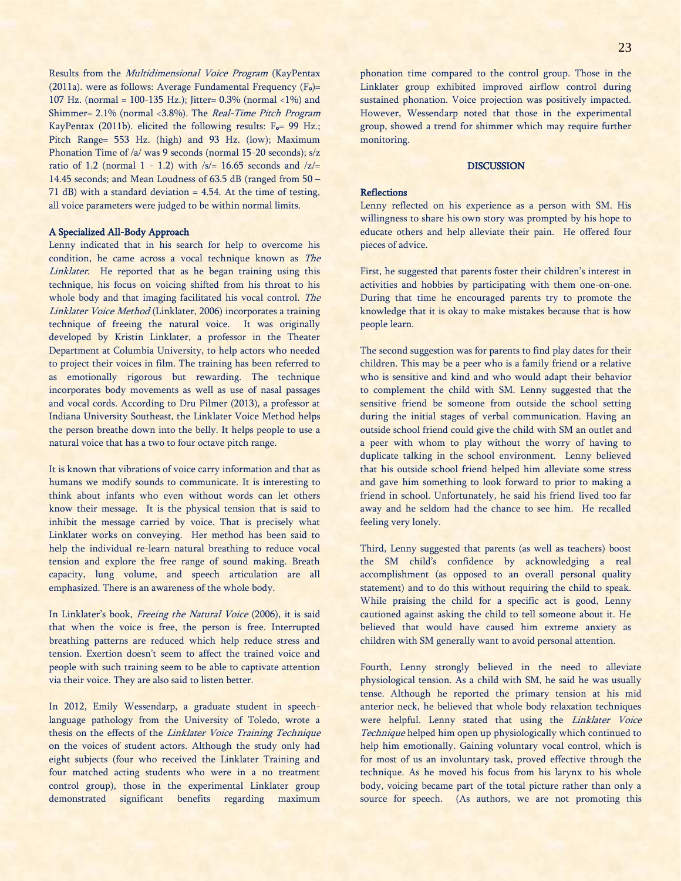Results from the *Multidimensional Voice Program* (KayPentax (2011a). were as follows: Average Fundamental Frequency ($F_o$)= 107 Hz. (normal = 100-135 Hz.); Jitter= 0.3% (normal <1%) and Shimmer= 2.1% (normal <3.8%). The *Real-Time Pitch Program* KayPentax (2011b). elicited the following results: $F_o$= 99 Hz.; Pitch Range= 553 Hz. (high) and 93 Hz. (low); Maximum Phonation Time of /a/ was 9 seconds (normal 15-20 seconds); s/z ratio of 1.2 (normal 1 - 1.2) with /s/= 16.65 seconds and /z/= 14.45 seconds; and Mean Loudness of 63.5 dB (ranged from 50 – 71 dB) with a standard deviation = 4.54. At the time of testing, all voice parameters were judged to be within normal limits.

### A Specialized All-Body Approach

Lenny indicated that in his search for help to overcome his condition, he came across a vocal technique known as *The Linklater*. He reported that as he began training using this technique, his focus on voicing shifted from his throat to his whole body and that imaging facilitated his vocal control. *The Linklater Voice Method* (Linklater, 2006) incorporates a training technique of freeing the natural voice. It was originally developed by Kristin Linklater, a professor in the Theater Department at Columbia University, to help actors who needed to project their voices in film. The training has been referred to as emotionally rigorous but rewarding. The technique incorporates body movements as well as use of nasal passages and vocal cords. According to Dru Pilmer (2013), a professor at Indiana University Southeast, the Linklater Voice Method helps the person breathe down into the belly. It helps people to use a natural voice that has a two to four octave pitch range.

It is known that vibrations of voice carry information and that as humans we modify sounds to communicate. It is interesting to think about infants who even without words can let others know their message. It is the physical tension that is said to inhibit the message carried by voice. That is precisely what Linklater works on conveying. Her method has been said to help the individual re-learn natural breathing to reduce vocal tension and explore the free range of sound making. Breath capacity, lung volume, and speech articulation are all emphasized. There is an awareness of the whole body.

In Linklater's book, *Freeing the Natural Voice* (2006), it is said that when the voice is free, the person is free. Interrupted breathing patterns are reduced which help reduce stress and tension. Exertion doesn't seem to affect the trained voice and people with such training seem to be able to captivate attention via their voice. They are also said to listen better.

In 2012, Emily Wessendarp, a graduate student in speech-language pathology from the University of Toledo, wrote a thesis on the effects of the *Linklater Voice Training Technique* on the voices of student actors. Although the study only had eight subjects (four who received the Linklater Training and four matched acting students who were in a no treatment control group), those in the experimental Linklater group demonstrated significant benefits regarding maximum phonation time compared to the control group. Those in the Linklater group exhibited improved airflow control during sustained phonation. Voice projection was positively impacted. However, Wessendarp noted that those in the experimental group, showed a trend for shimmer which may require further monitoring.

## DISCUSSION

### Reflections

Lenny reflected on his experience as a person with SM. His willingness to share his own story was prompted by his hope to educate others and help alleviate their pain. He offered four pieces of advice.

First, he suggested that parents foster their children's interest in activities and hobbies by participating with them one-on-one. During that time he encouraged parents try to promote the knowledge that it is okay to make mistakes because that is how people learn.

The second suggestion was for parents to find play dates for their children. This may be a peer who is a family friend or a relative who is sensitive and kind and who would adapt their behavior to complement the child with SM. Lenny suggested that the sensitive friend be someone from outside the school setting during the initial stages of verbal communication. Having an outside school friend could give the child with SM an outlet and a peer with whom to play without the worry of having to duplicate talking in the school environment. Lenny believed that his outside school friend helped him alleviate some stress and gave him something to look forward to prior to making a friend in school. Unfortunately, he said his friend lived too far away and he seldom had the chance to see him. He recalled feeling very lonely.

Third, Lenny suggested that parents (as well as teachers) boost the SM child's confidence by acknowledging a real accomplishment (as opposed to an overall personal quality statement) and to do this without requiring the child to speak. While praising the child for a specific act is good, Lenny cautioned against asking the child to tell someone about it. He believed that would have caused him extreme anxiety as children with SM generally want to avoid personal attention.

Fourth, Lenny strongly believed in the need to alleviate physiological tension. As a child with SM, he said he was usually tense. Although he reported the primary tension at his mid anterior neck, he believed that whole body relaxation techniques were helpful. Lenny stated that using the *Linklater Voice Technique* helped him open up physiologically which continued to help him emotionally. Gaining voluntary vocal control, which is for most of us an involuntary task, proved effective through the technique. As he moved his focus from his larynx to his whole body, voicing became part of the total picture rather than only a source for speech. (As authors, we are not promoting this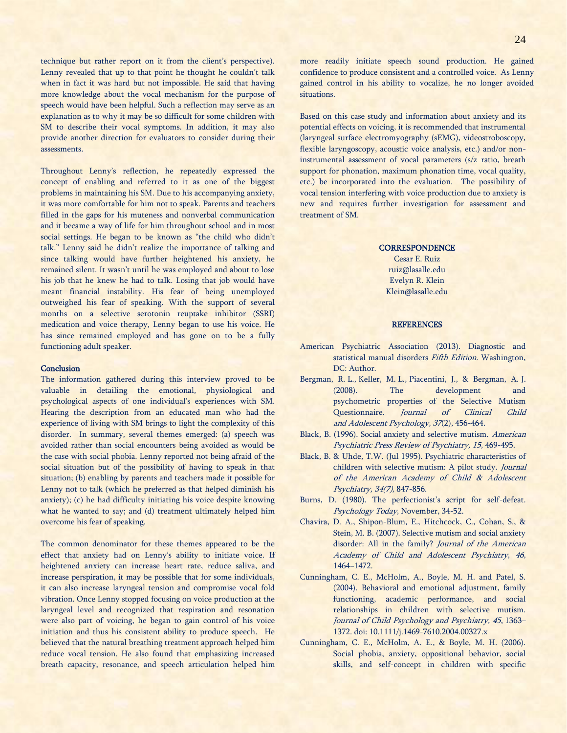technique but rather report on it from the client's perspective). Lenny revealed that up to that point he thought he couldn't talk when in fact it was hard but not impossible. He said that having more knowledge about the vocal mechanism for the purpose of speech would have been helpful. Such a reflection may serve as an explanation as to why it may be so difficult for some children with SM to describe their vocal symptoms. In addition, it may also provide another direction for evaluators to consider during their assessments.

Throughout Lenny's reflection, he repeatedly expressed the concept of enabling and referred to it as one of the biggest problems in maintaining his SM. Due to his accompanying anxiety, it was more comfortable for him not to speak. Parents and teachers filled in the gaps for his muteness and nonverbal communication and it became a way of life for him throughout school and in most social settings. He began to be known as "the child who didn't talk." Lenny said he didn't realize the importance of talking and since talking would have further heightened his anxiety, he remained silent. It wasn't until he was employed and about to lose his job that he knew he had to talk. Losing that job would have meant financial instability. His fear of being unemployed outweighed his fear of speaking. With the support of several months on a selective serotonin reuptake inhibitor (SSRI) medication and voice therapy, Lenny began to use his voice. He has since remained employed and has gone on to be a fully functioning adult speaker.

### Conclusion

The information gathered during this interview proved to be valuable in detailing the emotional, physiological and psychological aspects of one individual's experiences with SM. Hearing the description from an educated man who had the experience of living with SM brings to light the complexity of this disorder. In summary, several themes emerged: (a) speech was avoided rather than social encounters being avoided as would be the case with social phobia. Lenny reported not being afraid of the social situation but of the possibility of having to speak in that situation; (b) enabling by parents and teachers made it possible for Lenny not to talk (which he preferred as that helped diminish his anxiety); (c) he had difficulty initiating his voice despite knowing what he wanted to say; and (d) treatment ultimately helped him overcome his fear of speaking.

The common denominator for these themes appeared to be the effect that anxiety had on Lenny's ability to initiate voice. If heightened anxiety can increase heart rate, reduce saliva, and increase perspiration, it may be possible that for some individuals, it can also increase laryngeal tension and compromise vocal fold vibration. Once Lenny stopped focusing on voice production at the laryngeal level and recognized that respiration and resonation were also part of voicing, he began to gain control of his voice initiation and thus his consistent ability to produce speech. He believed that the natural breathing treatment approach helped him reduce vocal tension. He also found that emphasizing increased breath capacity, resonance, and speech articulation helped him more readily initiate speech sound production. He gained confidence to produce consistent and a controlled voice. As Lenny gained control in his ability to vocalize, he no longer avoided situations.

Based on this case study and information about anxiety and its potential effects on voicing, it is recommended that instrumental (laryngeal surface electromyography (sEMG), videostroboscopy, flexible laryngoscopy, acoustic voice analysis, etc.) and/or non-instrumental assessment of vocal parameters (s/z ratio, breath support for phonation, maximum phonation time, vocal quality, etc.) be incorporated into the evaluation. The possibility of vocal tension interfering with voice production due to anxiety is new and requires further investigation for assessment and treatment of SM.

### CORRESPONDENCE

Cesar E. Ruiz
ruiz@lasalle.edu
Evelyn R. Klein
Klein@lasalle.edu

### REFERENCES

American Psychiatric Association (2013). Diagnostic and statistical manual disorders *Fifth Edition.* Washington, DC: Author.

Bergman, R. L., Keller, M. L., Piacentini, J., & Bergman, A. J. (2008). The development and psychometric properties of the Selective Mutism Questionnaire. *Journal of Clinical Child and Adolescent Psychology, 37*(2), 456-464.

Black, B. (1996). Social anxiety and selective mutism. *American Psychiatric Press Review of Psychiatry, 15*, 469-495.

Black, B. & Uhde, T.W. (Jul 1995). Psychiatric characteristics of children with selective mutism: A pilot study. *Journal of the American Academy of Child & Adolescent Psychiatry, 34(7),* 847-856.

Burns, D. (1980). The perfectionist's script for self-defeat. *Psychology Today*, November, 34-52.

Chavira, D. A., Shipon-Blum, E., Hitchcock, C., Cohan, S., & Stein, M. B. (2007). Selective mutism and social anxiety disorder: All in the family? *Journal of the American Academy of Child and Adolescent Psychiatry, 46,* 1464–1472.

Cunningham, C. E., McHolm, A., Boyle, M. H. and Patel, S. (2004). Behavioral and emotional adjustment, family functioning, academic performance, and social relationships in children with selective mutism. *Journal of Child Psychology and Psychiatry, 45*, 1363–1372. doi: 10.1111/j.1469-7610.2004.00327.x

Cunningham, C. E., McHolm, A. E., & Boyle, M. H. (2006). Social phobia, anxiety, oppositional behavior, social skills, and self-concept in children with specific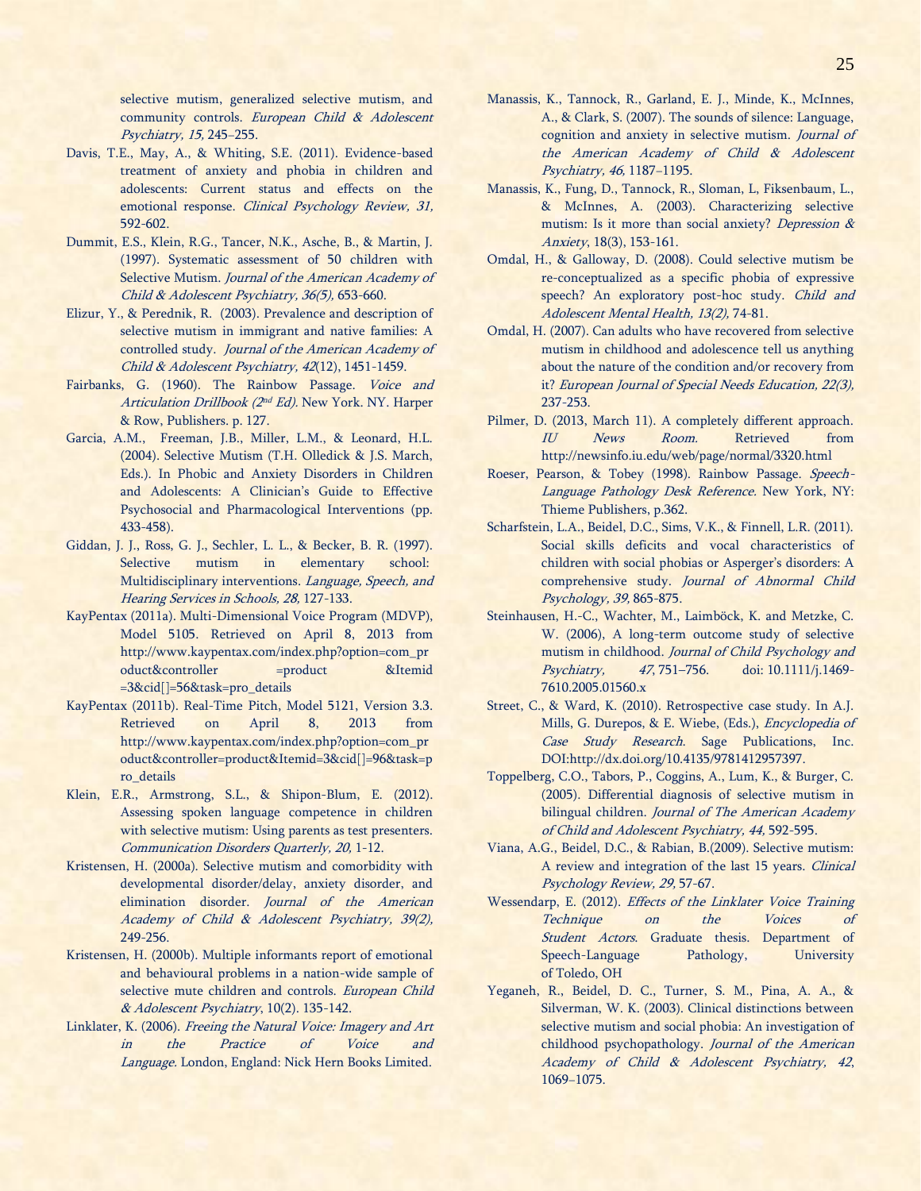selective mutism, generalized selective mutism, and community controls. *European Child & Adolescent Psychiatry, 15,* 245–255.

Davis, T.E., May, A., & Whiting, S.E. (2011). Evidence-based treatment of anxiety and phobia in children and adolescents: Current status and effects on the emotional response. *Clinical Psychology Review, 31,* 592-602.

Dummit, E.S., Klein, R.G., Tancer, N.K., Asche, B., & Martin, J. (1997). Systematic assessment of 50 children with Selective Mutism. *Journal of the American Academy of Child & Adolescent Psychiatry, 36(5),* 653-660.

Elizur, Y., & Perednik, R. (2003). Prevalence and description of selective mutism in immigrant and native families: A controlled study. *Journal of the American Academy of Child & Adolescent Psychiatry, 42*(12), 1451-1459.

Fairbanks, G. (1960). The Rainbow Passage. *Voice and Articulation Drillbook (2nd Ed).* New York. NY. Harper & Row, Publishers. p. 127.

Garcia, A.M., Freeman, J.B., Miller, L.M., & Leonard, H.L. (2004). Selective Mutism (T.H. Olledick & J.S. March, Eds.). In Phobic and Anxiety Disorders in Children and Adolescents: A Clinician's Guide to Effective Psychosocial and Pharmacological Interventions (pp. 433-458).

Giddan, J. J., Ross, G. J., Sechler, L. L., & Becker, B. R. (1997). Selective mutism in elementary school: Multidisciplinary interventions. *Language, Speech, and Hearing Services in Schools, 28,* 127-133.

KayPentax (2011a). Multi-Dimensional Voice Program (MDVP), Model 5105. Retrieved on April 8, 2013 from http://www.kaypentax.com/index.php?option=com_product&controller =product &Itemid =3&cid[]=56&task=pro_details

KayPentax (2011b). Real-Time Pitch, Model 5121, Version 3.3. Retrieved on April 8, 2013 from http://www.kaypentax.com/index.php?option=com_product&controller=product&Itemid=3&cid[]=96&task=pro_details

Klein, E.R., Armstrong, S.L., & Shipon-Blum, E. (2012). Assessing spoken language competence in children with selective mutism: Using parents as test presenters. *Communication Disorders Quarterly, 20,* 1-12.

Kristensen, H. (2000a). Selective mutism and comorbidity with developmental disorder/delay, anxiety disorder, and elimination disorder. *Journal of the American Academy of Child & Adolescent Psychiatry, 39(2),* 249-256.

Kristensen, H. (2000b). Multiple informants report of emotional and behavioural problems in a nation-wide sample of selective mute children and controls. *European Child & Adolescent Psychiatry*, 10(2). 135-142.

Linklater, K. (2006). *Freeing the Natural Voice: Imagery and Art in the Practice of Voice and Language.* London, England: Nick Hern Books Limited.

Manassis, K., Tannock, R., Garland, E. J., Minde, K., McInnes, A., & Clark, S. (2007). The sounds of silence: Language, cognition and anxiety in selective mutism. *Journal of the American Academy of Child & Adolescent Psychiatry, 46,* 1187–1195.

Manassis, K., Fung, D., Tannock, R., Sloman, L, Fiksenbaum, L., & McInnes, A. (2003). Characterizing selective mutism: Is it more than social anxiety? *Depression & Anxiety*, 18(3), 153-161.

Omdal, H., & Galloway, D. (2008). Could selective mutism be re-conceptualized as a specific phobia of expressive speech? An exploratory post-hoc study. *Child and Adolescent Mental Health, 13(2),* 74-81.

Omdal, H. (2007). Can adults who have recovered from selective mutism in childhood and adolescence tell us anything about the nature of the condition and/or recovery from it? *European Journal of Special Needs Education, 22(3),* 237-253.

Pilmer, D. (2013, March 11). A completely different approach. *IU News Room.* Retrieved from http://newsinfo.iu.edu/web/page/normal/3320.html

Roeser, Pearson, & Tobey (1998). Rainbow Passage. *Speech-Language Pathology Desk Reference.* New York, NY: Thieme Publishers, p.362.

Scharfstein, L.A., Beidel, D.C., Sims, V.K., & Finnell, L.R. (2011). Social skills deficits and vocal characteristics of children with social phobias or Asperger's disorders: A comprehensive study. *Journal of Abnormal Child Psychology, 39,* 865-875.

Steinhausen, H.-C., Wachter, M., Laimböck, K. and Metzke, C. W. (2006), A long-term outcome study of selective mutism in childhood. *Journal of Child Psychology and Psychiatry, 47,* 751–756. doi: 10.1111/j.1469-7610.2005.01560.x

Street, C., & Ward, K. (2010). Retrospective case study. In A.J. Mills, G. Durepos, & E. Wiebe, (Eds.), *Encyclopedia of Case Study Research.* Sage Publications, Inc. DOI:http://dx.doi.org/10.4135/9781412957397.

Toppelberg, C.O., Tabors, P., Coggins, A., Lum, K., & Burger, C. (2005). Differential diagnosis of selective mutism in bilingual children. *Journal of The American Academy of Child and Adolescent Psychiatry, 44,* 592-595.

Viana, A.G., Beidel, D.C., & Rabian, B.(2009). Selective mutism: A review and integration of the last 15 years. *Clinical Psychology Review, 29,* 57-67.

Wessendarp, E. (2012). *Effects of the Linklater Voice Training Technique on the Voices of Student Actors.* Graduate thesis. Department of Speech-Language Pathology, University of Toledo, OH

Yeganeh, R., Beidel, D. C., Turner, S. M., Pina, A. A., & Silverman, W. K. (2003). Clinical distinctions between selective mutism and social phobia: An investigation of childhood psychopathology. *Journal of the American Academy of Child & Adolescent Psychiatry, 42*, 1069–1075.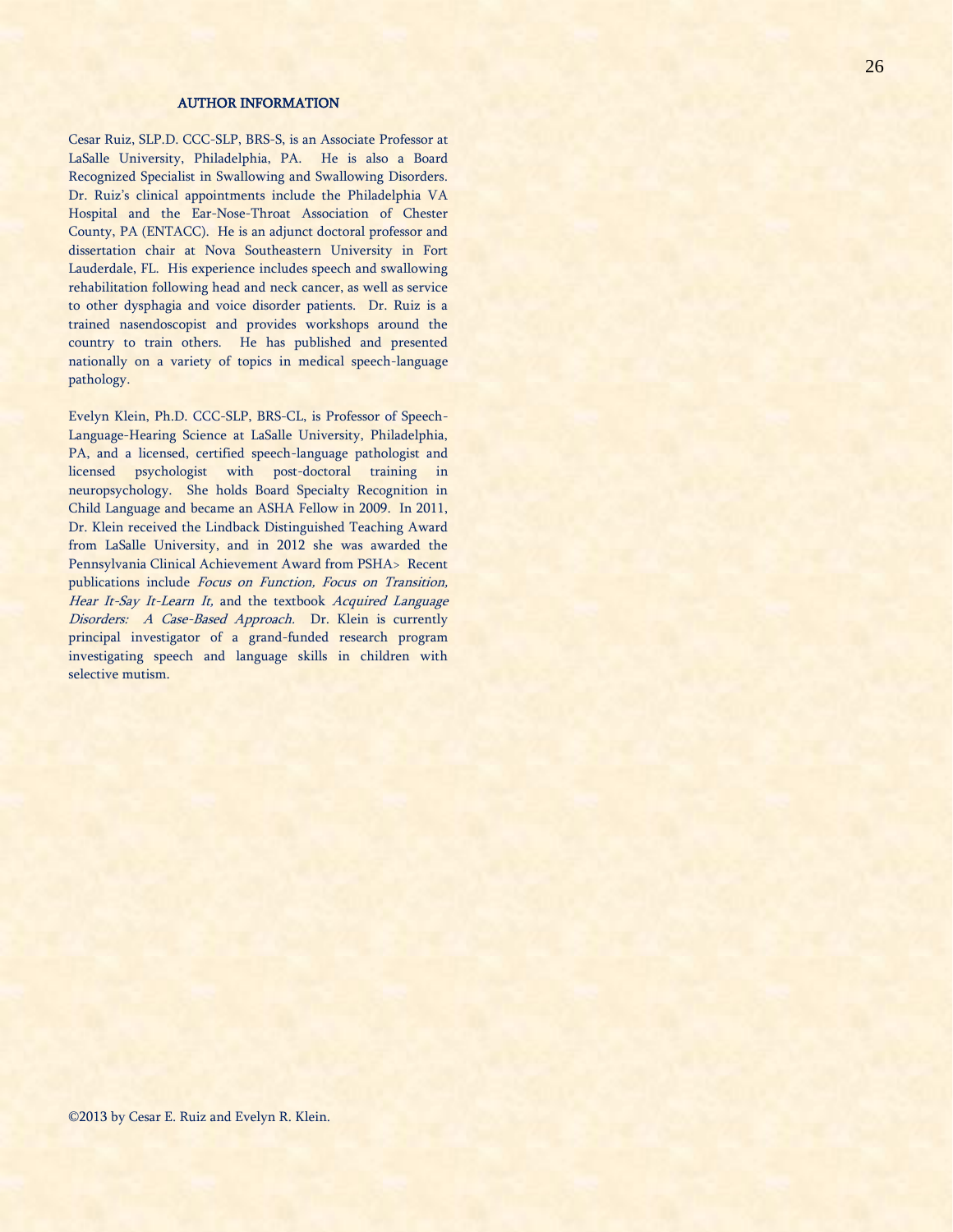## AUTHOR INFORMATION

Cesar Ruiz, SLP.D. CCC-SLP, BRS-S, is an Associate Professor at LaSalle University, Philadelphia, PA. He is also a Board Recognized Specialist in Swallowing and Swallowing Disorders. Dr. Ruiz's clinical appointments include the Philadelphia VA Hospital and the Ear-Nose-Throat Association of Chester County, PA (ENTACC). He is an adjunct doctoral professor and dissertation chair at Nova Southeastern University in Fort Lauderdale, FL. His experience includes speech and swallowing rehabilitation following head and neck cancer, as well as service to other dysphagia and voice disorder patients. Dr. Ruiz is a trained nasendoscopist and provides workshops around the country to train others. He has published and presented nationally on a variety of topics in medical speech-language pathology.

Evelyn Klein, Ph.D. CCC-SLP, BRS-CL, is Professor of Speech-Language-Hearing Science at LaSalle University, Philadelphia, PA, and a licensed, certified speech-language pathologist and licensed psychologist with post-doctoral training in neuropsychology. She holds Board Specialty Recognition in Child Language and became an ASHA Fellow in 2009. In 2011, Dr. Klein received the Lindback Distinguished Teaching Award from LaSalle University, and in 2012 she was awarded the Pennsylvania Clinical Achievement Award from PSHA> Recent publications include *Focus on Function, Focus on Transition, Hear It-Say It-Learn It,* and the textbook *Acquired Language Disorders: A Case-Based Approach.* Dr. Klein is currently principal investigator of a grand-funded research program investigating speech and language skills in children with selective mutism.

©2013 by Cesar E. Ruiz and Evelyn R. Klein.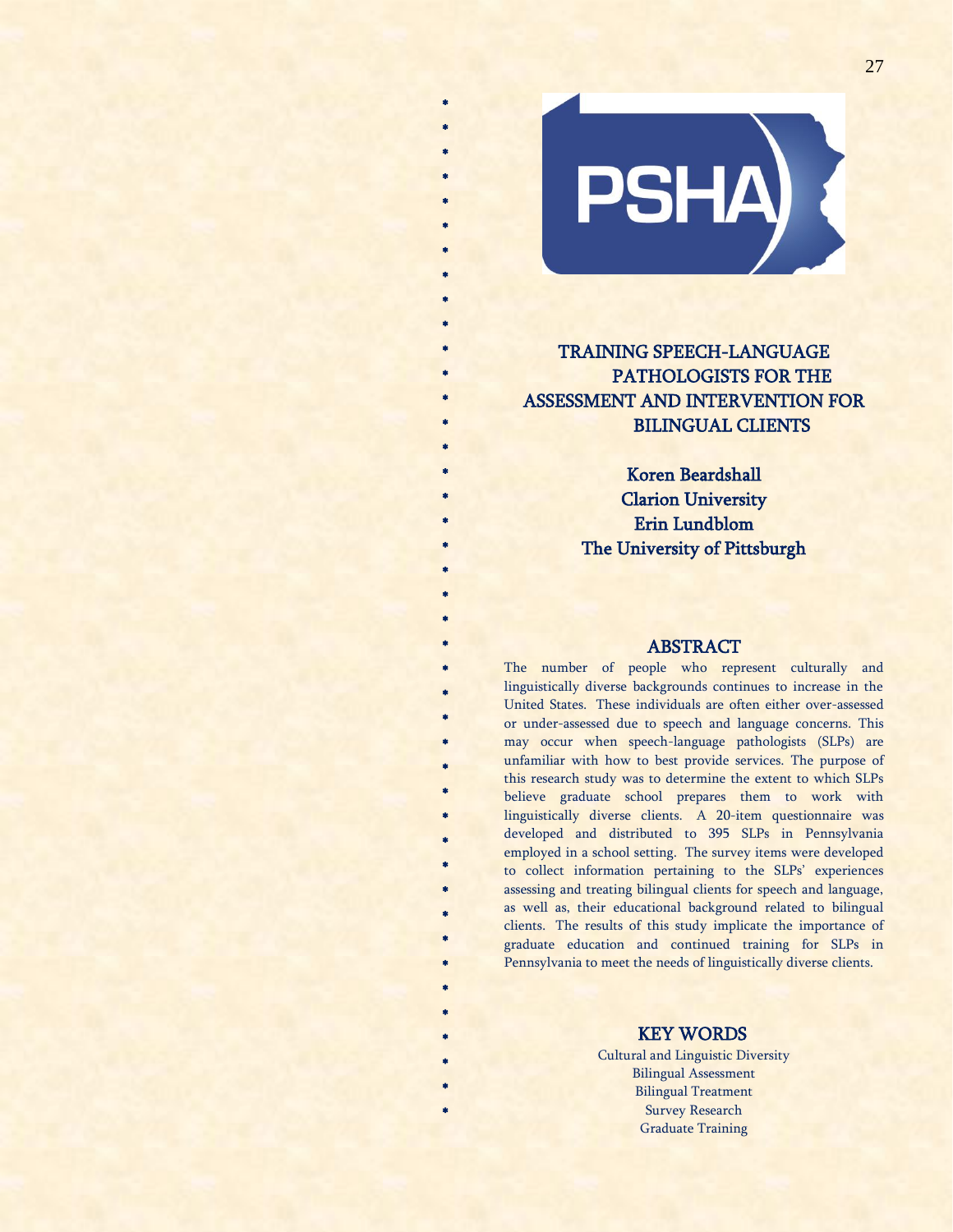# TRAINING SPEECH-LANGUAGE PATHOLOGISTS FOR THE ASSESSMENT AND INTERVENTION FOR BILINGUAL CLIENTS

**Koren Beardshall**
**Clarion University**
**Erin Lundblom**
**The University of Pittsburgh**

## ABSTRACT

The number of people who represent culturally and linguistically diverse backgrounds continues to increase in the United States. These individuals are often either over-assessed or under-assessed due to speech and language concerns. This may occur when speech-language pathologists (SLPs) are unfamiliar with how to best provide services. The purpose of this research study was to determine the extent to which SLPs believe graduate school prepares them to work with linguistically diverse clients. A 20-item questionnaire was developed and distributed to 395 SLPs in Pennsylvania employed in a school setting. The survey items were developed to collect information pertaining to the SLPs' experiences assessing and treating bilingual clients for speech and language, as well as, their educational background related to bilingual clients. The results of this study implicate the importance of graduate education and continued training for SLPs in Pennsylvania to meet the needs of linguistically diverse clients.

## KEY WORDS

Cultural and Linguistic Diversity
Bilingual Assessment
Bilingual Treatment
Survey Research
Graduate Training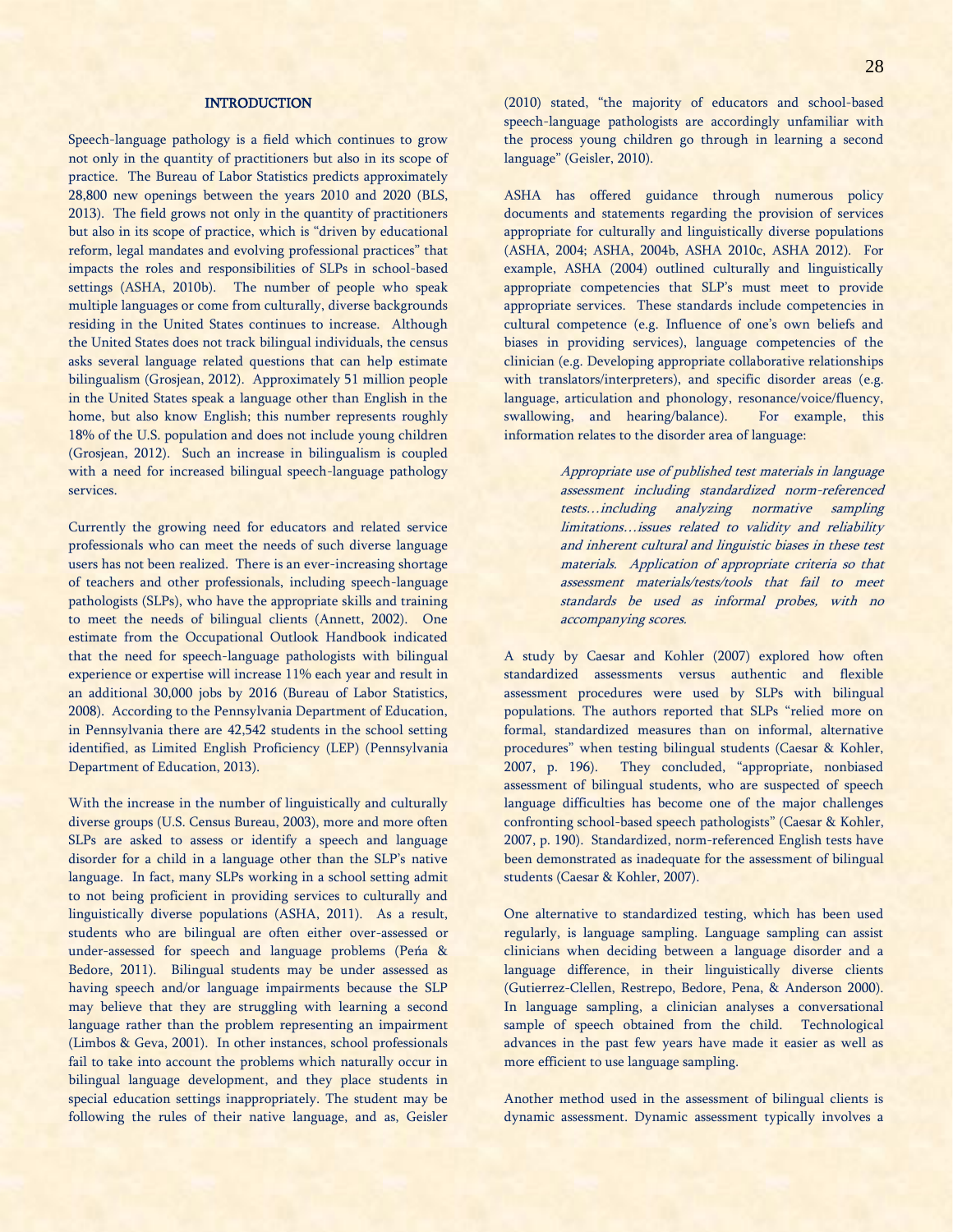## INTRODUCTION

Speech-language pathology is a field which continues to grow not only in the quantity of practitioners but also in its scope of practice. The Bureau of Labor Statistics predicts approximately 28,800 new openings between the years 2010 and 2020 (BLS, 2013). The field grows not only in the quantity of practitioners but also in its scope of practice, which is "driven by educational reform, legal mandates and evolving professional practices" that impacts the roles and responsibilities of SLPs in school-based settings (ASHA, 2010b). The number of people who speak multiple languages or come from culturally, diverse backgrounds residing in the United States continues to increase. Although the United States does not track bilingual individuals, the census asks several language related questions that can help estimate bilingualism (Grosjean, 2012). Approximately 51 million people in the United States speak a language other than English in the home, but also know English; this number represents roughly 18% of the U.S. population and does not include young children (Grosjean, 2012). Such an increase in bilingualism is coupled with a need for increased bilingual speech-language pathology services.

Currently the growing need for educators and related service professionals who can meet the needs of such diverse language users has not been realized. There is an ever-increasing shortage of teachers and other professionals, including speech-language pathologists (SLPs), who have the appropriate skills and training to meet the needs of bilingual clients (Annett, 2002). One estimate from the Occupational Outlook Handbook indicated that the need for speech-language pathologists with bilingual experience or expertise will increase 11% each year and result in an additional 30,000 jobs by 2016 (Bureau of Labor Statistics, 2008). According to the Pennsylvania Department of Education, in Pennsylvania there are 42,542 students in the school setting identified, as Limited English Proficiency (LEP) (Pennsylvania Department of Education, 2013).

With the increase in the number of linguistically and culturally diverse groups (U.S. Census Bureau, 2003), more and more often SLPs are asked to assess or identify a speech and language disorder for a child in a language other than the SLP's native language. In fact, many SLPs working in a school setting admit to not being proficient in providing services to culturally and linguistically diverse populations (ASHA, 2011). As a result, students who are bilingual are often either over-assessed or under-assessed for speech and language problems (Peńa & Bedore, 2011). Bilingual students may be under assessed as having speech and/or language impairments because the SLP may believe that they are struggling with learning a second language rather than the problem representing an impairment (Limbos & Geva, 2001). In other instances, school professionals fail to take into account the problems which naturally occur in bilingual language development, and they place students in special education settings inappropriately. The student may be following the rules of their native language, and as, Geisler (2010) stated, "the majority of educators and school-based speech-language pathologists are accordingly unfamiliar with the process young children go through in learning a second language" (Geisler, 2010).

ASHA has offered guidance through numerous policy documents and statements regarding the provision of services appropriate for culturally and linguistically diverse populations (ASHA, 2004; ASHA, 2004b, ASHA 2010c, ASHA 2012). For example, ASHA (2004) outlined culturally and linguistically appropriate competencies that SLP's must meet to provide appropriate services. These standards include competencies in cultural competence (e.g. Influence of one's own beliefs and biases in providing services), language competencies of the clinician (e.g. Developing appropriate collaborative relationships with translators/interpreters), and specific disorder areas (e.g. language, articulation and phonology, resonance/voice/fluency, swallowing, and hearing/balance). For example, this information relates to the disorder area of language:

> *Appropriate use of published test materials in language assessment including standardized norm-referenced tests…including analyzing normative sampling limitations…issues related to validity and reliability and inherent cultural and linguistic biases in these test materials. Application of appropriate criteria so that assessment materials/tests/tools that fail to meet standards be used as informal probes, with no accompanying scores.*

A study by Caesar and Kohler (2007) explored how often standardized assessments versus authentic and flexible assessment procedures were used by SLPs with bilingual populations. The authors reported that SLPs "relied more on formal, standardized measures than on informal, alternative procedures" when testing bilingual students (Caesar & Kohler, 2007, p. 196). They concluded, "appropriate, nonbiased assessment of bilingual students, who are suspected of speech language difficulties has become one of the major challenges confronting school-based speech pathologists" (Caesar & Kohler, 2007, p. 190). Standardized, norm-referenced English tests have been demonstrated as inadequate for the assessment of bilingual students (Caesar & Kohler, 2007).

One alternative to standardized testing, which has been used regularly, is language sampling. Language sampling can assist clinicians when deciding between a language disorder and a language difference, in their linguistically diverse clients (Gutierrez-Clellen, Restrepo, Bedore, Pena, & Anderson 2000). In language sampling, a clinician analyses a conversational sample of speech obtained from the child. Technological advances in the past few years have made it easier as well as more efficient to use language sampling.

Another method used in the assessment of bilingual clients is dynamic assessment. Dynamic assessment typically involves a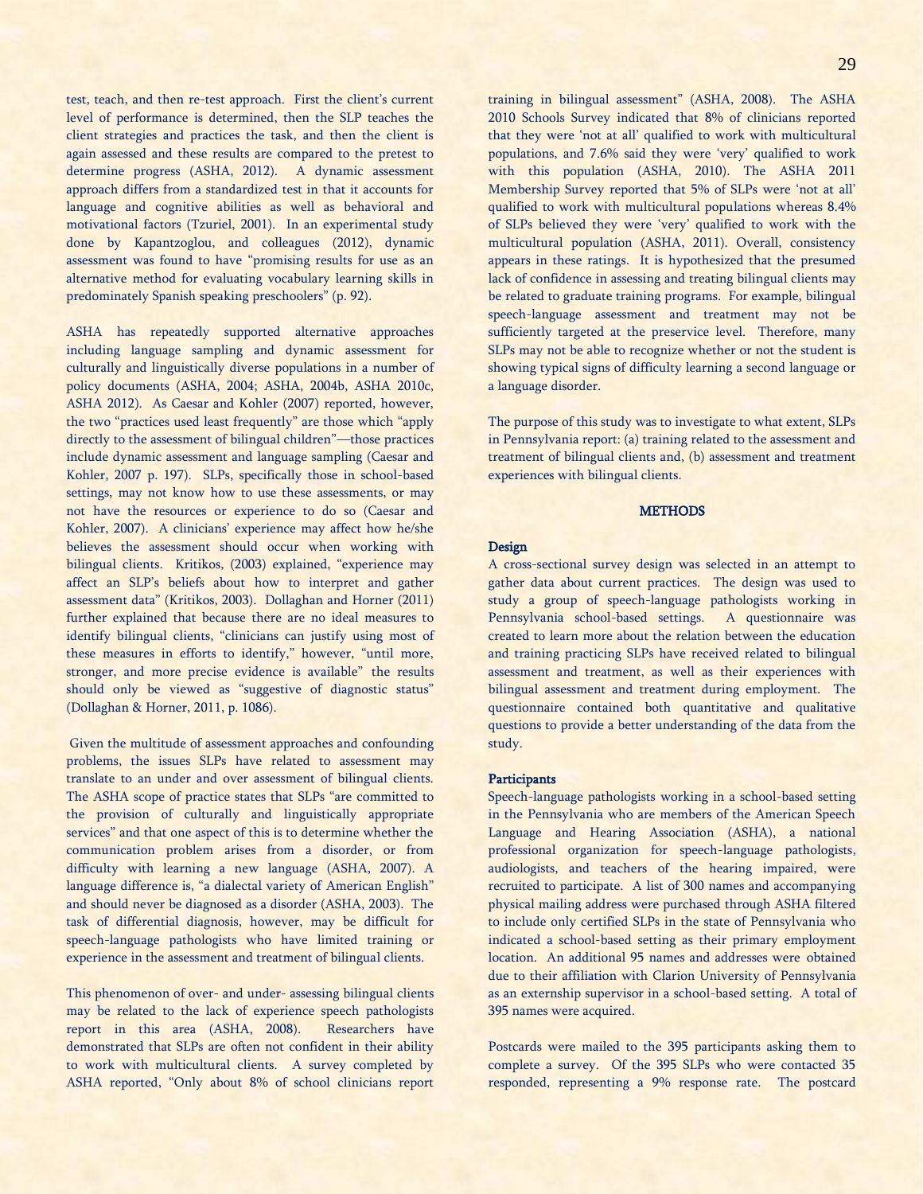test, teach, and then re-test approach. First the client's current level of performance is determined, then the SLP teaches the client strategies and practices the task, and then the client is again assessed and these results are compared to the pretest to determine progress (ASHA, 2012). A dynamic assessment approach differs from a standardized test in that it accounts for language and cognitive abilities as well as behavioral and motivational factors (Tzuriel, 2001). In an experimental study done by Kapantzoglou, and colleagues (2012), dynamic assessment was found to have "promising results for use as an alternative method for evaluating vocabulary learning skills in predominately Spanish speaking preschoolers" (p. 92).

ASHA has repeatedly supported alternative approaches including language sampling and dynamic assessment for culturally and linguistically diverse populations in a number of policy documents (ASHA, 2004; ASHA, 2004b, ASHA 2010c, ASHA 2012). As Caesar and Kohler (2007) reported, however, the two "practices used least frequently" are those which "apply directly to the assessment of bilingual children"—those practices include dynamic assessment and language sampling (Caesar and Kohler, 2007 p. 197). SLPs, specifically those in school-based settings, may not know how to use these assessments, or may not have the resources or experience to do so (Caesar and Kohler, 2007). A clinicians' experience may affect how he/she believes the assessment should occur when working with bilingual clients. Kritikos, (2003) explained, "experience may affect an SLP's beliefs about how to interpret and gather assessment data" (Kritikos, 2003). Dollaghan and Horner (2011) further explained that because there are no ideal measures to identify bilingual clients, "clinicians can justify using most of these measures in efforts to identify," however, "until more, stronger, and more precise evidence is available" the results should only be viewed as "suggestive of diagnostic status" (Dollaghan & Horner, 2011, p. 1086).

Given the multitude of assessment approaches and confounding problems, the issues SLPs have related to assessment may translate to an under and over assessment of bilingual clients. The ASHA scope of practice states that SLPs "are committed to the provision of culturally and linguistically appropriate services" and that one aspect of this is to determine whether the communication problem arises from a disorder, or from difficulty with learning a new language (ASHA, 2007). A language difference is, "a dialectal variety of American English" and should never be diagnosed as a disorder (ASHA, 2003). The task of differential diagnosis, however, may be difficult for speech-language pathologists who have limited training or experience in the assessment and treatment of bilingual clients.

This phenomenon of over- and under- assessing bilingual clients may be related to the lack of experience speech pathologists report in this area (ASHA, 2008). Researchers have demonstrated that SLPs are often not confident in their ability to work with multicultural clients. A survey completed by ASHA reported, "Only about 8% of school clinicians report training in bilingual assessment" (ASHA, 2008). The ASHA 2010 Schools Survey indicated that 8% of clinicians reported that they were 'not at all' qualified to work with multicultural populations, and 7.6% said they were 'very' qualified to work with this population (ASHA, 2010). The ASHA 2011 Membership Survey reported that 5% of SLPs were 'not at all' qualified to work with multicultural populations whereas 8.4% of SLPs believed they were 'very' qualified to work with the multicultural population (ASHA, 2011). Overall, consistency appears in these ratings. It is hypothesized that the presumed lack of confidence in assessing and treating bilingual clients may be related to graduate training programs. For example, bilingual speech-language assessment and treatment may not be sufficiently targeted at the preservice level. Therefore, many SLPs may not be able to recognize whether or not the student is showing typical signs of difficulty learning a second language or a language disorder.

The purpose of this study was to investigate to what extent, SLPs in Pennsylvania report: (a) training related to the assessment and treatment of bilingual clients and, (b) assessment and treatment experiences with bilingual clients.

## METHODS

### Design

A cross-sectional survey design was selected in an attempt to gather data about current practices. The design was used to study a group of speech-language pathologists working in Pennsylvania school-based settings. A questionnaire was created to learn more about the relation between the education and training practicing SLPs have received related to bilingual assessment and treatment, as well as their experiences with bilingual assessment and treatment during employment. The questionnaire contained both quantitative and qualitative questions to provide a better understanding of the data from the study.

### Participants

Speech-language pathologists working in a school-based setting in the Pennsylvania who are members of the American Speech Language and Hearing Association (ASHA), a national professional organization for speech-language pathologists, audiologists, and teachers of the hearing impaired, were recruited to participate. A list of 300 names and accompanying physical mailing address were purchased through ASHA filtered to include only certified SLPs in the state of Pennsylvania who indicated a school-based setting as their primary employment location. An additional 95 names and addresses were obtained due to their affiliation with Clarion University of Pennsylvania as an externship supervisor in a school-based setting. A total of 395 names were acquired.

Postcards were mailed to the 395 participants asking them to complete a survey. Of the 395 SLPs who were contacted 35 responded, representing a 9% response rate. The postcard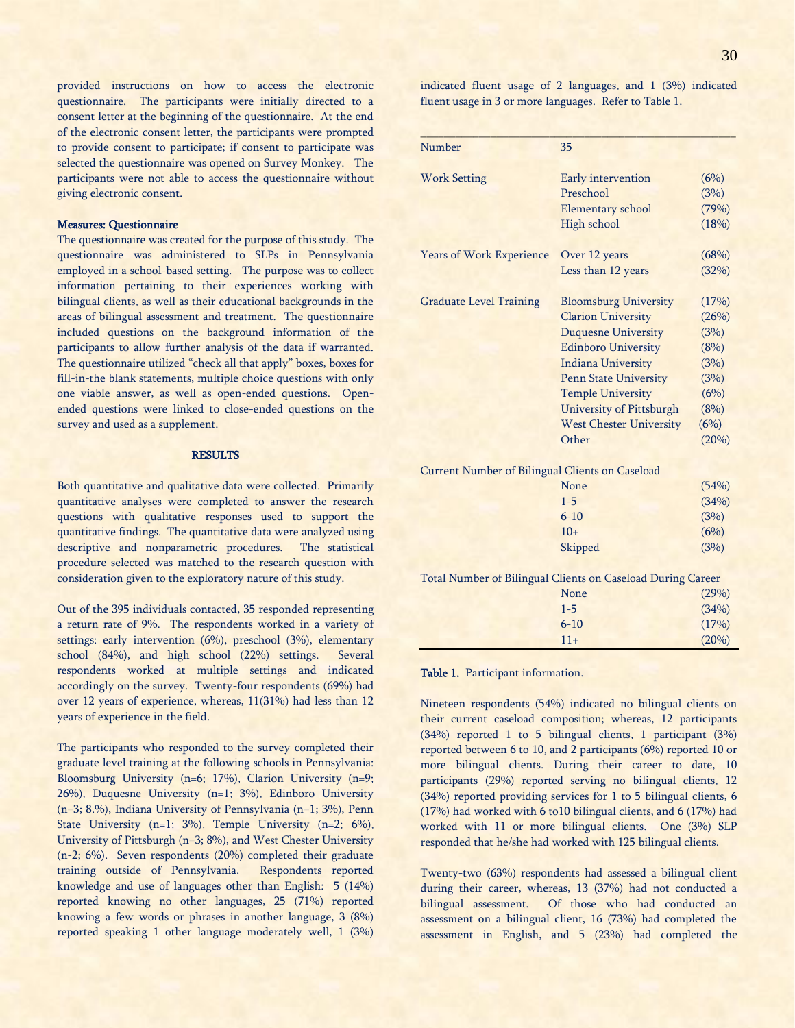provided instructions on how to access the electronic questionnaire. The participants were initially directed to a consent letter at the beginning of the questionnaire. At the end of the electronic consent letter, the participants were prompted to provide consent to participate; if consent to participate was selected the questionnaire was opened on Survey Monkey. The participants were not able to access the questionnaire without giving electronic consent.

**Measures: Questionnaire**

The questionnaire was created for the purpose of this study. The questionnaire was administered to SLPs in Pennsylvania employed in a school-based setting. The purpose was to collect information pertaining to their experiences working with bilingual clients, as well as their educational backgrounds in the areas of bilingual assessment and treatment. The questionnaire included questions on the background information of the participants to allow further analysis of the data if warranted. The questionnaire utilized "check all that apply" boxes, boxes for fill-in-the blank statements, multiple choice questions with only one viable answer, as well as open-ended questions. Open-ended questions were linked to close-ended questions on the survey and used as a supplement.

## RESULTS

Both quantitative and qualitative data were collected. Primarily quantitative analyses were completed to answer the research questions with qualitative responses used to support the quantitative findings. The quantitative data were analyzed using descriptive and nonparametric procedures. The statistical procedure selected was matched to the research question with consideration given to the exploratory nature of this study.

Out of the 395 individuals contacted, 35 responded representing a return rate of 9%. The respondents worked in a variety of settings: early intervention (6%), preschool (3%), elementary school (84%), and high school (22%) settings. Several respondents worked at multiple settings and indicated accordingly on the survey. Twenty-four respondents (69%) had over 12 years of experience, whereas, 11(31%) had less than 12 years of experience in the field.

The participants who responded to the survey completed their graduate level training at the following schools in Pennsylvania: Bloomsburg University (n=6; 17%), Clarion University (n=9; 26%), Duquesne University (n=1; 3%), Edinboro University (n=3; 8.%), Indiana University of Pennsylvania (n=1; 3%), Penn State University (n=1; 3%), Temple University (n=2; 6%), University of Pittsburgh (n=3; 8%), and West Chester University (n-2; 6%). Seven respondents (20%) completed their graduate training outside of Pennsylvania. Respondents reported knowledge and use of languages other than English: 5 (14%) reported knowing no other languages, 25 (71%) reported knowing a few words or phrases in another language, 3 (8%) reported speaking 1 other language moderately well, 1 (3%) indicated fluent usage of 2 languages, and 1 (3%) indicated fluent usage in 3 or more languages. Refer to Table 1.

| Number | 35 | |
|---|---|---|
| Work Setting | Early intervention | (6%) |
| | Preschool | (3%) |
| | Elementary school | (79%) |
| | High school | (18%) |
| Years of Work Experience | Over 12 years | (68%) |
| | Less than 12 years | (32%) |
| Graduate Level Training | Bloomsburg University | (17%) |
| | Clarion University | (26%) |
| | Duquesne University | (3%) |
| | Edinboro University | (8%) |
| | Indiana University | (3%) |
| | Penn State University | (3%) |
| | Temple University | (6%) |
| | University of Pittsburgh | (8%) |
| | West Chester University | (6%) |
| | Other | (20%) |
| Current Number of Bilingual Clients on Caseload | | |
| | None | (54%) |
| | 1-5 | (34%) |
| | 6-10 | (3%) |
| | 10+ | (6%) |
| | Skipped | (3%) |
| Total Number of Bilingual Clients on Caseload During Career | | |
| | None | (29%) |
| | 1-5 | (34%) |
| | 6-10 | (17%) |
| | 11+ | (20%) |

**Table 1.** Participant information.

Nineteen respondents (54%) indicated no bilingual clients on their current caseload composition; whereas, 12 participants (34%) reported 1 to 5 bilingual clients, 1 participant (3%) reported between 6 to 10, and 2 participants (6%) reported 10 or more bilingual clients. During their career to date, 10 participants (29%) reported serving no bilingual clients, 12 (34%) reported providing services for 1 to 5 bilingual clients, 6 (17%) had worked with 6 to10 bilingual clients, and 6 (17%) had worked with 11 or more bilingual clients. One (3%) SLP responded that he/she had worked with 125 bilingual clients.

Twenty-two (63%) respondents had assessed a bilingual client during their career, whereas, 13 (37%) had not conducted a bilingual assessment. Of those who had conducted an assessment on a bilingual client, 16 (73%) had completed the assessment in English, and 5 (23%) had completed the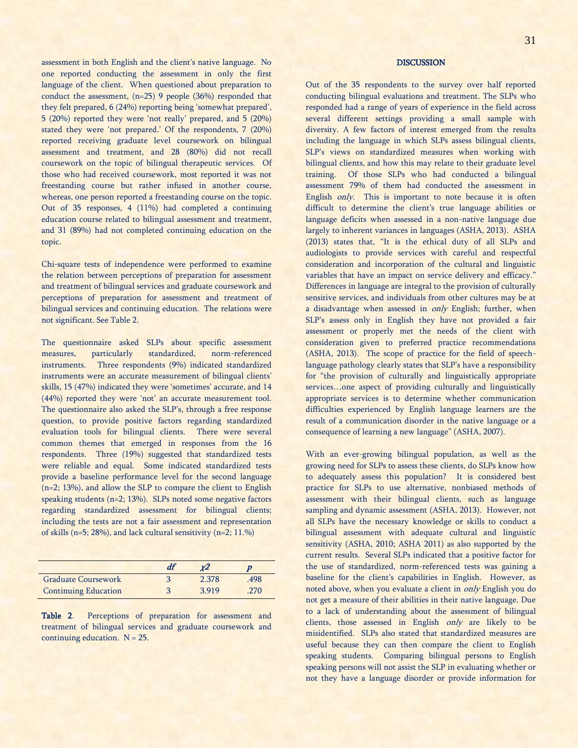assessment in both English and the client's native language. No one reported conducting the assessment in only the first language of the client. When questioned about preparation to conduct the assessment, (n=25) 9 people (36%) responded that they felt prepared, 6 (24%) reporting being 'somewhat prepared', 5 (20%) reported they were 'not really' prepared, and 5 (20%) stated they were 'not prepared.' Of the respondents, 7 (20%) reported receiving graduate level coursework on bilingual assessment and treatment, and 28 (80%) did not recall coursework on the topic of bilingual therapeutic services. Of those who had received coursework, most reported it was not freestanding course but rather infused in another course, whereas, one person reported a freestanding course on the topic. Out of 35 responses, 4 (11%) had completed a continuing education course related to bilingual assessment and treatment, and 31 (89%) had not completed continuing education on the topic.

Chi-square tests of independence were performed to examine the relation between perceptions of preparation for assessment and treatment of bilingual services and graduate coursework and perceptions of preparation for assessment and treatment of bilingual services and continuing education. The relations were not significant. See Table 2.

The questionnaire asked SLPs about specific assessment measures, particularly standardized, norm-referenced instruments. Three respondents (9%) indicated standardized instruments were an accurate measurement of bilingual clients' skills, 15 (47%) indicated they were 'sometimes' accurate, and 14 (44%) reported they were 'not' an accurate measurement tool. The questionnaire also asked the SLP's, through a free response question, to provide positive factors regarding standardized evaluation tools for bilingual clients. There were several common themes that emerged in responses from the 16 respondents. Three (19%) suggested that standardized tests were reliable and equal. Some indicated standardized tests provide a baseline performance level for the second language (n=2; 13%), and allow the SLP to compare the client to English speaking students (n=2; 13%). SLPs noted some negative factors regarding standardized assessment for bilingual clients; including the tests are not a fair assessment and representation of skills (n=5; 28%), and lack cultural sensitivity (n=2; 11.%)

| | *df* | $\chi 2$ | *p* |
|---|---|---|---|
| Graduate Coursework | 3 | 2.378 | .498 |
| Continuing Education | 3 | 3.919 | .270 |

**Table 2**. Perceptions of preparation for assessment and treatment of bilingual services and graduate coursework and continuing education. N = 25.

## DISCUSSION

Out of the 35 respondents to the survey over half reported conducting bilingual evaluations and treatment. The SLPs who responded had a range of years of experience in the field across several different settings providing a small sample with diversity. A few factors of interest emerged from the results including the language in which SLPs assess bilingual clients, SLP's views on standardized measures when working with bilingual clients, and how this may relate to their graduate level training. Of those SLPs who had conducted a bilingual assessment 79% of them had conducted the assessment in English *only*. This is important to note because it is often difficult to determine the client's true language abilities or language deficits when assessed in a non-native language due largely to inherent variances in languages (ASHA, 2013). ASHA (2013) states that, "It is the ethical duty of all SLPs and audiologists to provide services with careful and respectful consideration and incorporation of the cultural and linguistic variables that have an impact on service delivery and efficacy." Differences in language are integral to the provision of culturally sensitive services, and individuals from other cultures may be at a disadvantage when assessed in *only* English; further, when SLP's assess only in English they have not provided a fair assessment or properly met the needs of the client with consideration given to preferred practice recommendations (ASHA, 2013). The scope of practice for the field of speech-language pathology clearly states that SLP's have a responsibility for "the provision of culturally and linguistically appropriate services…one aspect of providing culturally and linguistically appropriate services is to determine whether communication difficulties experienced by English language learners are the result of a communication disorder in the native language or a consequence of learning a new language" (ASHA, 2007).

With an ever-growing bilingual population, as well as the growing need for SLPs to assess these clients, do SLPs know how to adequately assess this population? It is considered best practice for SLPs to use alternative, nonbiased methods of assessment with their bilingual clients, such as language sampling and dynamic assessment (ASHA, 2013). However, not all SLPs have the necessary knowledge or skills to conduct a bilingual assessment with adequate cultural and linguistic sensitivity (ASHA, 2010; ASHA 2011) as also supported by the current results. Several SLPs indicated that a positive factor for the use of standardized, norm-referenced tests was gaining a baseline for the client's capabilities in English. However, as noted above, when you evaluate a client in *only* English you do not get a measure of their abilities in their native language. Due to a lack of understanding about the assessment of bilingual clients, those assessed in English *only* are likely to be misidentified. SLPs also stated that standardized measures are useful because they can then compare the client to English speaking students. Comparing bilingual persons to English speaking persons will not assist the SLP in evaluating whether or not they have a language disorder or provide information for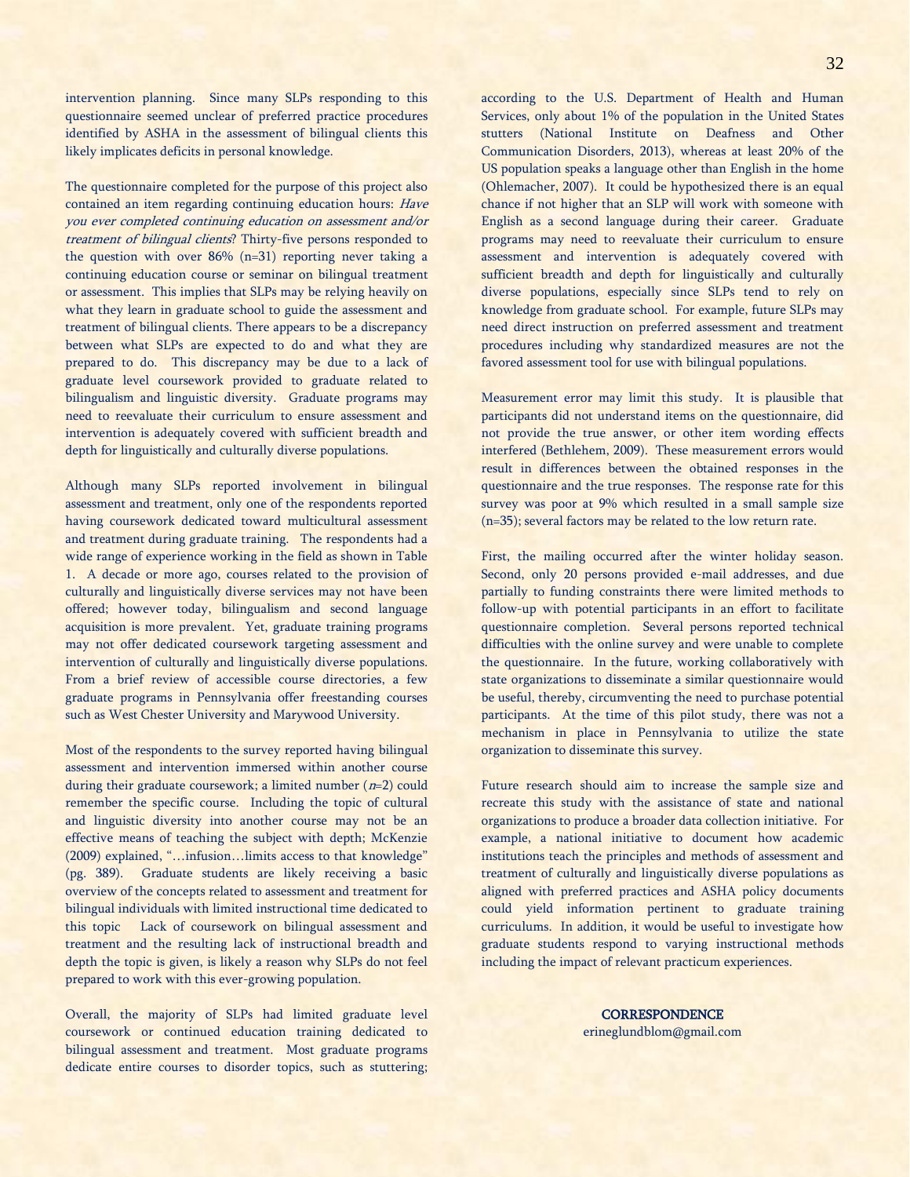intervention planning. Since many SLPs responding to this questionnaire seemed unclear of preferred practice procedures identified by ASHA in the assessment of bilingual clients this likely implicates deficits in personal knowledge.

The questionnaire completed for the purpose of this project also contained an item regarding continuing education hours: *Have you ever completed continuing education on assessment and/or treatment of bilingual clients*? Thirty-five persons responded to the question with over 86% (n=31) reporting never taking a continuing education course or seminar on bilingual treatment or assessment. This implies that SLPs may be relying heavily on what they learn in graduate school to guide the assessment and treatment of bilingual clients. There appears to be a discrepancy between what SLPs are expected to do and what they are prepared to do. This discrepancy may be due to a lack of graduate level coursework provided to graduate related to bilingualism and linguistic diversity. Graduate programs may need to reevaluate their curriculum to ensure assessment and intervention is adequately covered with sufficient breadth and depth for linguistically and culturally diverse populations.

Although many SLPs reported involvement in bilingual assessment and treatment, only one of the respondents reported having coursework dedicated toward multicultural assessment and treatment during graduate training. The respondents had a wide range of experience working in the field as shown in Table 1. A decade or more ago, courses related to the provision of culturally and linguistically diverse services may not have been offered; however today, bilingualism and second language acquisition is more prevalent. Yet, graduate training programs may not offer dedicated coursework targeting assessment and intervention of culturally and linguistically diverse populations. From a brief review of accessible course directories, a few graduate programs in Pennsylvania offer freestanding courses such as West Chester University and Marywood University.

Most of the respondents to the survey reported having bilingual assessment and intervention immersed within another course during their graduate coursework; a limited number (*n*=2) could remember the specific course. Including the topic of cultural and linguistic diversity into another course may not be an effective means of teaching the subject with depth; McKenzie (2009) explained, "…infusion…limits access to that knowledge" (pg. 389). Graduate students are likely receiving a basic overview of the concepts related to assessment and treatment for bilingual individuals with limited instructional time dedicated to this topic Lack of coursework on bilingual assessment and treatment and the resulting lack of instructional breadth and depth the topic is given, is likely a reason why SLPs do not feel prepared to work with this ever-growing population.

Overall, the majority of SLPs had limited graduate level coursework or continued education training dedicated to bilingual assessment and treatment. Most graduate programs dedicate entire courses to disorder topics, such as stuttering; according to the U.S. Department of Health and Human Services, only about 1% of the population in the United States stutters (National Institute on Deafness and Other Communication Disorders, 2013), whereas at least 20% of the US population speaks a language other than English in the home (Ohlemacher, 2007). It could be hypothesized there is an equal chance if not higher that an SLP will work with someone with English as a second language during their career. Graduate programs may need to reevaluate their curriculum to ensure assessment and intervention is adequately covered with sufficient breadth and depth for linguistically and culturally diverse populations, especially since SLPs tend to rely on knowledge from graduate school. For example, future SLPs may need direct instruction on preferred assessment and treatment procedures including why standardized measures are not the favored assessment tool for use with bilingual populations.

Measurement error may limit this study. It is plausible that participants did not understand items on the questionnaire, did not provide the true answer, or other item wording effects interfered (Bethlehem, 2009). These measurement errors would result in differences between the obtained responses in the questionnaire and the true responses. The response rate for this survey was poor at 9% which resulted in a small sample size (n=35); several factors may be related to the low return rate.

First, the mailing occurred after the winter holiday season. Second, only 20 persons provided e-mail addresses, and due partially to funding constraints there were limited methods to follow-up with potential participants in an effort to facilitate questionnaire completion. Several persons reported technical difficulties with the online survey and were unable to complete the questionnaire. In the future, working collaboratively with state organizations to disseminate a similar questionnaire would be useful, thereby, circumventing the need to purchase potential participants. At the time of this pilot study, there was not a mechanism in place in Pennsylvania to utilize the state organization to disseminate this survey.

Future research should aim to increase the sample size and recreate this study with the assistance of state and national organizations to produce a broader data collection initiative. For example, a national initiative to document how academic institutions teach the principles and methods of assessment and treatment of culturally and linguistically diverse populations as aligned with preferred practices and ASHA policy documents could yield information pertinent to graduate training curriculums. In addition, it would be useful to investigate how graduate students respond to varying instructional methods including the impact of relevant practicum experiences.

**CORRESPONDENCE**

erineglundblom@gmail.com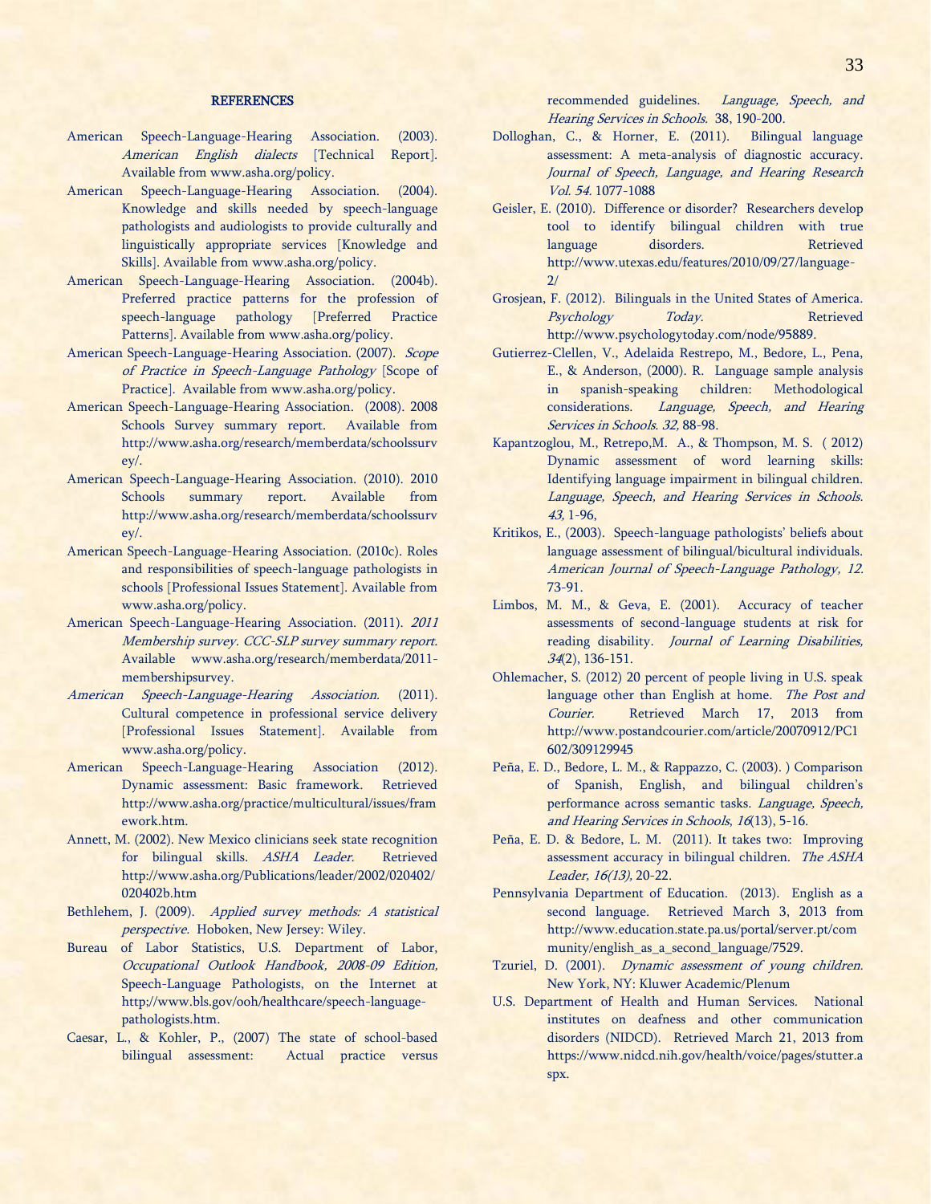## REFERENCES

American Speech-Language-Hearing Association. (2003). *American English dialects* [Technical Report]. Available from www.asha.org/policy.

American Speech-Language-Hearing Association. (2004). Knowledge and skills needed by speech-language pathologists and audiologists to provide culturally and linguistically appropriate services [Knowledge and Skills]. Available from www.asha.org/policy.

American Speech-Language-Hearing Association. (2004b). Preferred practice patterns for the profession of speech-language pathology [Preferred Practice Patterns]. Available from www.asha.org/policy.

American Speech-Language-Hearing Association. (2007). *Scope of Practice in Speech-Language Pathology* [Scope of Practice]. Available from www.asha.org/policy.

American Speech-Language-Hearing Association. (2008). 2008 Schools Survey summary report. Available from http://www.asha.org/research/memberdata/schoolssurvey/.

American Speech-Language-Hearing Association. (2010). 2010 Schools summary report. Available from http://www.asha.org/research/memberdata/schoolssurvey/.

American Speech-Language-Hearing Association. (2010c). Roles and responsibilities of speech-language pathologists in schools [Professional Issues Statement]. Available from www.asha.org/policy.

American Speech-Language-Hearing Association. (2011). *2011 Membership survey. CCC-SLP survey summary report*. Available www.asha.org/research/memberdata/2011-membershipsurvey.

*American Speech-Language-Hearing Association.* (2011). Cultural competence in professional service delivery [Professional Issues Statement]. Available from www.asha.org/policy.

American Speech-Language-Hearing Association (2012). Dynamic assessment: Basic framework. Retrieved http://www.asha.org/practice/multicultural/issues/framework.htm.

Annett, M. (2002). New Mexico clinicians seek state recognition for bilingual skills. *ASHA Leader.* Retrieved http://www.asha.org/Publications/leader/2002/020402/020402b.htm

Bethlehem, J. (2009). *Applied survey methods: A statistical perspective.* Hoboken, New Jersey: Wiley.

Bureau of Labor Statistics, U.S. Department of Labor, *Occupational Outlook Handbook, 2008-09 Edition,* Speech-Language Pathologists, on the Internet at http;//www.bls.gov/ooh/healthcare/speech-language-pathologists.htm.

Caesar, L., & Kohler, P., (2007) The state of school-based bilingual assessment: Actual practice versus recommended guidelines. *Language, Speech, and Hearing Services in Schools.* 38, 190-200.

Dolloghan, C., & Horner, E. (2011). Bilingual language assessment: A meta-analysis of diagnostic accuracy. *Journal of Speech, Language, and Hearing Research Vol. 54.* 1077-1088

Geisler, E. (2010). Difference or disorder? Researchers develop tool to identify bilingual children with true language disorders. Retrieved http://www.utexas.edu/features/2010/09/27/language-2/

Grosjean, F. (2012). Bilinguals in the United States of America. *Psychology Today.* Retrieved http://www.psychologytoday.com/node/95889.

Gutierrez-Clellen, V., Adelaida Restrepo, M., Bedore, L., Pena, E., & Anderson, (2000). R. Language sample analysis in spanish-speaking children: Methodological considerations. *Language, Speech, and Hearing Services in Schools. 32,* 88-98.

Kapantzoglou, M., Retrepo,M. A., & Thompson, M. S. ( 2012) Dynamic assessment of word learning skills: Identifying language impairment in bilingual children. *Language, Speech, and Hearing Services in Schools. 43,* 1-96,

Kritikos, E., (2003). Speech-language pathologists' beliefs about language assessment of bilingual/bicultural individuals. *American Journal of Speech-Language Pathology, 12.* 73-91.

Limbos, M. M., & Geva, E. (2001). Accuracy of teacher assessments of second-language students at risk for reading disability. *Journal of Learning Disabilities, 34*(2), 136-151.

Ohlemacher, S. (2012) 20 percent of people living in U.S. speak language other than English at home. *The Post and Courier.* Retrieved March 17, 2013 from http://www.postandcourier.com/article/20070912/PC1602/309129945

Peña, E. D., Bedore, L. M., & Rappazzo, C. (2003). ) Comparison of Spanish, English, and bilingual children's performance across semantic tasks. *Language, Speech, and Hearing Services in Schools*, *16*(13), 5-16.

Peña, E. D. & Bedore, L. M. (2011). It takes two: Improving assessment accuracy in bilingual children. *The ASHA Leader, 16(13),* 20-22.

Pennsylvania Department of Education. (2013). English as a second language. Retrieved March 3, 2013 from http://www.education.state.pa.us/portal/server.pt/community/english_as_a_second_language/7529.

Tzuriel, D. (2001). *Dynamic assessment of young children.* New York, NY: Kluwer Academic/Plenum

U.S. Department of Health and Human Services. National institutes on deafness and other communication disorders (NIDCD). Retrieved March 21, 2013 from https://www.nidcd.nih.gov/health/voice/pages/stutter.aspx.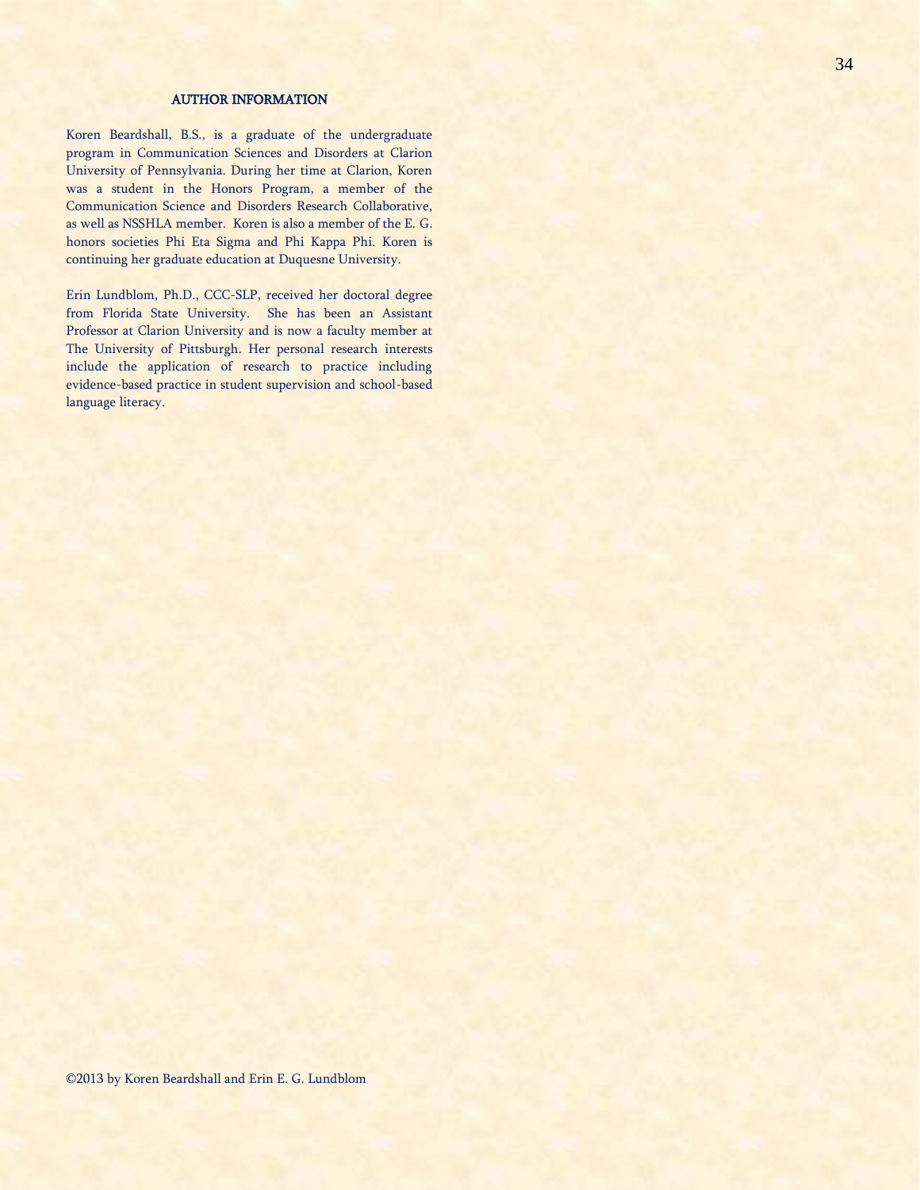## AUTHOR INFORMATION

Koren Beardshall, B.S., is a graduate of the undergraduate program in Communication Sciences and Disorders at Clarion University of Pennsylvania. During her time at Clarion, Koren was a student in the Honors Program, a member of the Communication Science and Disorders Research Collaborative, as well as NSSHLA member. Koren is also a member of the E. G. honors societies Phi Eta Sigma and Phi Kappa Phi. Koren is continuing her graduate education at Duquesne University.

Erin Lundblom, Ph.D., CCC-SLP, received her doctoral degree from Florida State University. She has been an Assistant Professor at Clarion University and is now a faculty member at The University of Pittsburgh. Her personal research interests include the application of research to practice including evidence-based practice in student supervision and school-based language literacy.

©2013 by Koren Beardshall and Erin E. G. Lundblom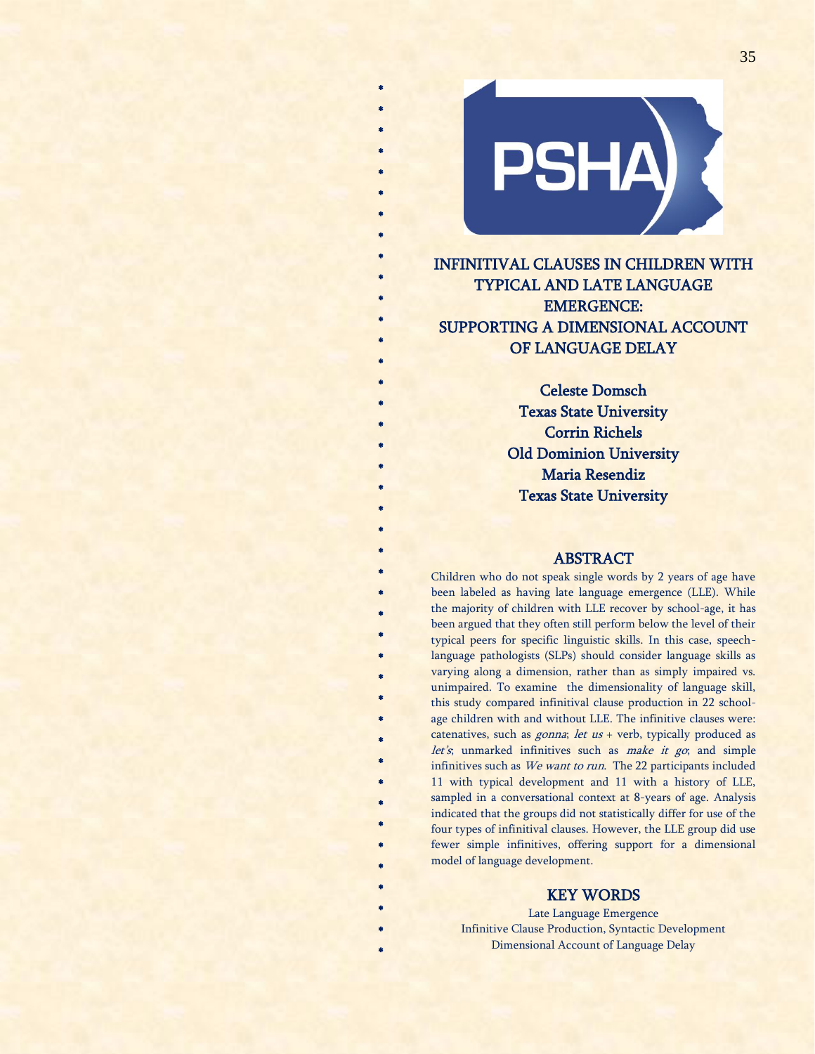# INFINITIVAL CLAUSES IN CHILDREN WITH TYPICAL AND LATE LANGUAGE EMERGENCE: SUPPORTING A DIMENSIONAL ACCOUNT OF LANGUAGE DELAY

**Celeste Domsch**
**Texas State University**
**Corrin Richels**
**Old Dominion University**
**Maria Resendiz**
**Texas State University**

## ABSTRACT

Children who do not speak single words by 2 years of age have been labeled as having late language emergence (LLE). While the majority of children with LLE recover by school-age, it has been argued that they often still perform below the level of their typical peers for specific linguistic skills. In this case, speech-language pathologists (SLPs) should consider language skills as varying along a dimension, rather than as simply impaired vs. unimpaired. To examine the dimensionality of language skill, this study compared infinitival clause production in 22 school-age children with and without LLE. The infinitive clauses were: catenatives, such as *gonna*; *let us* + verb, typically produced as *let's*; unmarked infinitives such as *make it go*; and simple infinitives such as *We want to run*. The 22 participants included 11 with typical development and 11 with a history of LLE, sampled in a conversational context at 8-years of age. Analysis indicated that the groups did not statistically differ for use of the four types of infinitival clauses. However, the LLE group did use fewer simple infinitives, offering support for a dimensional model of language development.

## KEY WORDS

Late Language Emergence
Infinitive Clause Production, Syntactic Development
Dimensional Account of Language Delay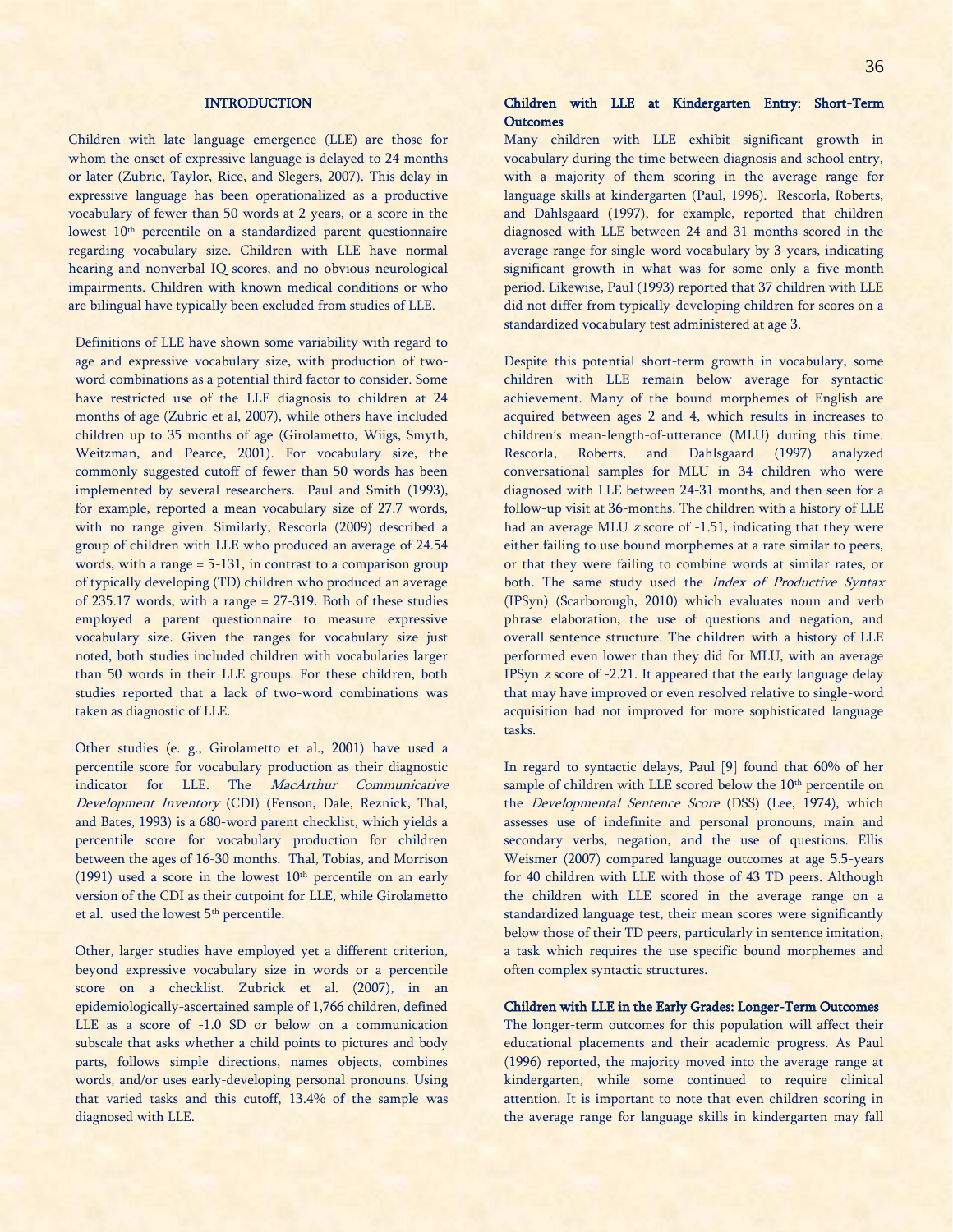## INTRODUCTION

Children with late language emergence (LLE) are those for whom the onset of expressive language is delayed to 24 months or later (Zubric, Taylor, Rice, and Slegers, 2007). This delay in expressive language has been operationalized as a productive vocabulary of fewer than 50 words at 2 years, or a score in the lowest 10th percentile on a standardized parent questionnaire regarding vocabulary size. Children with LLE have normal hearing and nonverbal IQ scores, and no obvious neurological impairments. Children with known medical conditions or who are bilingual have typically been excluded from studies of LLE.

Definitions of LLE have shown some variability with regard to age and expressive vocabulary size, with production of two-word combinations as a potential third factor to consider. Some have restricted use of the LLE diagnosis to children at 24 months of age (Zubric et al, 2007), while others have included children up to 35 months of age (Girolametto, Wiigs, Smyth, Weitzman, and Pearce, 2001). For vocabulary size, the commonly suggested cutoff of fewer than 50 words has been implemented by several researchers. Paul and Smith (1993), for example, reported a mean vocabulary size of 27.7 words, with no range given. Similarly, Rescorla (2009) described a group of children with LLE who produced an average of 24.54 words, with a range = 5-131, in contrast to a comparison group of typically developing (TD) children who produced an average of 235.17 words, with a range = 27-319. Both of these studies employed a parent questionnaire to measure expressive vocabulary size. Given the ranges for vocabulary size just noted, both studies included children with vocabularies larger than 50 words in their LLE groups. For these children, both studies reported that a lack of two-word combinations was taken as diagnostic of LLE.

Other studies (e. g., Girolametto et al., 2001) have used a percentile score for vocabulary production as their diagnostic indicator for LLE. The *MacArthur Communicative Development Inventory* (CDI) (Fenson, Dale, Reznick, Thal, and Bates, 1993) is a 680-word parent checklist, which yields a percentile score for vocabulary production for children between the ages of 16-30 months. Thal, Tobias, and Morrison (1991) used a score in the lowest 10th percentile on an early version of the CDI as their cutpoint for LLE, while Girolametto et al. used the lowest 5th percentile.

Other, larger studies have employed yet a different criterion, beyond expressive vocabulary size in words or a percentile score on a checklist. Zubrick et al. (2007), in an epidemiologically-ascertained sample of 1,766 children, defined LLE as a score of -1.0 SD or below on a communication subscale that asks whether a child points to pictures and body parts, follows simple directions, names objects, combines words, and/or uses early-developing personal pronouns. Using that varied tasks and this cutoff, 13.4% of the sample was diagnosed with LLE.

### Children with LLE at Kindergarten Entry: Short-Term Outcomes

Many children with LLE exhibit significant growth in vocabulary during the time between diagnosis and school entry, with a majority of them scoring in the average range for language skills at kindergarten (Paul, 1996). Rescorla, Roberts, and Dahlsgaard (1997), for example, reported that children diagnosed with LLE between 24 and 31 months scored in the average range for single-word vocabulary by 3-years, indicating significant growth in what was for some only a five-month period. Likewise, Paul (1993) reported that 37 children with LLE did not differ from typically-developing children for scores on a standardized vocabulary test administered at age 3.

Despite this potential short-term growth in vocabulary, some children with LLE remain below average for syntactic achievement. Many of the bound morphemes of English are acquired between ages 2 and 4, which results in increases to children's mean-length-of-utterance (MLU) during this time. Rescorla, Roberts, and Dahlsgaard (1997) analyzed conversational samples for MLU in 34 children who were diagnosed with LLE between 24-31 months, and then seen for a follow-up visit at 36-months. The children with a history of LLE had an average MLU $z$ score of -1.51, indicating that they were either failing to use bound morphemes at a rate similar to peers, or that they were failing to combine words at similar rates, or both. The same study used the *Index of Productive Syntax* (IPSyn) (Scarborough, 2010) which evaluates noun and verb phrase elaboration, the use of questions and negation, and overall sentence structure. The children with a history of LLE performed even lower than they did for MLU, with an average IPSyn $z$ score of -2.21. It appeared that the early language delay that may have improved or even resolved relative to single-word acquisition had not improved for more sophisticated language tasks.

In regard to syntactic delays, Paul [9] found that 60% of her sample of children with LLE scored below the 10th percentile on the *Developmental Sentence Score* (DSS) (Lee, 1974), which assesses use of indefinite and personal pronouns, main and secondary verbs, negation, and the use of questions. Ellis Weismer (2007) compared language outcomes at age 5.5-years for 40 children with LLE with those of 43 TD peers. Although the children with LLE scored in the average range on a standardized language test, their mean scores were significantly below those of their TD peers, particularly in sentence imitation, a task which requires the use specific bound morphemes and often complex syntactic structures.

### Children with LLE in the Early Grades: Longer-Term Outcomes

The longer-term outcomes for this population will affect their educational placements and their academic progress. As Paul (1996) reported, the majority moved into the average range at kindergarten, while some continued to require clinical attention. It is important to note that even children scoring in the average range for language skills in kindergarten may fall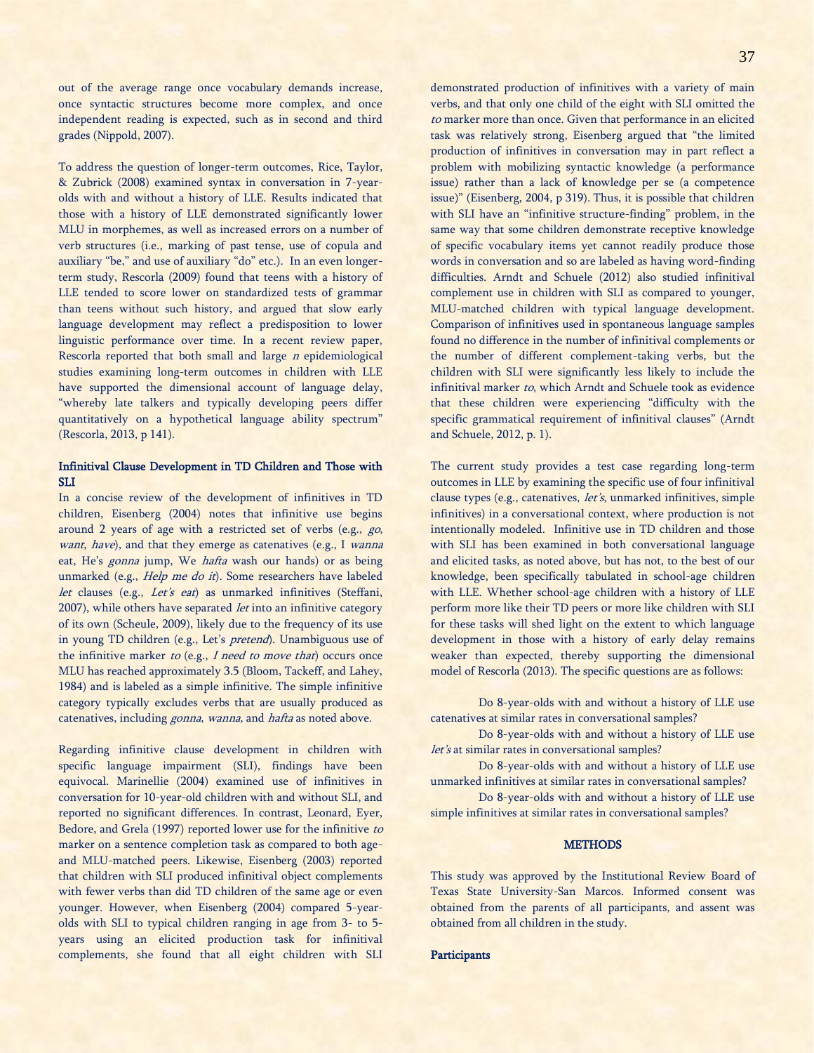out of the average range once vocabulary demands increase, once syntactic structures become more complex, and once independent reading is expected, such as in second and third grades (Nippold, 2007).

To address the question of longer-term outcomes, Rice, Taylor, & Zubrick (2008) examined syntax in conversation in 7-year-olds with and without a history of LLE. Results indicated that those with a history of LLE demonstrated significantly lower MLU in morphemes, as well as increased errors on a number of verb structures (i.e., marking of past tense, use of copula and auxiliary "be," and use of auxiliary "do" etc.). In an even longer-term study, Rescorla (2009) found that teens with a history of LLE tended to score lower on standardized tests of grammar than teens without such history, and argued that slow early language development may reflect a predisposition to lower linguistic performance over time. In a recent review paper, Rescorla reported that both small and large *n* epidemiological studies examining long-term outcomes in children with LLE have supported the dimensional account of language delay, "whereby late talkers and typically developing peers differ quantitatively on a hypothetical language ability spectrum" (Rescorla, 2013, p 141).

**Infinitival Clause Development in TD Children and Those with SLI**

In a concise review of the development of infinitives in TD children, Eisenberg (2004) notes that infinitive use begins around 2 years of age with a restricted set of verbs (e.g., *go*, *want*, *have*), and that they emerge as catenatives (e.g., I *wanna* eat, He's *gonna* jump, We *hafta* wash our hands) or as being unmarked (e.g., *Help me do it*). Some researchers have labeled *let* clauses (e.g., *Let's eat*) as unmarked infinitives (Steffani, 2007), while others have separated *let* into an infinitive category of its own (Scheule, 2009), likely due to the frequency of its use in young TD children (e.g., Let's *pretend*). Unambiguous use of the infinitive marker *to* (e.g., *I need to move that*) occurs once MLU has reached approximately 3.5 (Bloom, Tackeff, and Lahey, 1984) and is labeled as a simple infinitive. The simple infinitive category typically excludes verbs that are usually produced as catenatives, including *gonna*, *wanna*, and *hafta* as noted above.

Regarding infinitive clause development in children with specific language impairment (SLI), findings have been equivocal. Marinellie (2004) examined use of infinitives in conversation for 10-year-old children with and without SLI, and reported no significant differences. In contrast, Leonard, Eyer, Bedore, and Grela (1997) reported lower use for the infinitive *to* marker on a sentence completion task as compared to both age- and MLU-matched peers. Likewise, Eisenberg (2003) reported that children with SLI produced infinitival object complements with fewer verbs than did TD children of the same age or even younger. However, when Eisenberg (2004) compared 5-year-olds with SLI to typical children ranging in age from 3- to 5-years using an elicited production task for infinitival complements, she found that all eight children with SLI demonstrated production of infinitives with a variety of main verbs, and that only one child of the eight with SLI omitted the *to* marker more than once. Given that performance in an elicited task was relatively strong, Eisenberg argued that "the limited production of infinitives in conversation may in part reflect a problem with mobilizing syntactic knowledge (a performance issue) rather than a lack of knowledge per se (a competence issue)" (Eisenberg, 2004, p 319). Thus, it is possible that children with SLI have an "infinitive structure-finding" problem, in the same way that some children demonstrate receptive knowledge of specific vocabulary items yet cannot readily produce those words in conversation and so are labeled as having word-finding difficulties. Arndt and Schuele (2012) also studied infinitival complement use in children with SLI as compared to younger, MLU-matched children with typical language development. Comparison of infinitives used in spontaneous language samples found no difference in the number of infinitival complements or the number of different complement-taking verbs, but the children with SLI were significantly less likely to include the infinitival marker *to*, which Arndt and Schuele took as evidence that these children were experiencing "difficulty with the specific grammatical requirement of infinitival clauses" (Arndt and Schuele, 2012, p. 1).

The current study provides a test case regarding long-term outcomes in LLE by examining the specific use of four infinitival clause types (e.g., catenatives, *let's*, unmarked infinitives, simple infinitives) in a conversational context, where production is not intentionally modeled. Infinitive use in TD children and those with SLI has been examined in both conversational language and elicited tasks, as noted above, but has not, to the best of our knowledge, been specifically tabulated in school-age children with LLE. Whether school-age children with a history of LLE perform more like their TD peers or more like children with SLI for these tasks will shed light on the extent to which language development in those with a history of early delay remains weaker than expected, thereby supporting the dimensional model of Rescorla (2013). The specific questions are as follows:

Do 8-year-olds with and without a history of LLE use catenatives at similar rates in conversational samples?

Do 8-year-olds with and without a history of LLE use *let's* at similar rates in conversational samples?

Do 8-year-olds with and without a history of LLE use unmarked infinitives at similar rates in conversational samples?

Do 8-year-olds with and without a history of LLE use simple infinitives at similar rates in conversational samples?

## METHODS

This study was approved by the Institutional Review Board of Texas State University-San Marcos. Informed consent was obtained from the parents of all participants, and assent was obtained from all children in the study.

**Participants**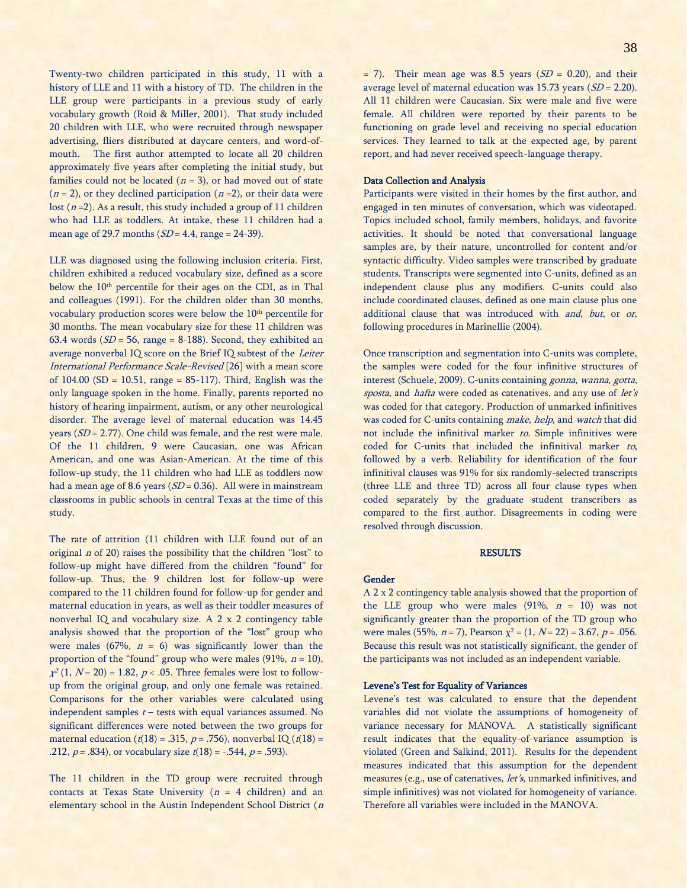Twenty-two children participated in this study, 11 with a history of LLE and 11 with a history of TD. The children in the LLE group were participants in a previous study of early vocabulary growth (Roid & Miller, 2001). That study included 20 children with LLE, who were recruited through newspaper advertising, fliers distributed at daycare centers, and word-of-mouth. The first author attempted to locate all 20 children approximately five years after completing the initial study, but families could not be located (*n* = 3), or had moved out of state (*n* = 2), or they declined participation (*n* =2), or their data were lost (*n* =2). As a result, this study included a group of 11 children who had LLE as toddlers. At intake, these 11 children had a mean age of 29.7 months (*SD* = 4.4, range = 24-39).

LLE was diagnosed using the following inclusion criteria. First, children exhibited a reduced vocabulary size, defined as a score below the 10th percentile for their ages on the CDI, as in Thal and colleagues (1991). For the children older than 30 months, vocabulary production scores were below the 10th percentile for 30 months. The mean vocabulary size for these 11 children was 63.4 words (*SD* = 56, range = 8-188). Second, they exhibited an average nonverbal IQ score on the Brief IQ subtest of the *Leiter International Performance Scale-Revised* [26] with a mean score of 104.00 (SD = 10.51, range = 85-117). Third, English was the only language spoken in the home. Finally, parents reported no history of hearing impairment, autism, or any other neurological disorder. The average level of maternal education was 14.45 years (*SD* = 2.77). One child was female, and the rest were male. Of the 11 children, 9 were Caucasian, one was African American, and one was Asian-American. At the time of this follow-up study, the 11 children who had LLE as toddlers now had a mean age of 8.6 years (*SD* = 0.36). All were in mainstream classrooms in public schools in central Texas at the time of this study.

The rate of attrition (11 children with LLE found out of an original *n* of 20) raises the possibility that the children "lost" to follow-up might have differed from the children "found" for follow-up. Thus, the 9 children lost for follow-up were compared to the 11 children found for follow-up for gender and maternal education in years, as well as their toddler measures of nonverbal IQ and vocabulary size. A 2 x 2 contingency table analysis showed that the proportion of the "lost" group who were males (67%, *n* = 6) was significantly lower than the proportion of the "found" group who were males (91%, *n* = 10), $\chi^2$ (1, *N* = 20) = 1.82, $p < .05$. Three females were lost to follow-up from the original group, and only one female was retained. Comparisons for the other variables were calculated using independent samples *t* – tests with equal variances assumed. No significant differences were noted between the two groups for maternal education ($t(18)$ = .315, $p$ = .756), nonverbal IQ ($t(18)$ = .212, $p$ = .834), or vocabulary size $t(18)$ = -.544, $p$ = .593).

The 11 children in the TD group were recruited through contacts at Texas State University (*n* = 4 children) and an elementary school in the Austin Independent School District (*n* = 7). Their mean age was 8.5 years (*SD* = 0.20), and their average level of maternal education was 15.73 years (*SD* = 2.20). All 11 children were Caucasian. Six were male and five were female. All children were reported by their parents to be functioning on grade level and receiving no special education services. They learned to talk at the expected age, by parent report, and had never received speech-language therapy.

### Data Collection and Analysis

Participants were visited in their homes by the first author, and engaged in ten minutes of conversation, which was videotaped. Topics included school, family members, holidays, and favorite activities. It should be noted that conversational language samples are, by their nature, uncontrolled for content and/or syntactic difficulty. Video samples were transcribed by graduate students. Transcripts were segmented into C-units, defined as an independent clause plus any modifiers. C-units could also include coordinated clauses, defined as one main clause plus one additional clause that was introduced with *and*, *but*, or *or*, following procedures in Marinellie (2004).

Once transcription and segmentation into C-units was complete, the samples were coded for the four infinitive structures of interest (Schuele, 2009). C-units containing *gonna*, *wanna*, *gotta*, *sposta*, and *hafta* were coded as catenatives, and any use of *let's* was coded for that category. Production of unmarked infinitives was coded for C-units containing *make*, *help*, and *watch* that did not include the infinitival marker *to*. Simple infinitives were coded for C-units that included the infinitival marker *to*, followed by a verb. Reliability for identification of the four infinitival clauses was 91% for six randomly-selected transcripts (three LLE and three TD) across all four clause types when coded separately by the graduate student transcribers as compared to the first author. Disagreements in coding were resolved through discussion.

## RESULTS

### Gender

A 2 x 2 contingency table analysis showed that the proportion of the LLE group who were males (91%, *n* = 10) was not significantly greater than the proportion of the TD group who were males (55%, *n* = 7), Pearson $\chi^2$ = (1, *N* = 22) = 3.67, $p$ = .056. Because this result was not statistically significant, the gender of the participants was not included as an independent variable.

### Levene's Test for Equality of Variances

Levene's test was calculated to ensure that the dependent variables did not violate the assumptions of homogeneity of variance necessary for MANOVA. A statistically significant result indicates that the equality-of-variance assumption is violated (Green and Salkind, 2011). Results for the dependent measures indicated that this assumption for the dependent measures (e.g., use of catenatives, *let's*, unmarked infinitives, and simple infinitives) was not violated for homogeneity of variance. Therefore all variables were included in the MANOVA.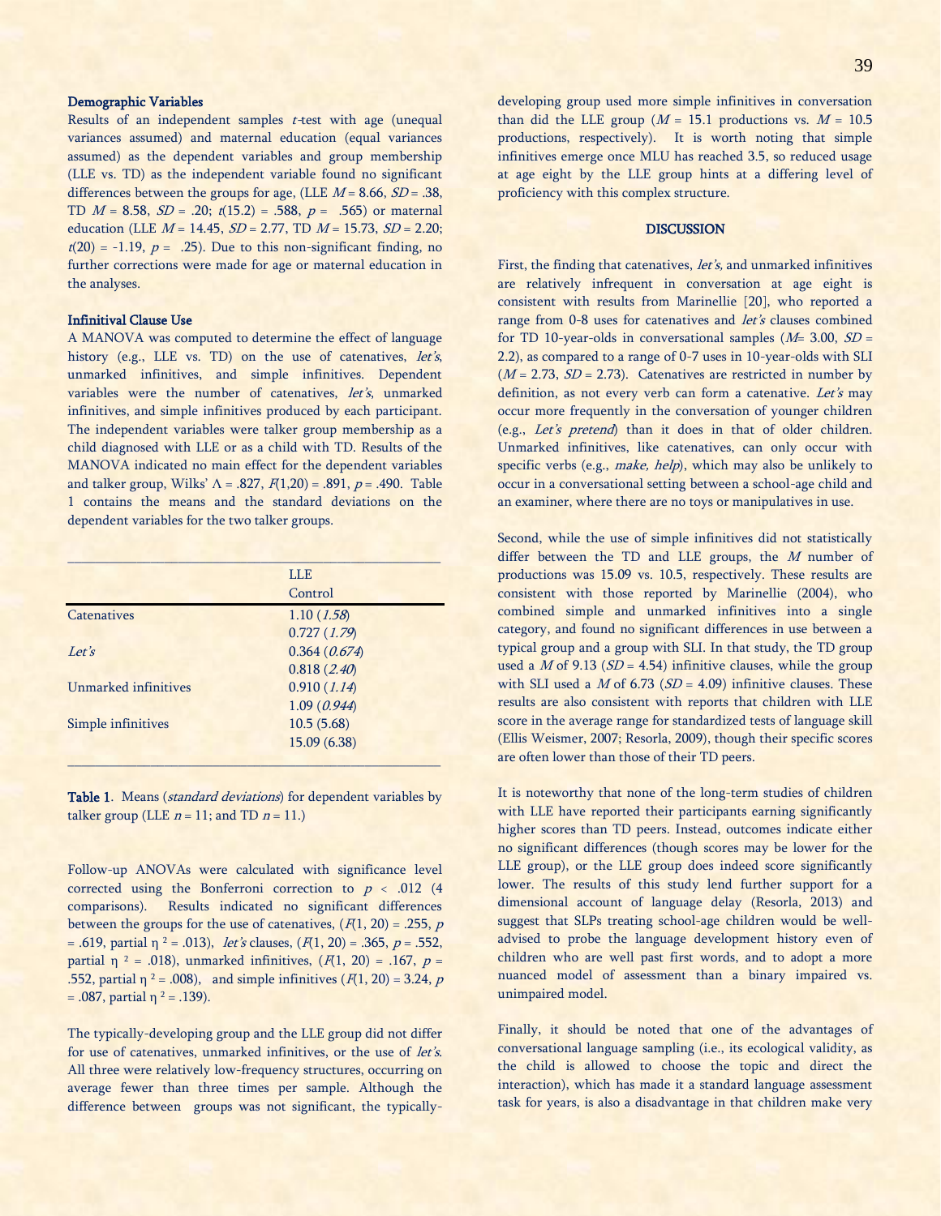**Demographic Variables**

Results of an independent samples *t*-test with age (unequal variances assumed) and maternal education (equal variances assumed) as the dependent variables and group membership (LLE vs. TD) as the independent variable found no significant differences between the groups for age, (LLE $M = 8.66$, $SD = .38$, TD $M = 8.58$, $SD = .20$; $t(15.2) = .588$, $p = .565$) or maternal education (LLE $M = 14.45$, $SD = 2.77$, TD $M = 15.73$, $SD = 2.20$; $t(20) = -1.19$, $p = .25$). Due to this non-significant finding, no further corrections were made for age or maternal education in the analyses.

**Infinitival Clause Use**

A MANOVA was computed to determine the effect of language history (e.g., LLE vs. TD) on the use of catenatives, *let's*, unmarked infinitives, and simple infinitives. Dependent variables were the number of catenatives, *let's*, unmarked infinitives, and simple infinitives produced by each participant. The independent variables were talker group membership as a child diagnosed with LLE or as a child with TD. Results of the MANOVA indicated no main effect for the dependent variables and talker group, Wilks' $\Lambda = .827$, $F(1,20) = .891$, $p = .490$. Table 1 contains the means and the standard deviations on the dependent variables for the two talker groups.

| | LLE Control |
|---|---|
| Catenatives | 1.10 (*1.58*) |
| | 0.727 (*1.79*) |
| *Let's* | 0.364 (*0.674*) |
| | 0.818 (*2.40*) |
| Unmarked infinitives | 0.910 (*1.14*) |
| | 1.09 (*0.944*) |
| Simple infinitives | 10.5 (5.68) |
| | 15.09 (6.38) |

**Table 1**. Means (*standard deviations*) for dependent variables by talker group (LLE *n* = 11; and TD *n* = 11.)

Follow-up ANOVAs were calculated with significance level corrected using the Bonferroni correction to $p < .012$ (4 comparisons). Results indicated no significant differences between the groups for the use of catenatives, ($F(1, 20) = .255$, $p = .619$, partial $\eta^2 = .013$), *let's* clauses, ($F(1, 20) = .365$, $p = .552$, partial $\eta^2 = .018$), unmarked infinitives, ($F(1, 20) = .167$, $p = .552$, partial $\eta^2 = .008$), and simple infinitives ($F(1, 20) = 3.24$, $p = .087$, partial $\eta^2 = .139$).

The typically-developing group and the LLE group did not differ for use of catenatives, unmarked infinitives, or the use of *let's*. All three were relatively low-frequency structures, occurring on average fewer than three times per sample. Although the difference between groups was not significant, the typically-developing group used more simple infinitives in conversation than did the LLE group ($M = 15.1$ productions vs. $M = 10.5$ productions, respectively). It is worth noting that simple infinitives emerge once MLU has reached 3.5, so reduced usage at age eight by the LLE group hints at a differing level of proficiency with this complex structure.

## DISCUSSION

First, the finding that catenatives, *let's,* and unmarked infinitives are relatively infrequent in conversation at age eight is consistent with results from Marinellie [20], who reported a range from 0-8 uses for catenatives and *let's* clauses combined for TD 10-year-olds in conversational samples ($M = 3.00$, $SD = 2.2$), as compared to a range of 0-7 uses in 10-year-olds with SLI ($M = 2.73$, $SD = 2.73$). Catenatives are restricted in number by definition, as not every verb can form a catenative. *Let's* may occur more frequently in the conversation of younger children (e.g., *Let's pretend*) than it does in that of older children. Unmarked infinitives, like catenatives, can only occur with specific verbs (e.g., *make, help*), which may also be unlikely to occur in a conversational setting between a school-age child and an examiner, where there are no toys or manipulatives in use.

Second, while the use of simple infinitives did not statistically differ between the TD and LLE groups, the *M* number of productions was 15.09 vs. 10.5, respectively. These results are consistent with those reported by Marinellie (2004), who combined simple and unmarked infinitives into a single category, and found no significant differences in use between a typical group and a group with SLI. In that study, the TD group used a *M* of 9.13 ($SD = 4.54$) infinitive clauses, while the group with SLI used a *M* of 6.73 ($SD = 4.09$) infinitive clauses. These results are also consistent with reports that children with LLE score in the average range for standardized tests of language skill (Ellis Weismer, 2007; Resorla, 2009), though their specific scores are often lower than those of their TD peers.

It is noteworthy that none of the long-term studies of children with LLE have reported their participants earning significantly higher scores than TD peers. Instead, outcomes indicate either no significant differences (though scores may be lower for the LLE group), or the LLE group does indeed score significantly lower. The results of this study lend further support for a dimensional account of language delay (Resorla, 2013) and suggest that SLPs treating school-age children would be well-advised to probe the language development history even of children who are well past first words, and to adopt a more nuanced model of assessment than a binary impaired vs. unimpaired model.

Finally, it should be noted that one of the advantages of conversational language sampling (i.e., its ecological validity, as the child is allowed to choose the topic and direct the interaction), which has made it a standard language assessment task for years, is also a disadvantage in that children make very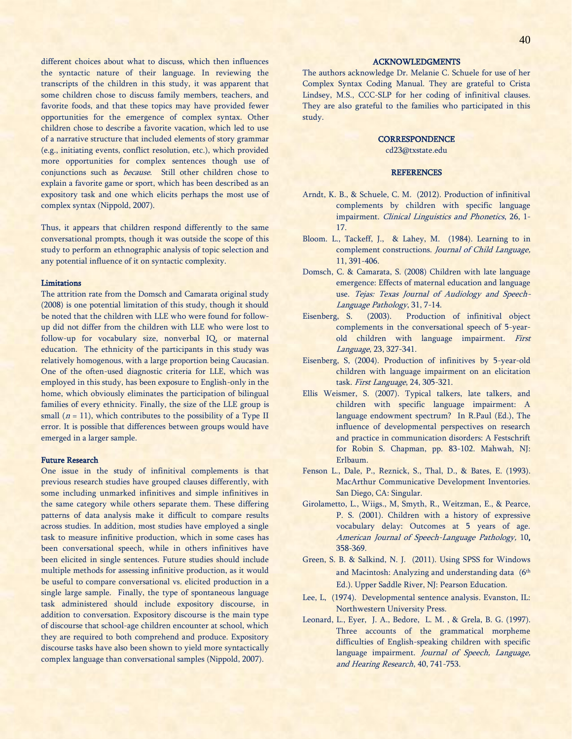different choices about what to discuss, which then influences the syntactic nature of their language. In reviewing the transcripts of the children in this study, it was apparent that some children chose to discuss family members, teachers, and favorite foods, and that these topics may have provided fewer opportunities for the emergence of complex syntax. Other children chose to describe a favorite vacation, which led to use of a narrative structure that included elements of story grammar (e.g., initiating events, conflict resolution, etc.), which provided more opportunities for complex sentences though use of conjunctions such as *because*. Still other children chose to explain a favorite game or sport, which has been described as an expository task and one which elicits perhaps the most use of complex syntax (Nippold, 2007).

Thus, it appears that children respond differently to the same conversational prompts, though it was outside the scope of this study to perform an ethnographic analysis of topic selection and any potential influence of it on syntactic complexity.

### Limitations

The attrition rate from the Domsch and Camarata original study (2008) is one potential limitation of this study, though it should be noted that the children with LLE who were found for follow-up did not differ from the children with LLE who were lost to follow-up for vocabulary size, nonverbal IQ, or maternal education. The ethnicity of the participants in this study was relatively homogenous, with a large proportion being Caucasian. One of the often-used diagnostic criteria for LLE, which was employed in this study, has been exposure to English-only in the home, which obviously eliminates the participation of bilingual families of every ethnicity. Finally, the size of the LLE group is small ($n$ = 11), which contributes to the possibility of a Type II error. It is possible that differences between groups would have emerged in a larger sample.

### Future Research

One issue in the study of infinitival complements is that previous research studies have grouped clauses differently, with some including unmarked infinitives and simple infinitives in the same category while others separate them. These differing patterns of data analysis make it difficult to compare results across studies. In addition, most studies have employed a single task to measure infinitive production, which in some cases has been conversational speech, while in others infinitives have been elicited in single sentences. Future studies should include multiple methods for assessing infinitive production, as it would be useful to compare conversational vs. elicited production in a single large sample. Finally, the type of spontaneous language task administered should include expository discourse, in addition to conversation. Expository discourse is the main type of discourse that school-age children encounter at school, which they are required to both comprehend and produce. Expository discourse tasks have also been shown to yield more syntactically complex language than conversational samples (Nippold, 2007).

## ACKNOWLEDGMENTS

The authors acknowledge Dr. Melanie C. Schuele for use of her Complex Syntax Coding Manual. They are grateful to Crista Lindsey, M.S., CCC-SLP for her coding of infinitival clauses. They are also grateful to the families who participated in this study.

## CORRESPONDENCE

cd23@txstate.edu

## REFERENCES

Arndt, K. B., & Schuele, C. M. (2012). Production of infinitival complements by children with specific language impairment. *Clinical Linguistics and Phonetics*, 26, 1-17.

Bloom. L., Tackeff, J., & Lahey, M. (1984). Learning to in complement constructions. *Journal of Child Language,* 11, 391-406.

Domsch, C. & Camarata, S. (2008) Children with late language emergence: Effects of maternal education and language use. *Tejas: Texas Journal of Audiology and Speech-Language Pathology*, 31, 7-14.

Eisenberg, S. (2003). Production of infinitival object complements in the conversational speech of 5-year-old children with language impairment. *First Language*, 23, 327-341.

Eisenberg, S, (2004). Production of infinitives by 5-year-old children with language impairment on an elicitation task. *First Language*, 24, 305-321.

Ellis Weismer, S. (2007). Typical talkers, late talkers, and children with specific language impairment: A language endowment spectrum? In R.Paul (Ed.), The influence of developmental perspectives on research and practice in communication disorders: A Festschrift for Robin S. Chapman, pp. 83-102. Mahwah, NJ: Erlbaum.

Fenson L., Dale, P., Reznick, S., Thal, D., & Bates, E. (1993). MacArthur Communicative Development Inventories. San Diego, CA: Singular.

Girolametto, L., Wiigs., M, Smyth, R., Weitzman, E., & Pearce, P. S. (2001). Children with a history of expressive vocabulary delay: Outcomes at 5 years of age. *American Journal of Speech-Language Pathology,* 10**,** 358-369.

Green, S. B. & Salkind, N. J. (2011). Using SPSS for Windows and Macintosh: Analyzing and understanding data (6th Ed.). Upper Saddle River, NJ: Pearson Education.

Lee, L, (1974). Developmental sentence analysis. Evanston, IL: Northwestern University Press.

Leonard, L., Eyer, J. A., Bedore, L. M. , & Grela, B. G. (1997). Three accounts of the grammatical morpheme difficulties of English-speaking children with specific language impairment. *Journal of Speech, Language, and Hearing Research*, 40, 741-753.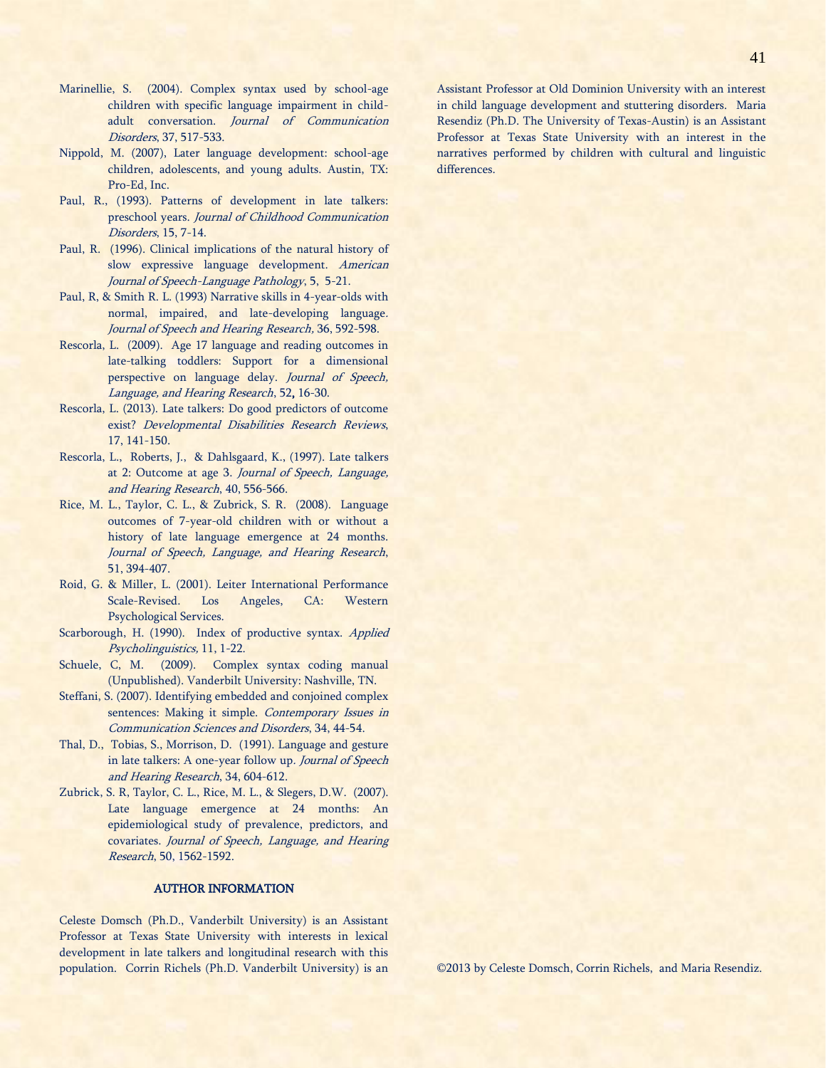Marinellie, S. (2004). Complex syntax used by school-age children with specific language impairment in child-adult conversation. *Journal of Communication Disorders*, 37, 517-533.

Nippold, M. (2007), Later language development: school-age children, adolescents, and young adults. Austin, TX: Pro-Ed, Inc.

Paul, R., (1993). Patterns of development in late talkers: preschool years. *Journal of Childhood Communication Disorders*, 15, 7-14.

Paul, R. (1996). Clinical implications of the natural history of slow expressive language development. *American Journal of Speech-Language Pathology*, 5, 5-21.

Paul, R, & Smith R. L. (1993) Narrative skills in 4-year-olds with normal, impaired, and late-developing language. *Journal of Speech and Hearing Research,* 36, 592-598.

Rescorla, L. (2009). Age 17 language and reading outcomes in late-talking toddlers: Support for a dimensional perspective on language delay. *Journal of Speech, Language, and Hearing Research*, 52, 16-30.

Rescorla, L. (2013). Late talkers: Do good predictors of outcome exist? *Developmental Disabilities Research Reviews*, 17, 141-150.

Rescorla, L., Roberts, J., & Dahlsgaard, K., (1997). Late talkers at 2: Outcome at age 3. *Journal of Speech, Language, and Hearing Research*, 40, 556-566.

Rice, M. L., Taylor, C. L., & Zubrick, S. R. (2008). Language outcomes of 7-year-old children with or without a history of late language emergence at 24 months. *Journal of Speech, Language, and Hearing Research*, 51, 394-407.

Roid, G. & Miller, L. (2001). Leiter International Performance Scale-Revised. Los Angeles, CA: Western Psychological Services.

Scarborough, H. (1990). Index of productive syntax. *Applied Psycholinguistics,* 11, 1-22.

Schuele, C, M. (2009). Complex syntax coding manual (Unpublished). Vanderbilt University: Nashville, TN.

Steffani, S. (2007). Identifying embedded and conjoined complex sentences: Making it simple. *Contemporary Issues in Communication Sciences and Disorders*, 34, 44-54.

Thal, D., Tobias, S., Morrison, D. (1991). Language and gesture in late talkers: A one-year follow up. *Journal of Speech and Hearing Research*, 34, 604-612.

Zubrick, S. R, Taylor, C. L., Rice, M. L., & Slegers, D.W. (2007). Late language emergence at 24 months: An epidemiological study of prevalence, predictors, and covariates. *Journal of Speech, Language, and Hearing Research*, 50, 1562-1592.

## AUTHOR INFORMATION

Celeste Domsch (Ph.D., Vanderbilt University) is an Assistant Professor at Texas State University with interests in lexical development in late talkers and longitudinal research with this population. Corrin Richels (Ph.D. Vanderbilt University) is an Assistant Professor at Old Dominion University with an interest in child language development and stuttering disorders. Maria Resendiz (Ph.D. The University of Texas-Austin) is an Assistant Professor at Texas State University with an interest in the narratives performed by children with cultural and linguistic differences.

©2013 by Celeste Domsch, Corrin Richels, and Maria Resendiz.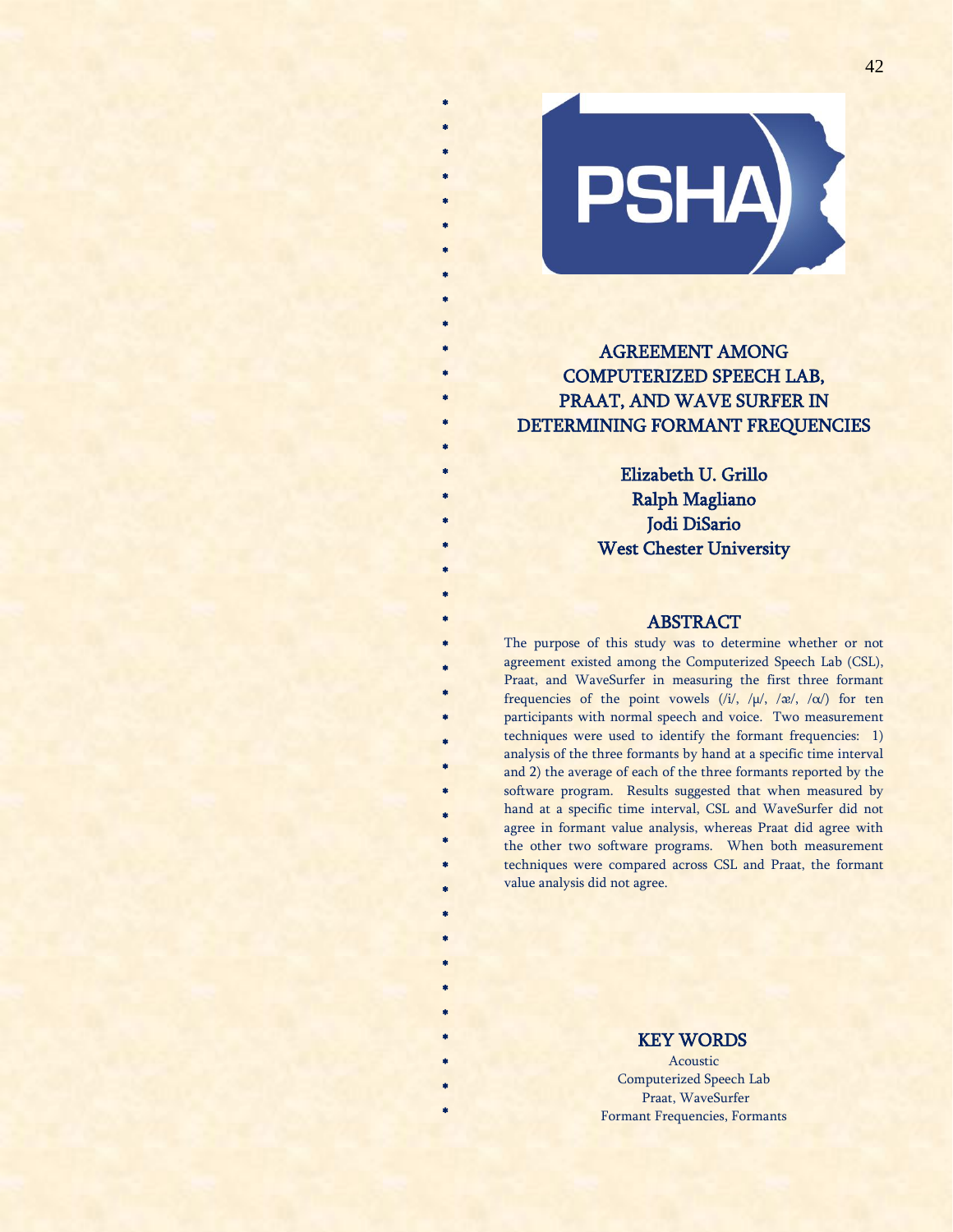# AGREEMENT AMONG COMPUTERIZED SPEECH LAB, PRAAT, AND WAVE SURFER IN DETERMINING FORMANT FREQUENCIES

**Elizabeth U. Grillo**
**Ralph Magliano**
**Jodi DiSario**
**West Chester University**

## ABSTRACT

The purpose of this study was to determine whether or not agreement existed among the Computerized Speech Lab (CSL), Praat, and WaveSurfer in measuring the first three formant frequencies of the point vowels (/i/, /μ/, /æ/, /ɑ/) for ten participants with normal speech and voice. Two measurement techniques were used to identify the formant frequencies: 1) analysis of the three formants by hand at a specific time interval and 2) the average of each of the three formants reported by the software program. Results suggested that when measured by hand at a specific time interval, CSL and WaveSurfer did not agree in formant value analysis, whereas Praat did agree with the other two software programs. When both measurement techniques were compared across CSL and Praat, the formant value analysis did not agree.

## KEY WORDS

Acoustic
Computerized Speech Lab
Praat, WaveSurfer
Formant Frequencies, Formants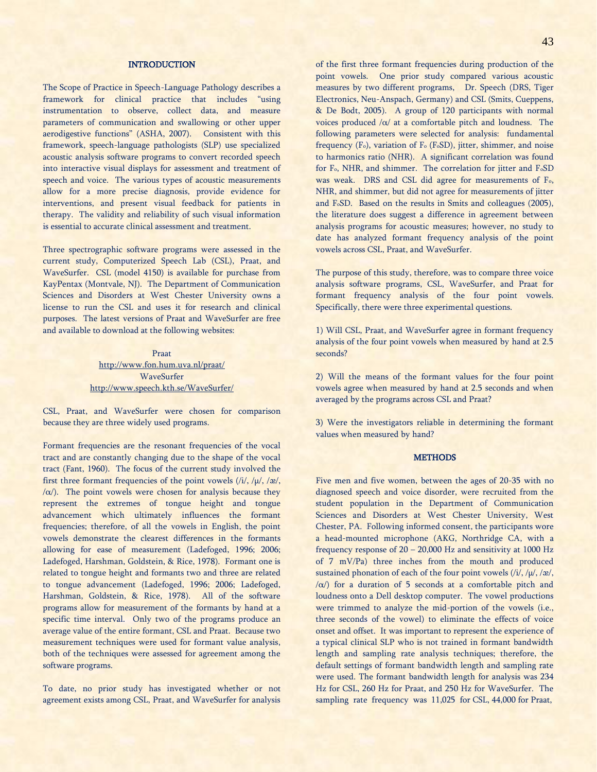## INTRODUCTION

The Scope of Practice in Speech-Language Pathology describes a framework for clinical practice that includes "using instrumentation to observe, collect data, and measure parameters of communication and swallowing or other upper aerodigestive functions" (ASHA, 2007). Consistent with this framework, speech-language pathologists (SLP) use specialized acoustic analysis software programs to convert recorded speech into interactive visual displays for assessment and treatment of speech and voice. The various types of acoustic measurements allow for a more precise diagnosis, provide evidence for interventions, and present visual feedback for patients in therapy. The validity and reliability of such visual information is essential to accurate clinical assessment and treatment.

Three spectrographic software programs were assessed in the current study, Computerized Speech Lab (CSL), Praat, and WaveSurfer. CSL (model 4150) is available for purchase from KayPentax (Montvale, NJ). The Department of Communication Sciences and Disorders at West Chester University owns a license to run the CSL and uses it for research and clinical purposes. The latest versions of Praat and WaveSurfer are free and available to download at the following websites:

Praat
http://www.fon.hum.uva.nl/praat/
WaveSurfer
http://www.speech.kth.se/WaveSurfer/

CSL, Praat, and WaveSurfer were chosen for comparison because they are three widely used programs.

Formant frequencies are the resonant frequencies of the vocal tract and are constantly changing due to the shape of the vocal tract (Fant, 1960). The focus of the current study involved the first three formant frequencies of the point vowels (/i/, /μ/, /æ/, /α/). The point vowels were chosen for analysis because they represent the extremes of tongue height and tongue advancement which ultimately influences the formant frequencies; therefore, of all the vowels in English, the point vowels demonstrate the clearest differences in the formants allowing for ease of measurement (Ladefoged, 1996; 2006; Ladefoged, Harshman, Goldstein, & Rice, 1978). Formant one is related to tongue height and formants two and three are related to tongue advancement (Ladefoged, 1996; 2006; Ladefoged, Harshman, Goldstein, & Rice, 1978). All of the software programs allow for measurement of the formants by hand at a specific time interval. Only two of the programs produce an average value of the entire formant, CSL and Praat. Because two measurement techniques were used for formant value analysis, both of the techniques were assessed for agreement among the software programs.

To date, no prior study has investigated whether or not agreement exists among CSL, Praat, and WaveSurfer for analysis of the first three formant frequencies during production of the point vowels. One prior study compared various acoustic measures by two different programs, Dr. Speech (DRS, Tiger Electronics, Neu-Anspach, Germany) and CSL (Smits, Cueppens, & De Bodt, 2005). A group of 120 participants with normal voices produced /α/ at a comfortable pitch and loudness. The following parameters were selected for analysis: fundamental frequency ($F_o$), variation of $F_o$ ($F_o$SD), jitter, shimmer, and noise to harmonics ratio (NHR). A significant correlation was found for $F_o$, NHR, and shimmer. The correlation for jitter and $F_o$SD was weak. DRS and CSL did agree for measurements of $F_o$, NHR, and shimmer, but did not agree for measurements of jitter and $F_o$SD. Based on the results in Smits and colleagues (2005), the literature does suggest a difference in agreement between analysis programs for acoustic measures; however, no study to date has analyzed formant frequency analysis of the point vowels across CSL, Praat, and WaveSurfer.

The purpose of this study, therefore, was to compare three voice analysis software programs, CSL, WaveSurfer, and Praat for formant frequency analysis of the four point vowels. Specifically, there were three experimental questions.

1) Will CSL, Praat, and WaveSurfer agree in formant frequency analysis of the four point vowels when measured by hand at 2.5 seconds?

2) Will the means of the formant values for the four point vowels agree when measured by hand at 2.5 seconds and when averaged by the programs across CSL and Praat?

3) Were the investigators reliable in determining the formant values when measured by hand?

## METHODS

Five men and five women, between the ages of 20-35 with no diagnosed speech and voice disorder, were recruited from the student population in the Department of Communication Sciences and Disorders at West Chester University, West Chester, PA. Following informed consent, the participants wore a head-mounted microphone (AKG, Northridge CA, with a frequency response of 20 – 20,000 Hz and sensitivity at 1000 Hz of 7 mV/Pa) three inches from the mouth and produced sustained phonation of each of the four point vowels (/i/, /μ/, /æ/, /α/) for a duration of 5 seconds at a comfortable pitch and loudness onto a Dell desktop computer. The vowel productions were trimmed to analyze the mid-portion of the vowels (i.e., three seconds of the vowel) to eliminate the effects of voice onset and offset. It was important to represent the experience of a typical clinical SLP who is not trained in formant bandwidth length and sampling rate analysis techniques; therefore, the default settings of formant bandwidth length and sampling rate were used. The formant bandwidth length for analysis was 234 Hz for CSL, 260 Hz for Praat, and 250 Hz for WaveSurfer. The sampling rate frequency was 11,025 for CSL, 44,000 for Praat,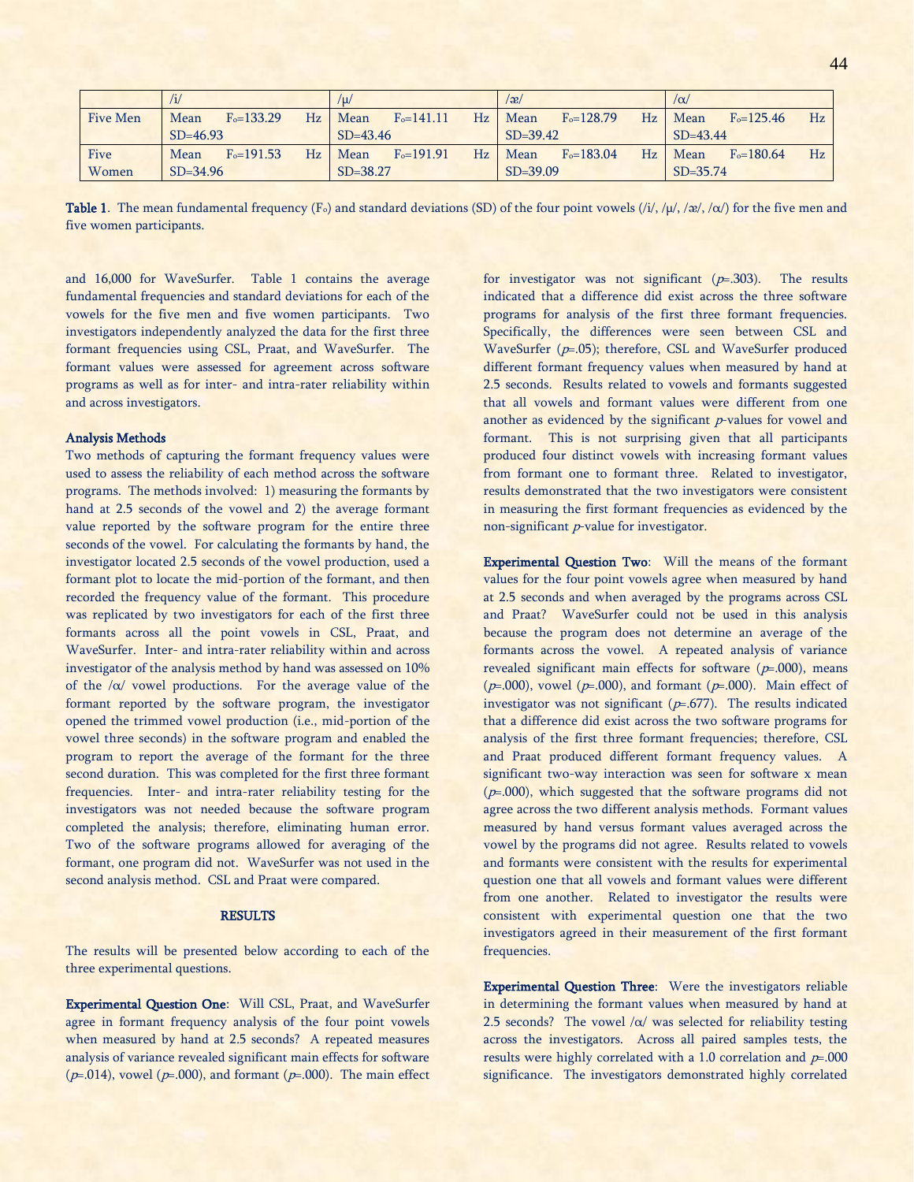| | /i/ | /μ/ | /æ/ | /α/ |
|---|---|---|---|---|
| Five Men | Mean $F_o$=133.29 Hz SD=46.93 | Mean $F_o$=141.11 Hz SD=43.46 | Mean $F_o$=128.79 Hz SD=39.42 | Mean $F_o$=125.46 Hz SD=43.44 |
| Five Women | Mean $F_o$=191.53 Hz SD=34.96 | Mean $F_o$=191.91 Hz SD=38.27 | Mean $F_o$=183.04 Hz SD=39.09 | Mean $F_o$=180.64 Hz SD=35.74 |

**Table 1**. The mean fundamental frequency ($F_o$) and standard deviations (SD) of the four point vowels (/i/, /μ/, /æ/, /α/) for the five men and five women participants.

and 16,000 for WaveSurfer. Table 1 contains the average fundamental frequencies and standard deviations for each of the vowels for the five men and five women participants. Two investigators independently analyzed the data for the first three formant frequencies using CSL, Praat, and WaveSurfer. The formant values were assessed for agreement across software programs as well as for inter- and intra-rater reliability within and across investigators.

**Analysis Methods**

Two methods of capturing the formant frequency values were used to assess the reliability of each method across the software programs. The methods involved: 1) measuring the formants by hand at 2.5 seconds of the vowel and 2) the average formant value reported by the software program for the entire three seconds of the vowel. For calculating the formants by hand, the investigator located 2.5 seconds of the vowel production, used a formant plot to locate the mid-portion of the formant, and then recorded the frequency value of the formant. This procedure was replicated by two investigators for each of the first three formants across all the point vowels in CSL, Praat, and WaveSurfer. Inter- and intra-rater reliability within and across investigator of the analysis method by hand was assessed on 10% of the /α/ vowel productions. For the average value of the formant reported by the software program, the investigator opened the trimmed vowel production (i.e., mid-portion of the vowel three seconds) in the software program and enabled the program to report the average of the formant for the three second duration. This was completed for the first three formant frequencies. Inter- and intra-rater reliability testing for the investigators was not needed because the software program completed the analysis; therefore, eliminating human error. Two of the software programs allowed for averaging of the formant, one program did not. WaveSurfer was not used in the second analysis method. CSL and Praat were compared.

## RESULTS

The results will be presented below according to each of the three experimental questions.

**Experimental Question One**: Will CSL, Praat, and WaveSurfer agree in formant frequency analysis of the four point vowels when measured by hand at 2.5 seconds? A repeated measures analysis of variance revealed significant main effects for software ($p$=.014), vowel ($p$=.000), and formant ($p$=.000). The main effect for investigator was not significant ($p$=.303). The results indicated that a difference did exist across the three software programs for analysis of the first three formant frequencies. Specifically, the differences were seen between CSL and WaveSurfer ($p$=.05); therefore, CSL and WaveSurfer produced different formant frequency values when measured by hand at 2.5 seconds. Results related to vowels and formants suggested that all vowels and formant values were different from one another as evidenced by the significant $p$-values for vowel and formant. This is not surprising given that all participants produced four distinct vowels with increasing formant values from formant one to formant three. Related to investigator, results demonstrated that the two investigators were consistent in measuring the first formant frequencies as evidenced by the non-significant $p$-value for investigator.

**Experimental Question Two**: Will the means of the formant values for the four point vowels agree when measured by hand at 2.5 seconds and when averaged by the programs across CSL and Praat? WaveSurfer could not be used in this analysis because the program does not determine an average of the formants across the vowel. A repeated analysis of variance revealed significant main effects for software ($p$=.000), means ($p$=.000), vowel ($p$=.000), and formant ($p$=.000). Main effect of investigator was not significant ($p$=.677). The results indicated that a difference did exist across the two software programs for analysis of the first three formant frequencies; therefore, CSL and Praat produced different formant frequency values. A significant two-way interaction was seen for software x mean ($p$=.000), which suggested that the software programs did not agree across the two different analysis methods. Formant values measured by hand versus formant values averaged across the vowel by the programs did not agree. Results related to vowels and formants were consistent with the results for experimental question one that all vowels and formant values were different from one another. Related to investigator the results were consistent with experimental question one that the two investigators agreed in their measurement of the first formant frequencies.

**Experimental Question Three**: Were the investigators reliable in determining the formant values when measured by hand at 2.5 seconds? The vowel /α/ was selected for reliability testing across the investigators. Across all paired samples tests, the results were highly correlated with a 1.0 correlation and $p$=.000 significance. The investigators demonstrated highly correlated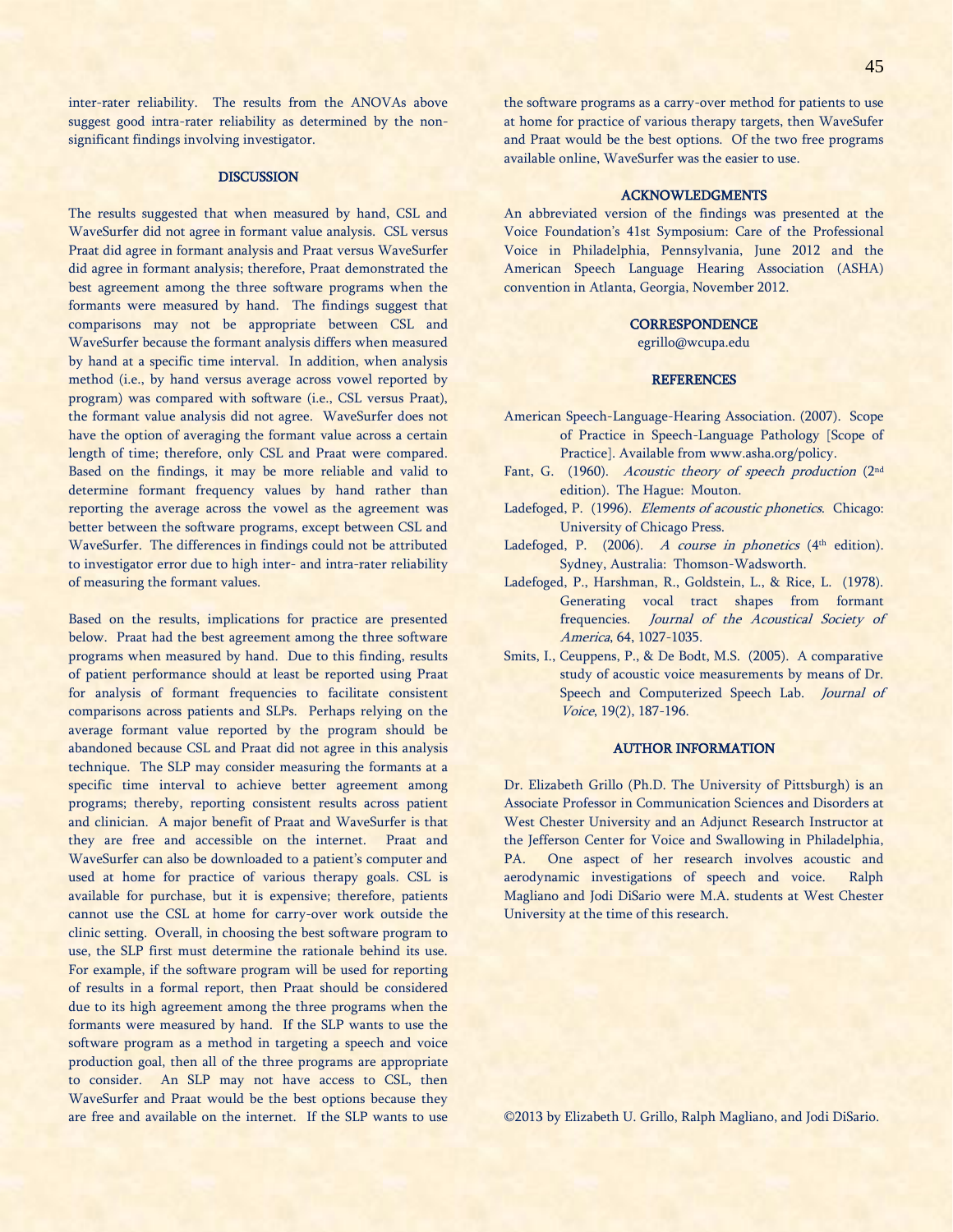inter-rater reliability. The results from the ANOVAs above suggest good intra-rater reliability as determined by the non-significant findings involving investigator.

## DISCUSSION

The results suggested that when measured by hand, CSL and WaveSurfer did not agree in formant value analysis. CSL versus Praat did agree in formant analysis and Praat versus WaveSurfer did agree in formant analysis; therefore, Praat demonstrated the best agreement among the three software programs when the formants were measured by hand. The findings suggest that comparisons may not be appropriate between CSL and WaveSurfer because the formant analysis differs when measured by hand at a specific time interval. In addition, when analysis method (i.e., by hand versus average across vowel reported by program) was compared with software (i.e., CSL versus Praat), the formant value analysis did not agree. WaveSurfer does not have the option of averaging the formant value across a certain length of time; therefore, only CSL and Praat were compared. Based on the findings, it may be more reliable and valid to determine formant frequency values by hand rather than reporting the average across the vowel as the agreement was better between the software programs, except between CSL and WaveSurfer. The differences in findings could not be attributed to investigator error due to high inter- and intra-rater reliability of measuring the formant values.

Based on the results, implications for practice are presented below. Praat had the best agreement among the three software programs when measured by hand. Due to this finding, results of patient performance should at least be reported using Praat for analysis of formant frequencies to facilitate consistent comparisons across patients and SLPs. Perhaps relying on the average formant value reported by the program should be abandoned because CSL and Praat did not agree in this analysis technique. The SLP may consider measuring the formants at a specific time interval to achieve better agreement among programs; thereby, reporting consistent results across patient and clinician. A major benefit of Praat and WaveSurfer is that they are free and accessible on the internet. Praat and WaveSurfer can also be downloaded to a patient's computer and used at home for practice of various therapy goals. CSL is available for purchase, but it is expensive; therefore, patients cannot use the CSL at home for carry-over work outside the clinic setting. Overall, in choosing the best software program to use, the SLP first must determine the rationale behind its use. For example, if the software program will be used for reporting of results in a formal report, then Praat should be considered due to its high agreement among the three programs when the formants were measured by hand. If the SLP wants to use the software program as a method in targeting a speech and voice production goal, then all of the three programs are appropriate to consider. An SLP may not have access to CSL, then WaveSurfer and Praat would be the best options because they are free and available on the internet. If the SLP wants to use the software programs as a carry-over method for patients to use at home for practice of various therapy targets, then WaveSufer and Praat would be the best options. Of the two free programs available online, WaveSurfer was the easier to use.

## ACKNOWLEDGMENTS

An abbreviated version of the findings was presented at the Voice Foundation's 41st Symposium: Care of the Professional Voice in Philadelphia, Pennsylvania, June 2012 and the American Speech Language Hearing Association (ASHA) convention in Atlanta, Georgia, November 2012.

## CORRESPONDENCE

egrillo@wcupa.edu

## REFERENCES

American Speech-Language-Hearing Association. (2007). Scope of Practice in Speech-Language Pathology [Scope of Practice]. Available from www.asha.org/policy.

Fant, G. (1960). *Acoustic theory of speech production* (2nd edition). The Hague: Mouton.

Ladefoged, P. (1996). *Elements of acoustic phonetics*. Chicago: University of Chicago Press.

Ladefoged, P. (2006). *A course in phonetics* (4th edition). Sydney, Australia: Thomson-Wadsworth.

Ladefoged, P., Harshman, R., Goldstein, L., & Rice, L. (1978). Generating vocal tract shapes from formant frequencies. *Journal of the Acoustical Society of America*, 64, 1027-1035.

Smits, I., Ceuppens, P., & De Bodt, M.S. (2005). A comparative study of acoustic voice measurements by means of Dr. Speech and Computerized Speech Lab. *Journal of Voice*, 19(2), 187-196.

## AUTHOR INFORMATION

Dr. Elizabeth Grillo (Ph.D. The University of Pittsburgh) is an Associate Professor in Communication Sciences and Disorders at West Chester University and an Adjunct Research Instructor at the Jefferson Center for Voice and Swallowing in Philadelphia, PA. One aspect of her research involves acoustic and aerodynamic investigations of speech and voice. Ralph Magliano and Jodi DiSario were M.A. students at West Chester University at the time of this research.

©2013 by Elizabeth U. Grillo, Ralph Magliano, and Jodi DiSario.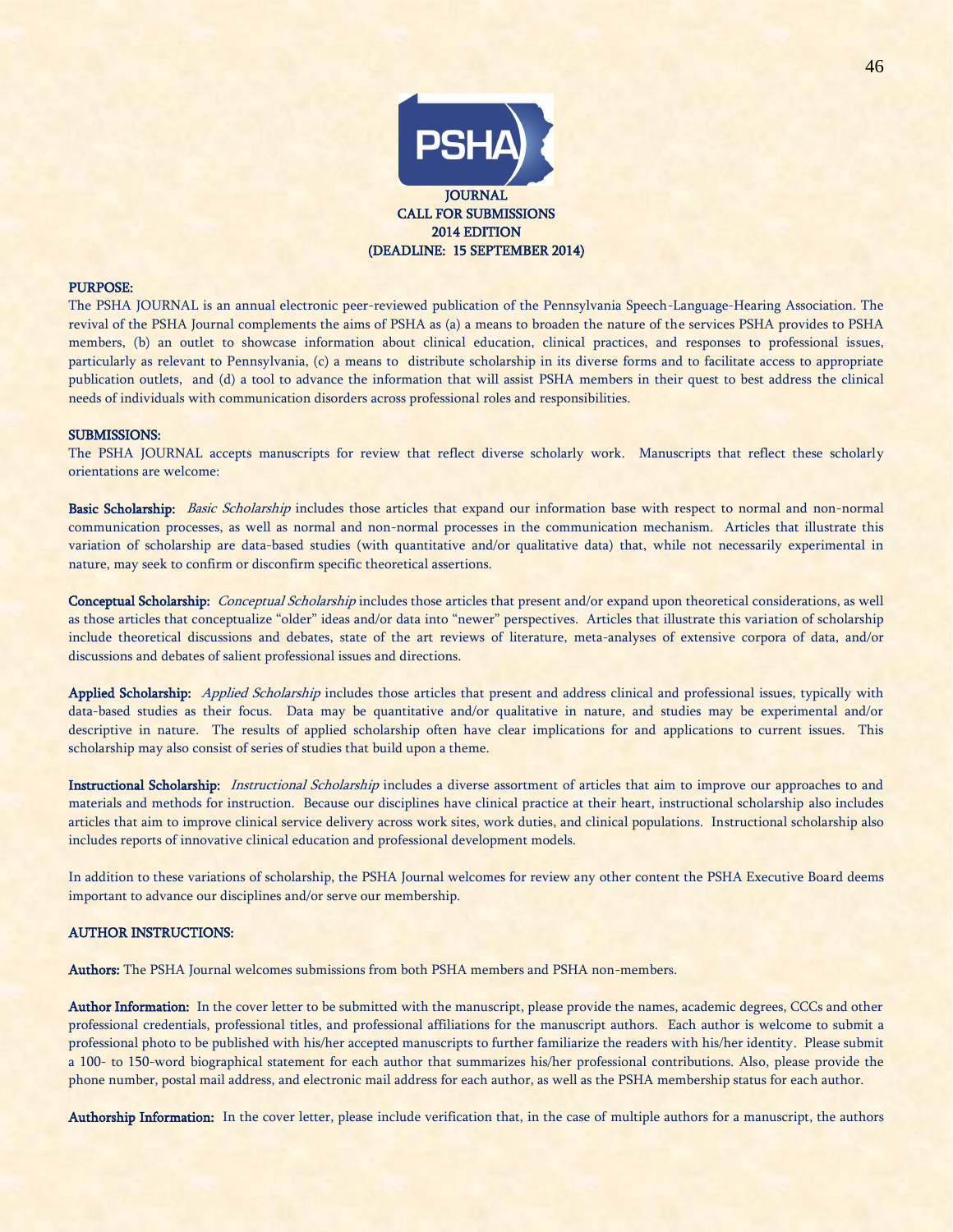PSHA

JOURNAL
CALL FOR SUBMISSIONS
2014 EDITION
(DEADLINE: 15 SEPTEMBER 2014)

**PURPOSE:**

The PSHA JOURNAL is an annual electronic peer-reviewed publication of the Pennsylvania Speech-Language-Hearing Association. The revival of the PSHA Journal complements the aims of PSHA as (a) a means to broaden the nature of the services PSHA provides to PSHA members, (b) an outlet to showcase information about clinical education, clinical practices, and responses to professional issues, particularly as relevant to Pennsylvania, (c) a means to distribute scholarship in its diverse forms and to facilitate access to appropriate publication outlets, and (d) a tool to advance the information that will assist PSHA members in their quest to best address the clinical needs of individuals with communication disorders across professional roles and responsibilities.

**SUBMISSIONS:**

The PSHA JOURNAL accepts manuscripts for review that reflect diverse scholarly work. Manuscripts that reflect these scholarly orientations are welcome:

**Basic Scholarship:** *Basic Scholarship* includes those articles that expand our information base with respect to normal and non-normal communication processes, as well as normal and non-normal processes in the communication mechanism. Articles that illustrate this variation of scholarship are data-based studies (with quantitative and/or qualitative data) that, while not necessarily experimental in nature, may seek to confirm or disconfirm specific theoretical assertions.

**Conceptual Scholarship:** *Conceptual Scholarship* includes those articles that present and/or expand upon theoretical considerations, as well as those articles that conceptualize "older" ideas and/or data into "newer" perspectives. Articles that illustrate this variation of scholarship include theoretical discussions and debates, state of the art reviews of literature, meta-analyses of extensive corpora of data, and/or discussions and debates of salient professional issues and directions.

**Applied Scholarship:** *Applied Scholarship* includes those articles that present and address clinical and professional issues, typically with data-based studies as their focus. Data may be quantitative and/or qualitative in nature, and studies may be experimental and/or descriptive in nature. The results of applied scholarship often have clear implications for and applications to current issues. This scholarship may also consist of series of studies that build upon a theme.

**Instructional Scholarship:** *Instructional Scholarship* includes a diverse assortment of articles that aim to improve our approaches to and materials and methods for instruction. Because our disciplines have clinical practice at their heart, instructional scholarship also includes articles that aim to improve clinical service delivery across work sites, work duties, and clinical populations. Instructional scholarship also includes reports of innovative clinical education and professional development models.

In addition to these variations of scholarship, the PSHA Journal welcomes for review any other content the PSHA Executive Board deems important to advance our disciplines and/or serve our membership.

**AUTHOR INSTRUCTIONS:**

**Authors:** The PSHA Journal welcomes submissions from both PSHA members and PSHA non-members.

**Author Information:** In the cover letter to be submitted with the manuscript, please provide the names, academic degrees, CCCs and other professional credentials, professional titles, and professional affiliations for the manuscript authors. Each author is welcome to submit a professional photo to be published with his/her accepted manuscripts to further familiarize the readers with his/her identity. Please submit a 100- to 150-word biographical statement for each author that summarizes his/her professional contributions. Also, please provide the phone number, postal mail address, and electronic mail address for each author, as well as the PSHA membership status for each author.

**Authorship Information:** In the cover letter, please include verification that, in the case of multiple authors for a manuscript, the authors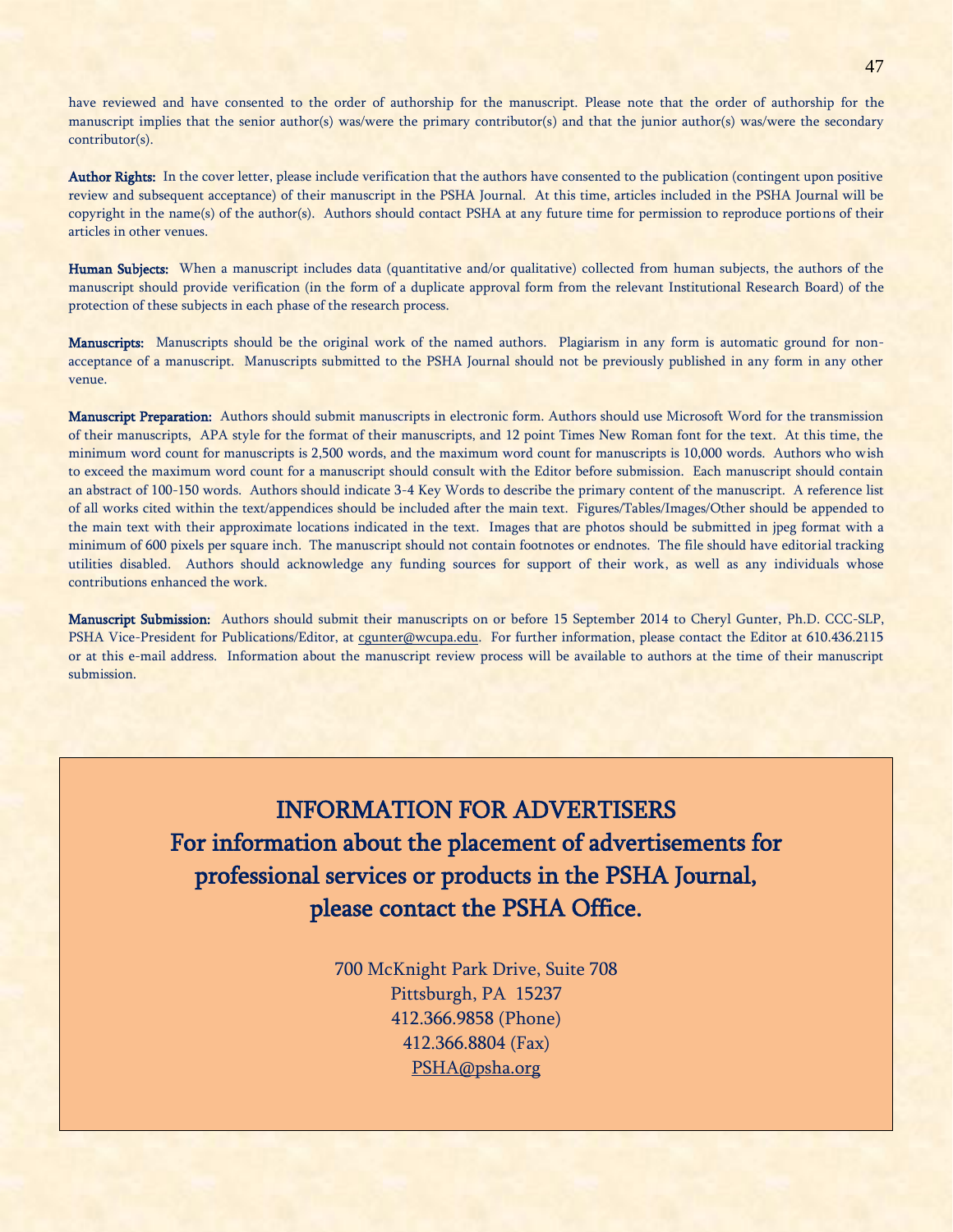have reviewed and have consented to the order of authorship for the manuscript. Please note that the order of authorship for the manuscript implies that the senior author(s) was/were the primary contributor(s) and that the junior author(s) was/were the secondary contributor(s).

**Author Rights:** In the cover letter, please include verification that the authors have consented to the publication (contingent upon positive review and subsequent acceptance) of their manuscript in the PSHA Journal. At this time, articles included in the PSHA Journal will be copyright in the name(s) of the author(s). Authors should contact PSHA at any future time for permission to reproduce portions of their articles in other venues.

**Human Subjects:** When a manuscript includes data (quantitative and/or qualitative) collected from human subjects, the authors of the manuscript should provide verification (in the form of a duplicate approval form from the relevant Institutional Research Board) of the protection of these subjects in each phase of the research process.

**Manuscripts:** Manuscripts should be the original work of the named authors. Plagiarism in any form is automatic ground for non-acceptance of a manuscript. Manuscripts submitted to the PSHA Journal should not be previously published in any form in any other venue.

**Manuscript Preparation:** Authors should submit manuscripts in electronic form. Authors should use Microsoft Word for the transmission of their manuscripts, APA style for the format of their manuscripts, and 12 point Times New Roman font for the text. At this time, the minimum word count for manuscripts is 2,500 words, and the maximum word count for manuscripts is 10,000 words. Authors who wish to exceed the maximum word count for a manuscript should consult with the Editor before submission. Each manuscript should contain an abstract of 100-150 words. Authors should indicate 3-4 Key Words to describe the primary content of the manuscript. A reference list of all works cited within the text/appendices should be included after the main text. Figures/Tables/Images/Other should be appended to the main text with their approximate locations indicated in the text. Images that are photos should be submitted in jpeg format with a minimum of 600 pixels per square inch. The manuscript should not contain footnotes or endnotes. The file should have editorial tracking utilities disabled. Authors should acknowledge any funding sources for support of their work, as well as any individuals whose contributions enhanced the work.

**Manuscript Submission:** Authors should submit their manuscripts on or before 15 September 2014 to Cheryl Gunter, Ph.D. CCC-SLP, PSHA Vice-President for Publications/Editor, at cgunter@wcupa.edu. For further information, please contact the Editor at 610.436.2115 or at this e-mail address. Information about the manuscript review process will be available to authors at the time of their manuscript submission.

## INFORMATION FOR ADVERTISERS

**For information about the placement of advertisements for professional services or products in the PSHA Journal, please contact the PSHA Office.**

700 McKnight Park Drive, Suite 708
Pittsburgh, PA 15237
412.366.9858 (Phone)
412.366.8804 (Fax)
PSHA@psha.org